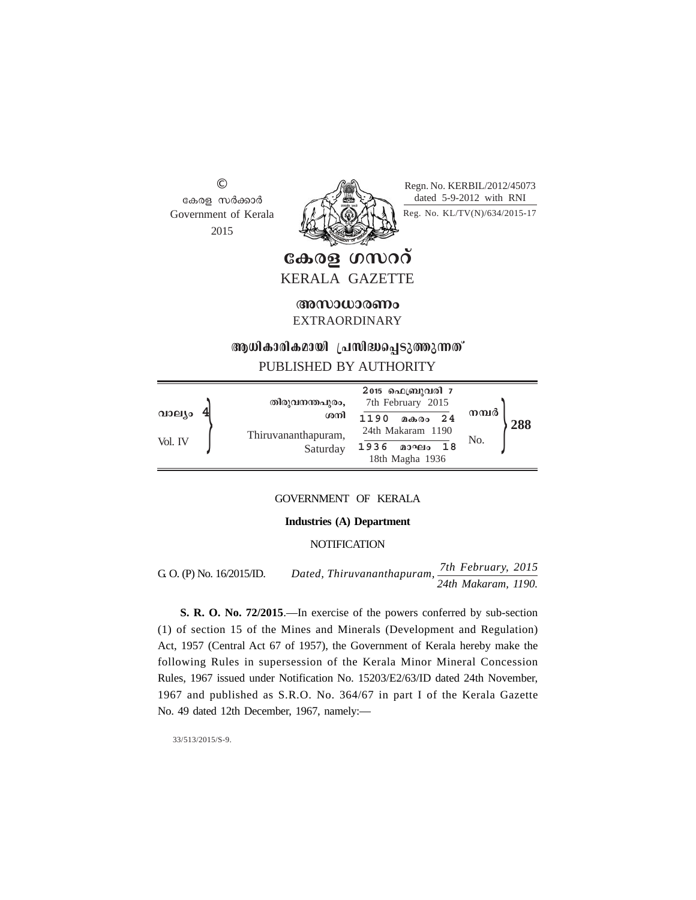©
കേരള സർക്കാർ
Government of Kerala
2015

Regn. No. KERBIL/2012/45073
dated 5-9-2012 with RNI
Reg. No. KL/TV(N)/634/2015-17

# കേരള ഗസററ്
# KERALA GAZETTE

## അസാധാരണം
## EXTRAORDINARY

### ആധികാരികമായി പ്രസിദ്ധപ്പെടുത്തുന്നത്
### PUBLISHED BY AUTHORITY

| | | | |
|---|---|---|---|
| വാല്യം 4<br>Vol. IV | തിരുവനന്തപുരം, ശനി<br>Thiruvananthapuram, Saturday | 2015 ഫെബ്രുവരി 7<br>7th February 2015<br>1190 മകരം 24<br>24th Makaram 1190<br>1936 മാഘം 18<br>18th Magha 1936 | നമ്പർ<br>No. 288 |

GOVERNMENT OF KERALA

**Industries (A) Department**

NOTIFICATION

G. O. (P) No. 16/2015/ID. *Dated, Thiruvananthapuram, 7th February, 2015 / 24th Makaram, 1190.*

**S. R. O. No. 72/2015**.—In exercise of the powers conferred by sub-section (1) of section 15 of the Mines and Minerals (Development and Regulation) Act, 1957 (Central Act 67 of 1957), the Government of Kerala hereby make the following Rules in supersession of the Kerala Minor Mineral Concession Rules, 1967 issued under Notification No. 15203/E2/63/ID dated 24th November, 1967 and published as S.R.O. No. 364/67 in part I of the Kerala Gazette No. 49 dated 12th December, 1967, namely:—

33/513/2015/S-9.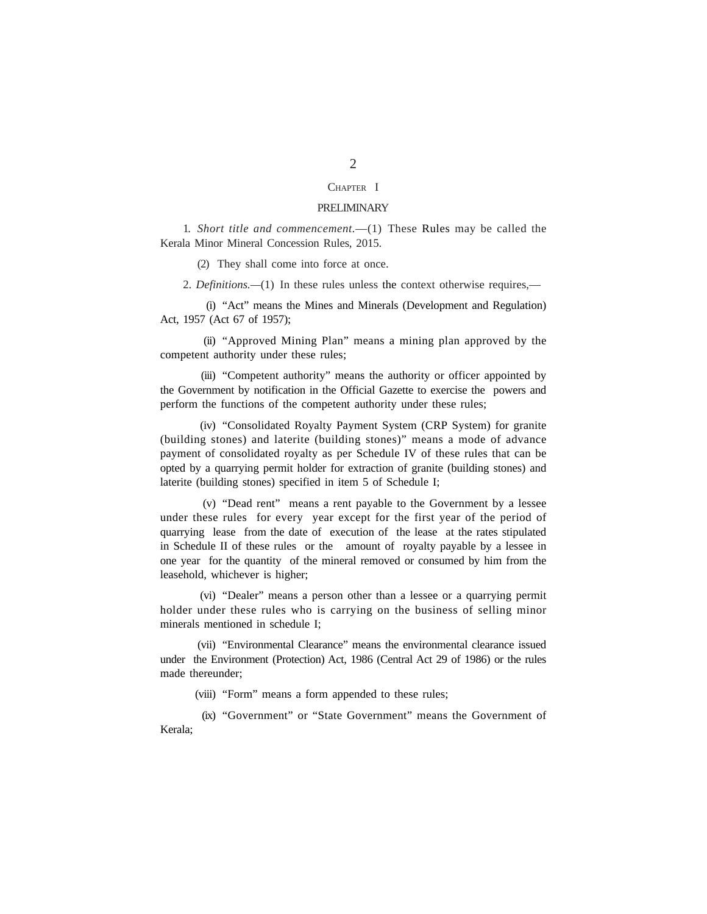## CHAPTER I

## PRELIMINARY

1. *Short title and commencement.*—(1) These Rules may be called the Kerala Minor Mineral Concession Rules, 2015.

(2) They shall come into force at once.

2. *Definitions.*—(1) In these rules unless the context otherwise requires,—

(i) "Act" means the Mines and Minerals (Development and Regulation) Act, 1957 (Act 67 of 1957);

(ii) "Approved Mining Plan" means a mining plan approved by the competent authority under these rules;

(iii) "Competent authority" means the authority or officer appointed by the Government by notification in the Official Gazette to exercise the powers and perform the functions of the competent authority under these rules;

(iv) "Consolidated Royalty Payment System (CRP System) for granite (building stones) and laterite (building stones)" means a mode of advance payment of consolidated royalty as per Schedule IV of these rules that can be opted by a quarrying permit holder for extraction of granite (building stones) and laterite (building stones) specified in item 5 of Schedule I;

(v) "Dead rent" means a rent payable to the Government by a lessee under these rules for every year except for the first year of the period of quarrying lease from the date of execution of the lease at the rates stipulated in Schedule II of these rules or the amount of royalty payable by a lessee in one year for the quantity of the mineral removed or consumed by him from the leasehold, whichever is higher;

(vi) "Dealer" means a person other than a lessee or a quarrying permit holder under these rules who is carrying on the business of selling minor minerals mentioned in schedule I;

(vii) "Environmental Clearance" means the environmental clearance issued under the Environment (Protection) Act, 1986 (Central Act 29 of 1986) or the rules made thereunder;

(viii) "Form" means a form appended to these rules;

(ix) "Government" or "State Government" means the Government of Kerala;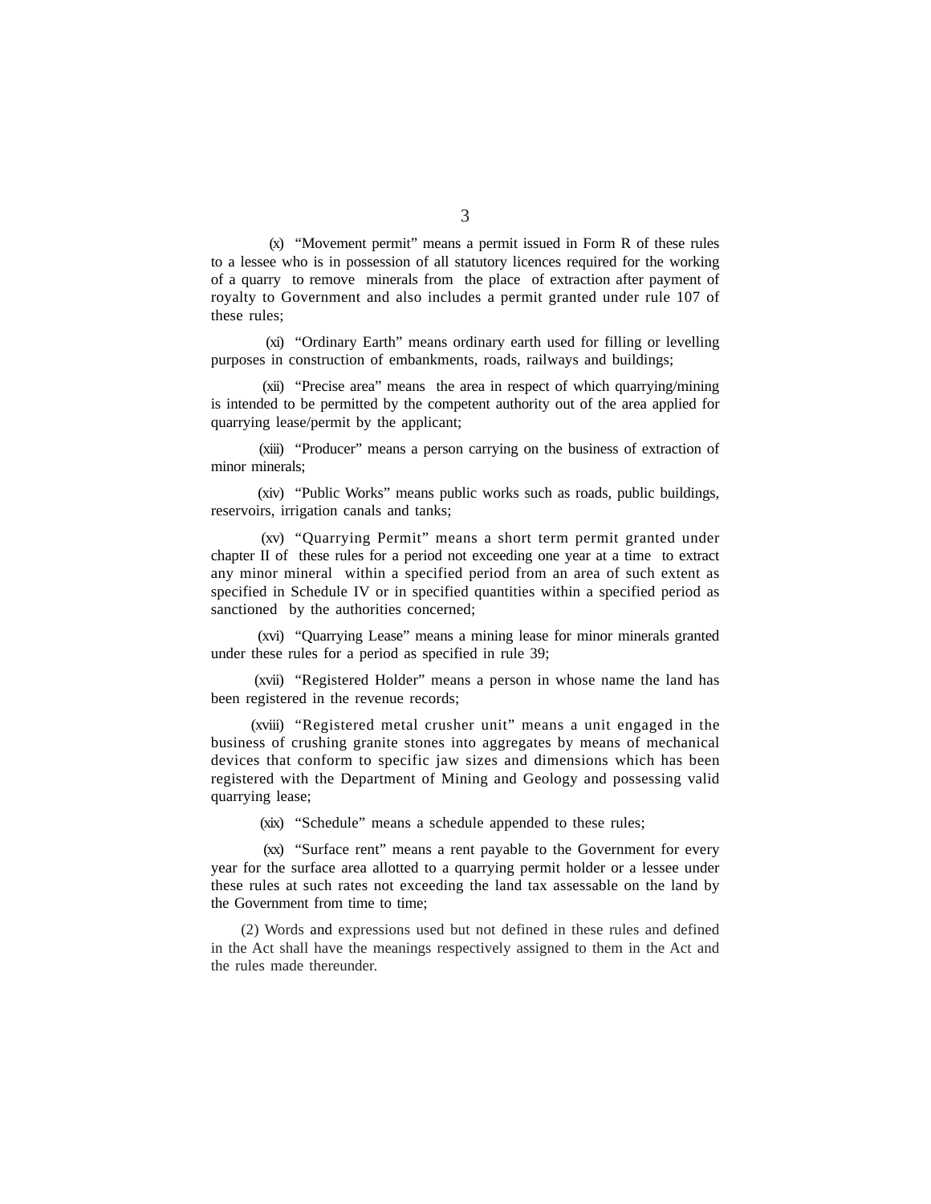(x) "Movement permit" means a permit issued in Form R of these rules to a lessee who is in possession of all statutory licences required for the working of a quarry to remove minerals from the place of extraction after payment of royalty to Government and also includes a permit granted under rule 107 of these rules;

(xi) "Ordinary Earth" means ordinary earth used for filling or levelling purposes in construction of embankments, roads, railways and buildings;

(xii) "Precise area" means the area in respect of which quarrying/mining is intended to be permitted by the competent authority out of the area applied for quarrying lease/permit by the applicant;

(xiii) "Producer" means a person carrying on the business of extraction of minor minerals;

(xiv) "Public Works" means public works such as roads, public buildings, reservoirs, irrigation canals and tanks;

(xv) "Quarrying Permit" means a short term permit granted under chapter II of these rules for a period not exceeding one year at a time to extract any minor mineral within a specified period from an area of such extent as specified in Schedule IV or in specified quantities within a specified period as sanctioned by the authorities concerned;

(xvi) "Quarrying Lease" means a mining lease for minor minerals granted under these rules for a period as specified in rule 39;

(xvii) "Registered Holder" means a person in whose name the land has been registered in the revenue records;

(xviii) "Registered metal crusher unit" means a unit engaged in the business of crushing granite stones into aggregates by means of mechanical devices that conform to specific jaw sizes and dimensions which has been registered with the Department of Mining and Geology and possessing valid quarrying lease;

(xix) "Schedule" means a schedule appended to these rules;

(xx) "Surface rent" means a rent payable to the Government for every year for the surface area allotted to a quarrying permit holder or a lessee under these rules at such rates not exceeding the land tax assessable on the land by the Government from time to time;

(2) Words and expressions used but not defined in these rules and defined in the Act shall have the meanings respectively assigned to them in the Act and the rules made thereunder.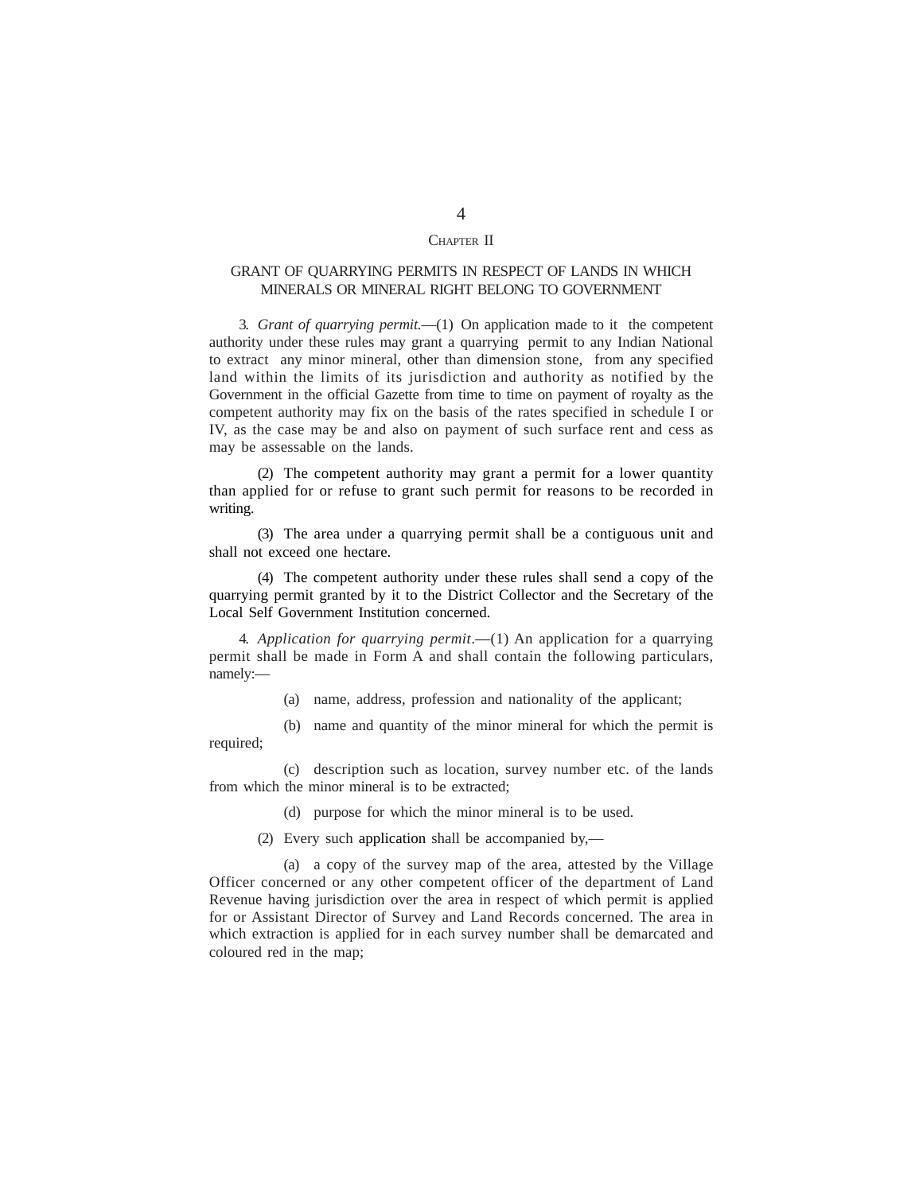## Chapter II

## GRANT OF QUARRYING PERMITS IN RESPECT OF LANDS IN WHICH MINERALS OR MINERAL RIGHT BELONG TO GOVERNMENT

3. *Grant of quarrying permit.*—(1) On application made to it the competent authority under these rules may grant a quarrying permit to any Indian National to extract any minor mineral, other than dimension stone, from any specified land within the limits of its jurisdiction and authority as notified by the Government in the official Gazette from time to time on payment of royalty as the competent authority may fix on the basis of the rates specified in schedule I or IV, as the case may be and also on payment of such surface rent and cess as may be assessable on the lands.

(2) The competent authority may grant a permit for a lower quantity than applied for or refuse to grant such permit for reasons to be recorded in writing.

(3) The area under a quarrying permit shall be a contiguous unit and shall not exceed one hectare.

(4) The competent authority under these rules shall send a copy of the quarrying permit granted by it to the District Collector and the Secretary of the Local Self Government Institution concerned.

4. *Application for quarrying permit*.—(1) An application for a quarrying permit shall be made in Form A and shall contain the following particulars, namely:—

(a) name, address, profession and nationality of the applicant;

(b) name and quantity of the minor mineral for which the permit is required;

(c) description such as location, survey number etc. of the lands from which the minor mineral is to be extracted;

(d) purpose for which the minor mineral is to be used.

(2) Every such application shall be accompanied by,—

(a) a copy of the survey map of the area, attested by the Village Officer concerned or any other competent officer of the department of Land Revenue having jurisdiction over the area in respect of which permit is applied for or Assistant Director of Survey and Land Records concerned. The area in which extraction is applied for in each survey number shall be demarcated and coloured red in the map;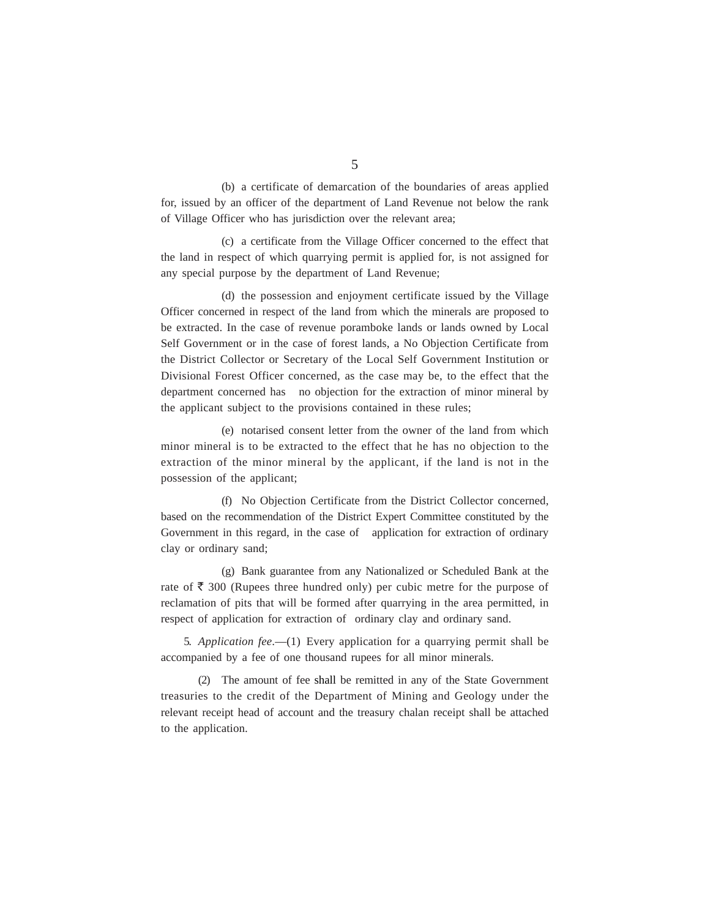(b) a certificate of demarcation of the boundaries of areas applied for, issued by an officer of the department of Land Revenue not below the rank of Village Officer who has jurisdiction over the relevant area;

(c) a certificate from the Village Officer concerned to the effect that the land in respect of which quarrying permit is applied for, is not assigned for any special purpose by the department of Land Revenue;

(d) the possession and enjoyment certificate issued by the Village Officer concerned in respect of the land from which the minerals are proposed to be extracted. In the case of revenue poramboke lands or lands owned by Local Self Government or in the case of forest lands, a No Objection Certificate from the District Collector or Secretary of the Local Self Government Institution or Divisional Forest Officer concerned, as the case may be, to the effect that the department concerned has no objection for the extraction of minor mineral by the applicant subject to the provisions contained in these rules;

(e) notarised consent letter from the owner of the land from which minor mineral is to be extracted to the effect that he has no objection to the extraction of the minor mineral by the applicant, if the land is not in the possession of the applicant;

(f) No Objection Certificate from the District Collector concerned, based on the recommendation of the District Expert Committee constituted by the Government in this regard, in the case of application for extraction of ordinary clay or ordinary sand;

(g) Bank guarantee from any Nationalized or Scheduled Bank at the rate of ₹ 300 (Rupees three hundred only) per cubic metre for the purpose of reclamation of pits that will be formed after quarrying in the area permitted, in respect of application for extraction of ordinary clay and ordinary sand.

5. *Application fee*.—(1) Every application for a quarrying permit shall be accompanied by a fee of one thousand rupees for all minor minerals.

(2) The amount of fee shall be remitted in any of the State Government treasuries to the credit of the Department of Mining and Geology under the relevant receipt head of account and the treasury chalan receipt shall be attached to the application.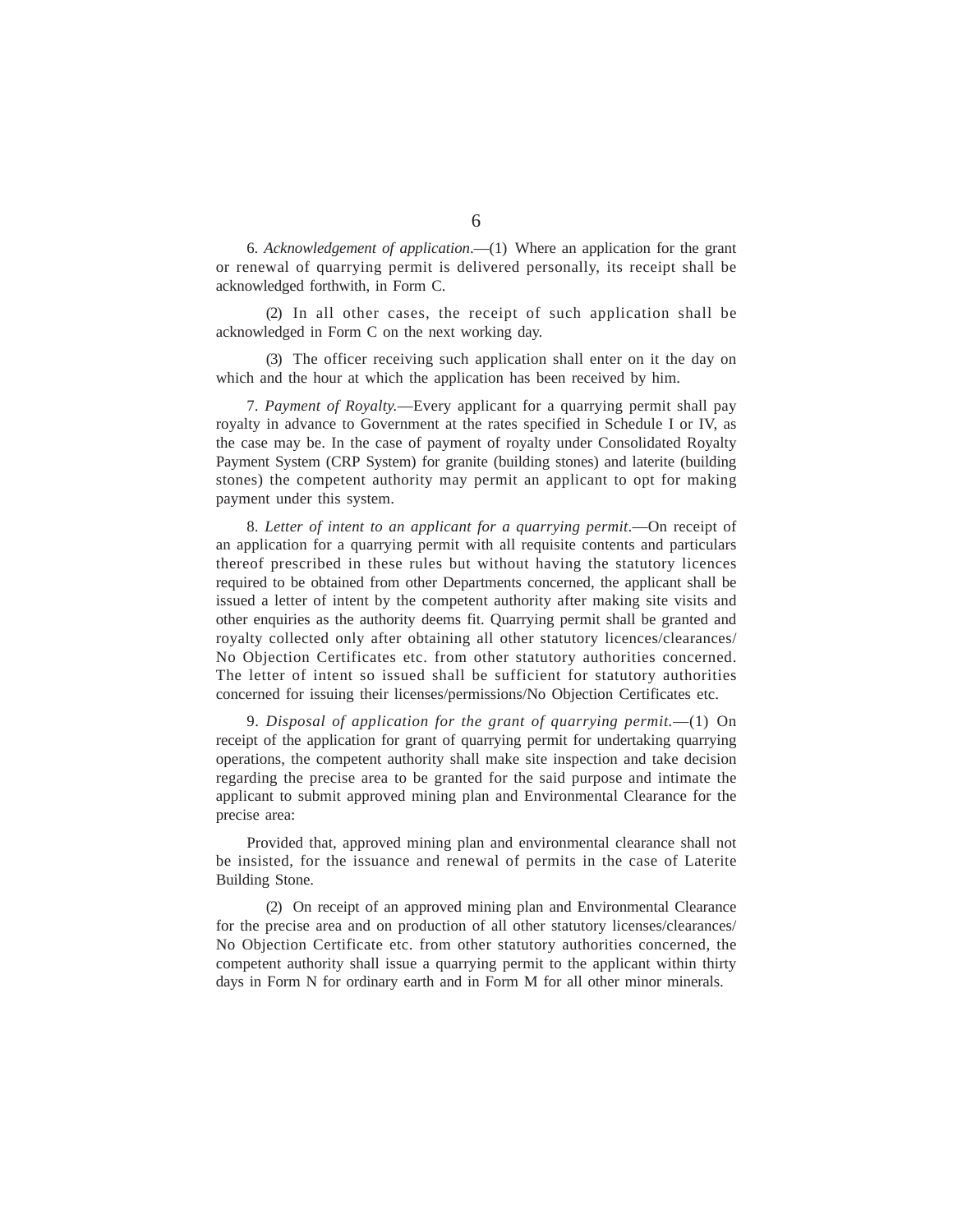6. *Acknowledgement of application*.—(1) Where an application for the grant or renewal of quarrying permit is delivered personally, its receipt shall be acknowledged forthwith, in Form C.

(2) In all other cases, the receipt of such application shall be acknowledged in Form C on the next working day.

(3) The officer receiving such application shall enter on it the day on which and the hour at which the application has been received by him.

7. *Payment of Royalty.*—Every applicant for a quarrying permit shall pay royalty in advance to Government at the rates specified in Schedule I or IV, as the case may be. In the case of payment of royalty under Consolidated Royalty Payment System (CRP System) for granite (building stones) and laterite (building stones) the competent authority may permit an applicant to opt for making payment under this system.

8. *Letter of intent to an applicant for a quarrying permit*.—On receipt of an application for a quarrying permit with all requisite contents and particulars thereof prescribed in these rules but without having the statutory licences required to be obtained from other Departments concerned, the applicant shall be issued a letter of intent by the competent authority after making site visits and other enquiries as the authority deems fit. Quarrying permit shall be granted and royalty collected only after obtaining all other statutory licences/clearances/ No Objection Certificates etc. from other statutory authorities concerned. The letter of intent so issued shall be sufficient for statutory authorities concerned for issuing their licenses/permissions/No Objection Certificates etc.

9. *Disposal of application for the grant of quarrying permit.*—(1) On receipt of the application for grant of quarrying permit for undertaking quarrying operations, the competent authority shall make site inspection and take decision regarding the precise area to be granted for the said purpose and intimate the applicant to submit approved mining plan and Environmental Clearance for the precise area:

Provided that, approved mining plan and environmental clearance shall not be insisted, for the issuance and renewal of permits in the case of Laterite Building Stone.

(2) On receipt of an approved mining plan and Environmental Clearance for the precise area and on production of all other statutory licenses/clearances/ No Objection Certificate etc. from other statutory authorities concerned, the competent authority shall issue a quarrying permit to the applicant within thirty days in Form N for ordinary earth and in Form M for all other minor minerals.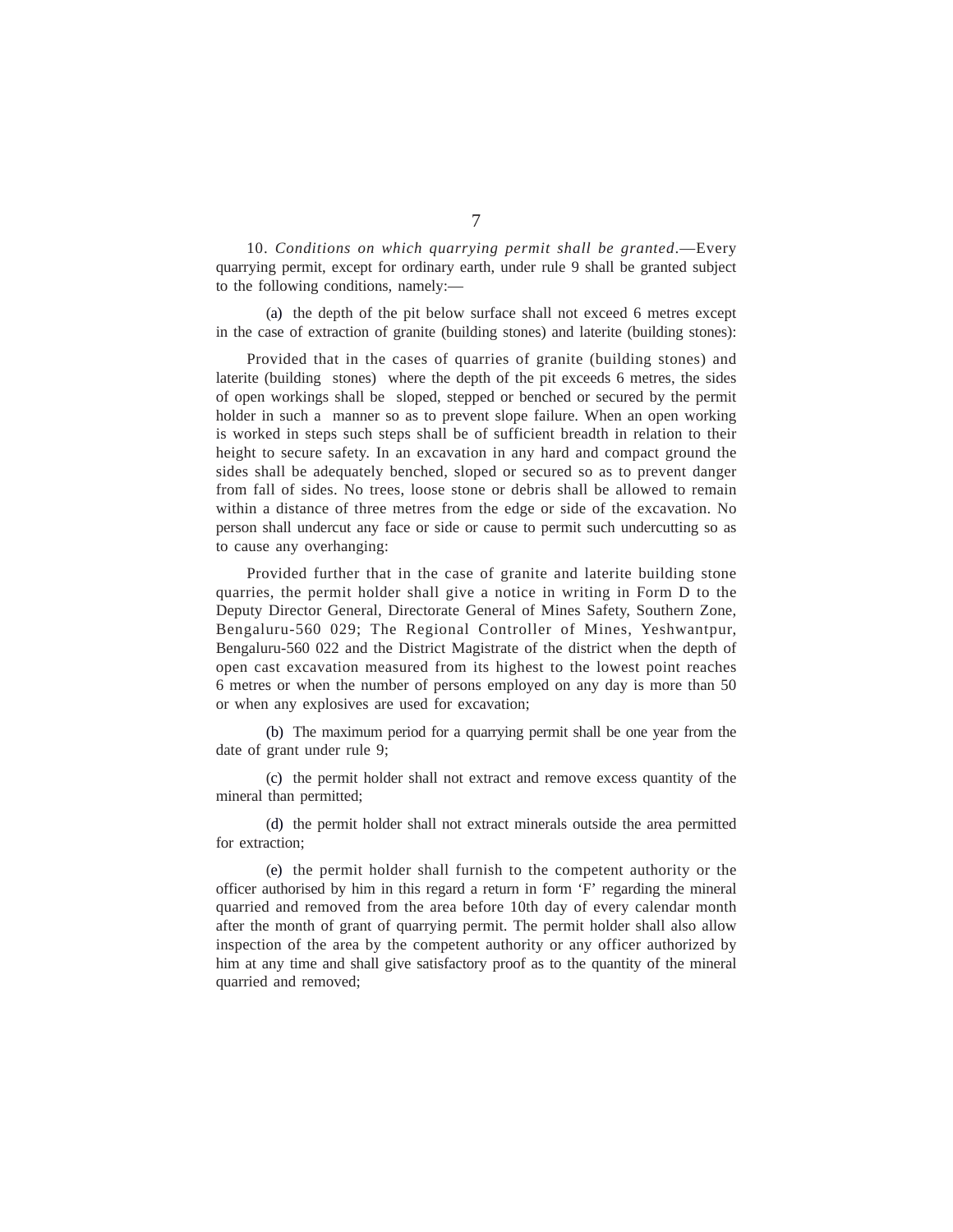10. *Conditions on which quarrying permit shall be granted*.—Every quarrying permit, except for ordinary earth, under rule 9 shall be granted subject to the following conditions, namely:—

(a) the depth of the pit below surface shall not exceed 6 metres except in the case of extraction of granite (building stones) and laterite (building stones):

Provided that in the cases of quarries of granite (building stones) and laterite (building stones) where the depth of the pit exceeds 6 metres, the sides of open workings shall be sloped, stepped or benched or secured by the permit holder in such a manner so as to prevent slope failure. When an open working is worked in steps such steps shall be of sufficient breadth in relation to their height to secure safety. In an excavation in any hard and compact ground the sides shall be adequately benched, sloped or secured so as to prevent danger from fall of sides. No trees, loose stone or debris shall be allowed to remain within a distance of three metres from the edge or side of the excavation. No person shall undercut any face or side or cause to permit such undercutting so as to cause any overhanging:

Provided further that in the case of granite and laterite building stone quarries, the permit holder shall give a notice in writing in Form D to the Deputy Director General, Directorate General of Mines Safety, Southern Zone, Bengaluru-560 029; The Regional Controller of Mines, Yeshwantpur, Bengaluru-560 022 and the District Magistrate of the district when the depth of open cast excavation measured from its highest to the lowest point reaches 6 metres or when the number of persons employed on any day is more than 50 or when any explosives are used for excavation;

(b) The maximum period for a quarrying permit shall be one year from the date of grant under rule 9;

(c) the permit holder shall not extract and remove excess quantity of the mineral than permitted;

(d) the permit holder shall not extract minerals outside the area permitted for extraction;

(e) the permit holder shall furnish to the competent authority or the officer authorised by him in this regard a return in form 'F' regarding the mineral quarried and removed from the area before 10th day of every calendar month after the month of grant of quarrying permit. The permit holder shall also allow inspection of the area by the competent authority or any officer authorized by him at any time and shall give satisfactory proof as to the quantity of the mineral quarried and removed;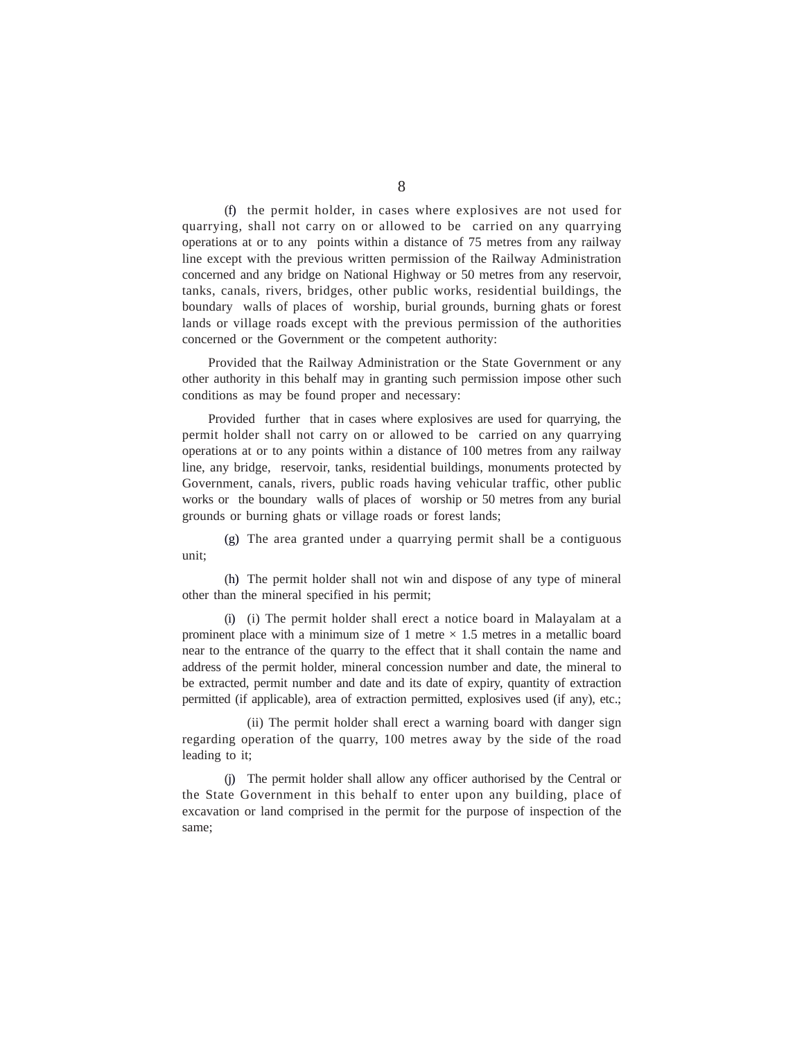(f) the permit holder, in cases where explosives are not used for quarrying, shall not carry on or allowed to be carried on any quarrying operations at or to any points within a distance of 75 metres from any railway line except with the previous written permission of the Railway Administration concerned and any bridge on National Highway or 50 metres from any reservoir, tanks, canals, rivers, bridges, other public works, residential buildings, the boundary walls of places of worship, burial grounds, burning ghats or forest lands or village roads except with the previous permission of the authorities concerned or the Government or the competent authority:

Provided that the Railway Administration or the State Government or any other authority in this behalf may in granting such permission impose other such conditions as may be found proper and necessary:

Provided further that in cases where explosives are used for quarrying, the permit holder shall not carry on or allowed to be carried on any quarrying operations at or to any points within a distance of 100 metres from any railway line, any bridge, reservoir, tanks, residential buildings, monuments protected by Government, canals, rivers, public roads having vehicular traffic, other public works or the boundary walls of places of worship or 50 metres from any burial grounds or burning ghats or village roads or forest lands;

(g) The area granted under a quarrying permit shall be a contiguous unit;

(h) The permit holder shall not win and dispose of any type of mineral other than the mineral specified in his permit;

(i) (i) The permit holder shall erect a notice board in Malayalam at a prominent place with a minimum size of 1 metre × 1.5 metres in a metallic board near to the entrance of the quarry to the effect that it shall contain the name and address of the permit holder, mineral concession number and date, the mineral to be extracted, permit number and date and its date of expiry, quantity of extraction permitted (if applicable), area of extraction permitted, explosives used (if any), etc.;

(ii) The permit holder shall erect a warning board with danger sign regarding operation of the quarry, 100 metres away by the side of the road leading to it;

(j) The permit holder shall allow any officer authorised by the Central or the State Government in this behalf to enter upon any building, place of excavation or land comprised in the permit for the purpose of inspection of the same;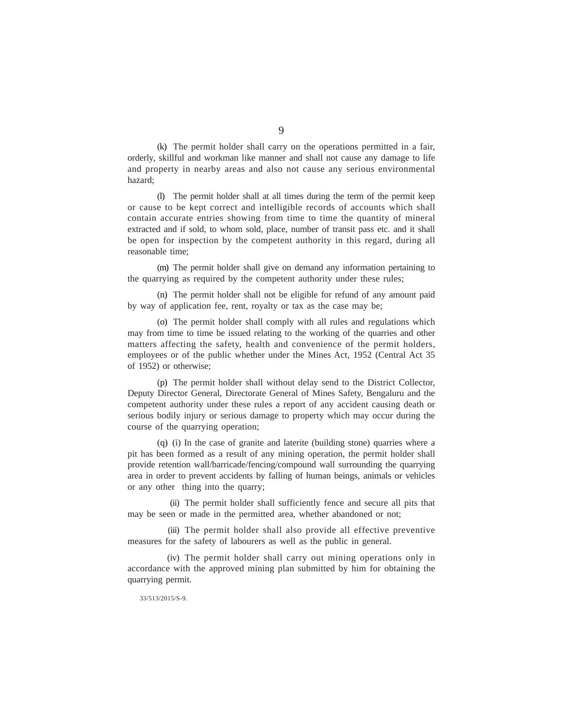(k) The permit holder shall carry on the operations permitted in a fair, orderly, skillful and workman like manner and shall not cause any damage to life and property in nearby areas and also not cause any serious environmental hazard;

(l) The permit holder shall at all times during the term of the permit keep or cause to be kept correct and intelligible records of accounts which shall contain accurate entries showing from time to time the quantity of mineral extracted and if sold, to whom sold, place, number of transit pass etc. and it shall be open for inspection by the competent authority in this regard, during all reasonable time;

(m) The permit holder shall give on demand any information pertaining to the quarrying as required by the competent authority under these rules;

(n) The permit holder shall not be eligible for refund of any amount paid by way of application fee, rent, royalty or tax as the case may be;

(o) The permit holder shall comply with all rules and regulations which may from time to time be issued relating to the working of the quarries and other matters affecting the safety, health and convenience of the permit holders, employees or of the public whether under the Mines Act, 1952 (Central Act 35 of 1952) or otherwise;

(p) The permit holder shall without delay send to the District Collector, Deputy Director General, Directorate General of Mines Safety, Bengaluru and the competent authority under these rules a report of any accident causing death or serious bodily injury or serious damage to property which may occur during the course of the quarrying operation;

(q) (i) In the case of granite and laterite (building stone) quarries where a pit has been formed as a result of any mining operation, the permit holder shall provide retention wall/barricade/fencing/compound wall surrounding the quarrying area in order to prevent accidents by falling of human beings, animals or vehicles or any other thing into the quarry;

(ii) The permit holder shall sufficiently fence and secure all pits that may be seen or made in the permitted area, whether abandoned or not;

(iii) The permit holder shall also provide all effective preventive measures for the safety of labourers as well as the public in general.

(iv) The permit holder shall carry out mining operations only in accordance with the approved mining plan submitted by him for obtaining the quarrying permit.

33/513/2015/S-9.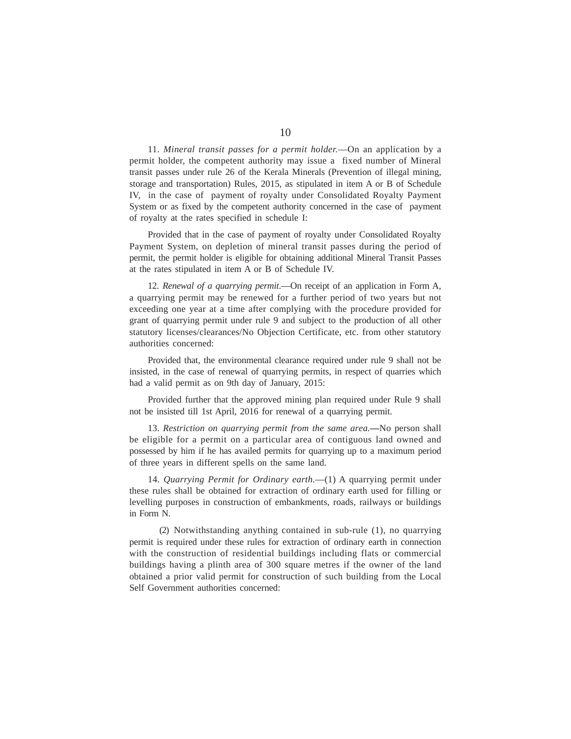11. *Mineral transit passes for a permit holder.*—On an application by a permit holder, the competent authority may issue a fixed number of Mineral transit passes under rule 26 of the Kerala Minerals (Prevention of illegal mining, storage and transportation) Rules, 2015, as stipulated in item A or B of Schedule IV, in the case of payment of royalty under Consolidated Royalty Payment System or as fixed by the competent authority concerned in the case of payment of royalty at the rates specified in schedule I:

Provided that in the case of payment of royalty under Consolidated Royalty Payment System, on depletion of mineral transit passes during the period of permit, the permit holder is eligible for obtaining additional Mineral Transit Passes at the rates stipulated in item A or B of Schedule IV.

12. *Renewal of a quarrying permit.*—On receipt of an application in Form A, a quarrying permit may be renewed for a further period of two years but not exceeding one year at a time after complying with the procedure provided for grant of quarrying permit under rule 9 and subject to the production of all other statutory licenses/clearances/No Objection Certificate, etc. from other statutory authorities concerned:

Provided that, the environmental clearance required under rule 9 shall not be insisted, in the case of renewal of quarrying permits, in respect of quarries which had a valid permit as on 9th day of January, 2015:

Provided further that the approved mining plan required under Rule 9 shall not be insisted till 1st April, 2016 for renewal of a quarrying permit.

13. *Restriction on quarrying permit from the same area.*—No person shall be eligible for a permit on a particular area of contiguous land owned and possessed by him if he has availed permits for quarrying up to a maximum period of three years in different spells on the same land.

14. *Quarrying Permit for Ordinary earth.*—(1) A quarrying permit under these rules shall be obtained for extraction of ordinary earth used for filling or levelling purposes in construction of embankments, roads, railways or buildings in Form N.

(2) Notwithstanding anything contained in sub-rule (1), no quarrying permit is required under these rules for extraction of ordinary earth in connection with the construction of residential buildings including flats or commercial buildings having a plinth area of 300 square metres if the owner of the land obtained a prior valid permit for construction of such building from the Local Self Government authorities concerned: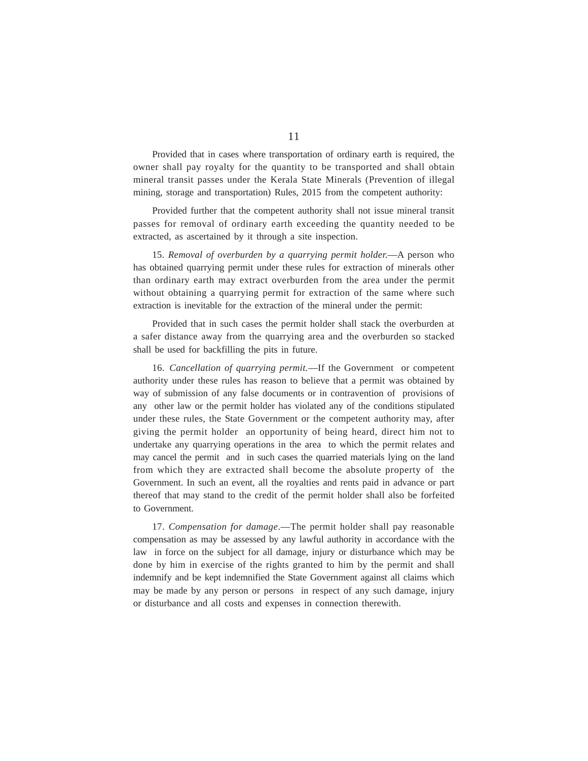Provided that in cases where transportation of ordinary earth is required, the owner shall pay royalty for the quantity to be transported and shall obtain mineral transit passes under the Kerala State Minerals (Prevention of illegal mining, storage and transportation) Rules, 2015 from the competent authority:

Provided further that the competent authority shall not issue mineral transit passes for removal of ordinary earth exceeding the quantity needed to be extracted, as ascertained by it through a site inspection.

15. *Removal of overburden by a quarrying permit holder.*—A person who has obtained quarrying permit under these rules for extraction of minerals other than ordinary earth may extract overburden from the area under the permit without obtaining a quarrying permit for extraction of the same where such extraction is inevitable for the extraction of the mineral under the permit:

Provided that in such cases the permit holder shall stack the overburden at a safer distance away from the quarrying area and the overburden so stacked shall be used for backfilling the pits in future.

16. *Cancellation of quarrying permit.*—If the Government or competent authority under these rules has reason to believe that a permit was obtained by way of submission of any false documents or in contravention of provisions of any other law or the permit holder has violated any of the conditions stipulated under these rules, the State Government or the competent authority may, after giving the permit holder an opportunity of being heard, direct him not to undertake any quarrying operations in the area to which the permit relates and may cancel the permit and in such cases the quarried materials lying on the land from which they are extracted shall become the absolute property of the Government. In such an event, all the royalties and rents paid in advance or part thereof that may stand to the credit of the permit holder shall also be forfeited to Government.

17. *Compensation for damage*.—The permit holder shall pay reasonable compensation as may be assessed by any lawful authority in accordance with the law in force on the subject for all damage, injury or disturbance which may be done by him in exercise of the rights granted to him by the permit and shall indemnify and be kept indemnified the State Government against all claims which may be made by any person or persons in respect of any such damage, injury or disturbance and all costs and expenses in connection therewith.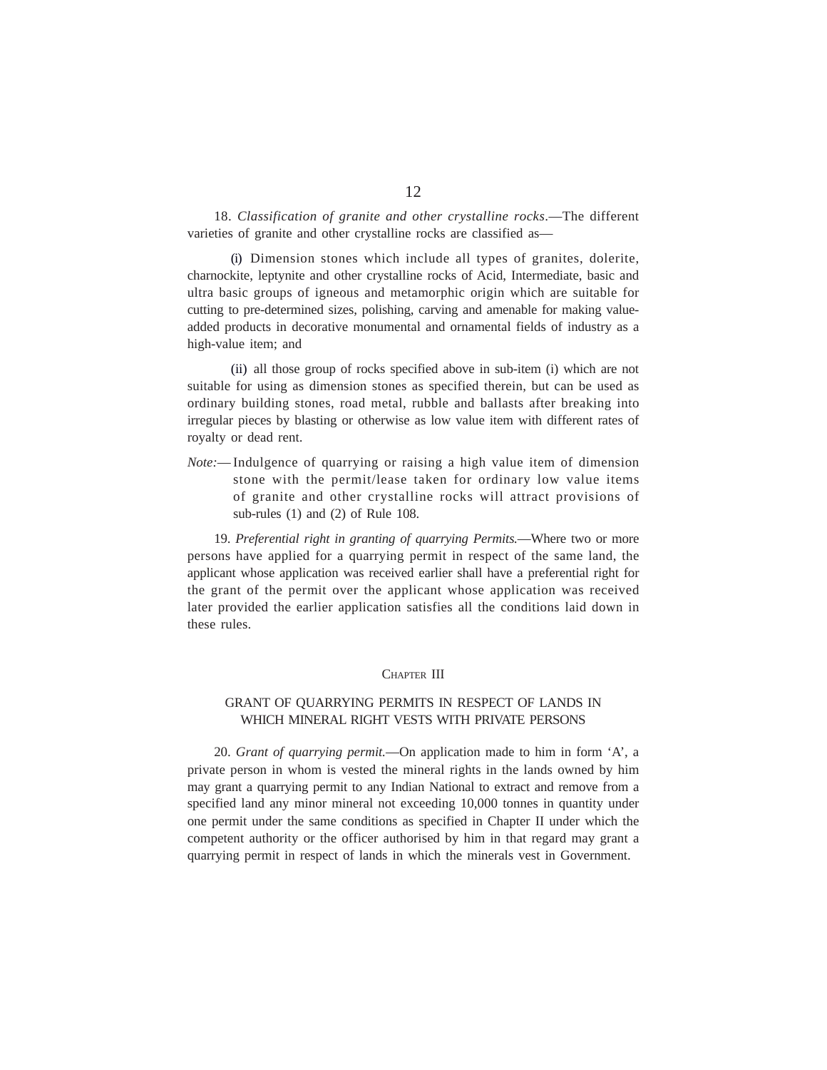18. *Classification of granite and other crystalline rocks*.—The different varieties of granite and other crystalline rocks are classified as—

(i) Dimension stones which include all types of granites, dolerite, charnockite, leptynite and other crystalline rocks of Acid, Intermediate, basic and ultra basic groups of igneous and metamorphic origin which are suitable for cutting to pre-determined sizes, polishing, carving and amenable for making value-added products in decorative monumental and ornamental fields of industry as a high-value item; and

(ii) all those group of rocks specified above in sub-item (i) which are not suitable for using as dimension stones as specified therein, but can be used as ordinary building stones, road metal, rubble and ballasts after breaking into irregular pieces by blasting or otherwise as low value item with different rates of royalty or dead rent.

*Note:*— Indulgence of quarrying or raising a high value item of dimension stone with the permit/lease taken for ordinary low value items of granite and other crystalline rocks will attract provisions of sub-rules (1) and (2) of Rule 108.

19. *Preferential right in granting of quarrying Permits.*—Where two or more persons have applied for a quarrying permit in respect of the same land, the applicant whose application was received earlier shall have a preferential right for the grant of the permit over the applicant whose application was received later provided the earlier application satisfies all the conditions laid down in these rules.

## CHAPTER III

## GRANT OF QUARRYING PERMITS IN RESPECT OF LANDS IN WHICH MINERAL RIGHT VESTS WITH PRIVATE PERSONS

20. *Grant of quarrying permit.*—On application made to him in form 'A', a private person in whom is vested the mineral rights in the lands owned by him may grant a quarrying permit to any Indian National to extract and remove from a specified land any minor mineral not exceeding 10,000 tonnes in quantity under one permit under the same conditions as specified in Chapter II under which the competent authority or the officer authorised by him in that regard may grant a quarrying permit in respect of lands in which the minerals vest in Government.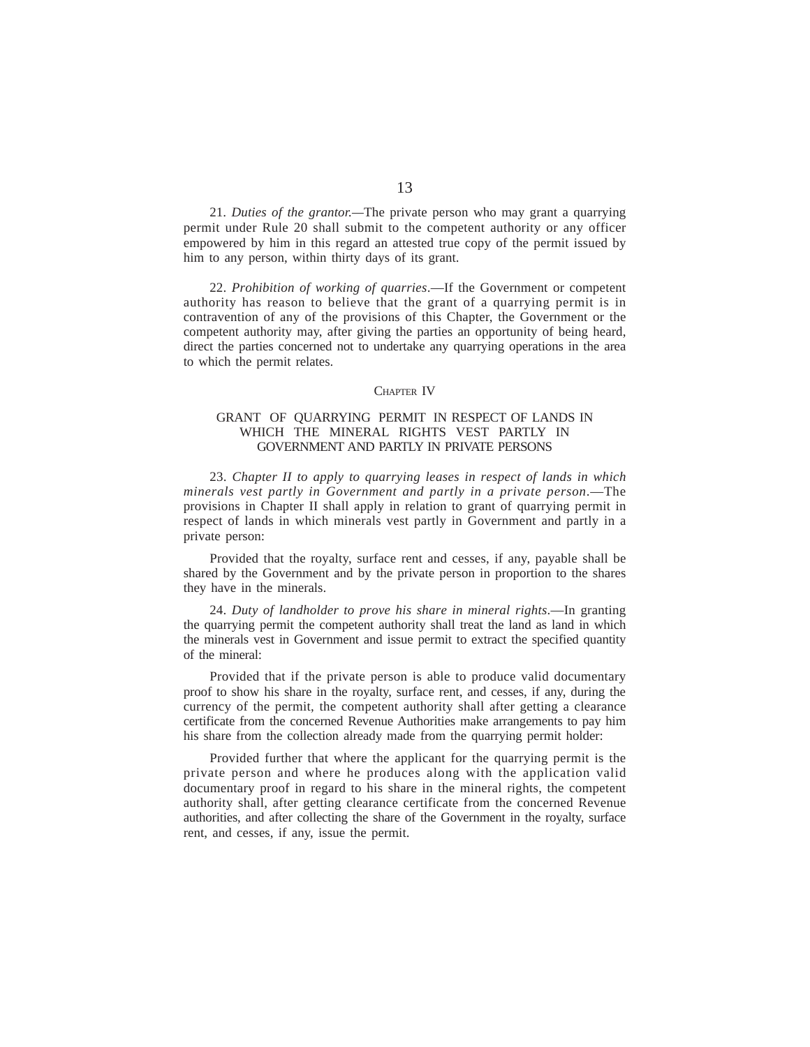21. *Duties of the grantor.*—The private person who may grant a quarrying permit under Rule 20 shall submit to the competent authority or any officer empowered by him in this regard an attested true copy of the permit issued by him to any person, within thirty days of its grant.

22. *Prohibition of working of quarries*.—If the Government or competent authority has reason to believe that the grant of a quarrying permit is in contravention of any of the provisions of this Chapter, the Government or the competent authority may, after giving the parties an opportunity of being heard, direct the parties concerned not to undertake any quarrying operations in the area to which the permit relates.

## CHAPTER IV

## GRANT OF QUARRYING PERMIT IN RESPECT OF LANDS IN WHICH THE MINERAL RIGHTS VEST PARTLY IN GOVERNMENT AND PARTLY IN PRIVATE PERSONS

23. *Chapter II to apply to quarrying leases in respect of lands in which minerals vest partly in Government and partly in a private person*.—The provisions in Chapter II shall apply in relation to grant of quarrying permit in respect of lands in which minerals vest partly in Government and partly in a private person:

Provided that the royalty, surface rent and cesses, if any, payable shall be shared by the Government and by the private person in proportion to the shares they have in the minerals.

24. *Duty of landholder to prove his share in mineral rights*.—In granting the quarrying permit the competent authority shall treat the land as land in which the minerals vest in Government and issue permit to extract the specified quantity of the mineral:

Provided that if the private person is able to produce valid documentary proof to show his share in the royalty, surface rent, and cesses, if any, during the currency of the permit, the competent authority shall after getting a clearance certificate from the concerned Revenue Authorities make arrangements to pay him his share from the collection already made from the quarrying permit holder:

Provided further that where the applicant for the quarrying permit is the private person and where he produces along with the application valid documentary proof in regard to his share in the mineral rights, the competent authority shall, after getting clearance certificate from the concerned Revenue authorities, and after collecting the share of the Government in the royalty, surface rent, and cesses, if any, issue the permit.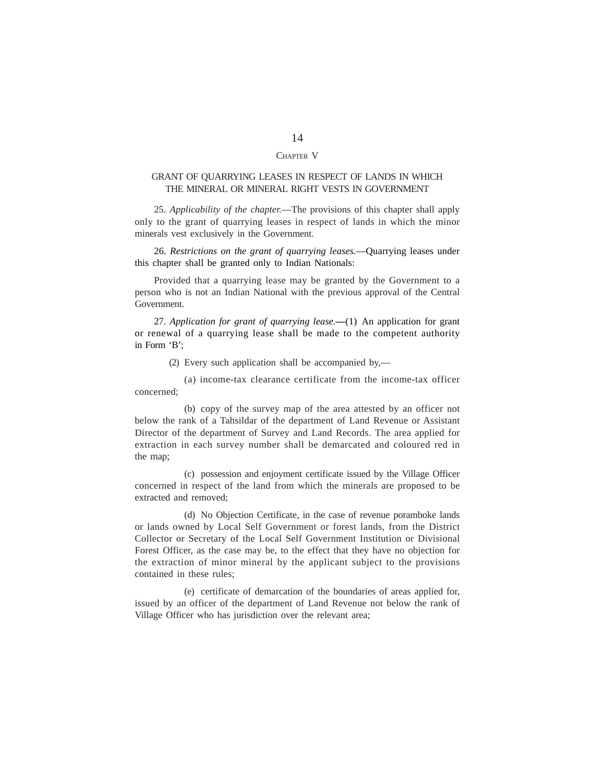## Chapter V

## GRANT OF QUARRYING LEASES IN RESPECT OF LANDS IN WHICH THE MINERAL OR MINERAL RIGHT VESTS IN GOVERNMENT

25. *Applicability of the chapter.*—The provisions of this chapter shall apply only to the grant of quarrying leases in respect of lands in which the minor minerals vest exclusively in the Government.

26. *Restrictions on the grant of quarrying leases.*—Quarrying leases under this chapter shall be granted only to Indian Nationals:

Provided that a quarrying lease may be granted by the Government to a person who is not an Indian National with the previous approval of the Central Government.

27. *Application for grant of quarrying lease.*—(1) An application for grant or renewal of a quarrying lease shall be made to the competent authority in Form 'B';

(2) Every such application shall be accompanied by,—

(a) income-tax clearance certificate from the income-tax officer concerned;

(b) copy of the survey map of the area attested by an officer not below the rank of a Tahsildar of the department of Land Revenue or Assistant Director of the department of Survey and Land Records. The area applied for extraction in each survey number shall be demarcated and coloured red in the map;

(c) possession and enjoyment certificate issued by the Village Officer concerned in respect of the land from which the minerals are proposed to be extracted and removed;

(d) No Objection Certificate, in the case of revenue poramboke lands or lands owned by Local Self Government or forest lands, from the District Collector or Secretary of the Local Self Government Institution or Divisional Forest Officer, as the case may be, to the effect that they have no objection for the extraction of minor mineral by the applicant subject to the provisions contained in these rules;

(e) certificate of demarcation of the boundaries of areas applied for, issued by an officer of the department of Land Revenue not below the rank of Village Officer who has jurisdiction over the relevant area;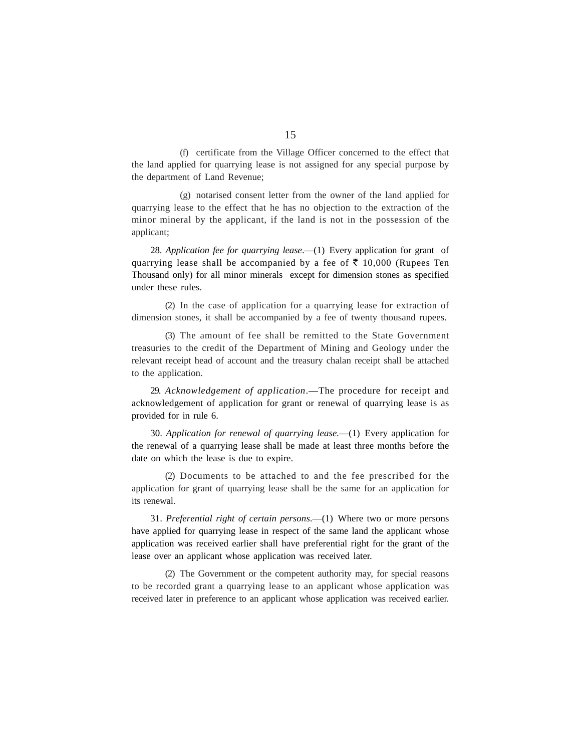(f) certificate from the Village Officer concerned to the effect that the land applied for quarrying lease is not assigned for any special purpose by the department of Land Revenue;

(g) notarised consent letter from the owner of the land applied for quarrying lease to the effect that he has no objection to the extraction of the minor mineral by the applicant, if the land is not in the possession of the applicant;

28. *Application fee for quarrying lease*.—(1) Every application for grant of quarrying lease shall be accompanied by a fee of ₹ 10,000 (Rupees Ten Thousand only) for all minor minerals except for dimension stones as specified under these rules.

(2) In the case of application for a quarrying lease for extraction of dimension stones, it shall be accompanied by a fee of twenty thousand rupees.

(3) The amount of fee shall be remitted to the State Government treasuries to the credit of the Department of Mining and Geology under the relevant receipt head of account and the treasury chalan receipt shall be attached to the application.

29. *Acknowledgement of application*.—The procedure for receipt and acknowledgement of application for grant or renewal of quarrying lease is as provided for in rule 6.

30. *Application for renewal of quarrying lease*.—(1) Every application for the renewal of a quarrying lease shall be made at least three months before the date on which the lease is due to expire.

(2) Documents to be attached to and the fee prescribed for the application for grant of quarrying lease shall be the same for an application for its renewal.

31. *Preferential right of certain persons*.—(1) Where two or more persons have applied for quarrying lease in respect of the same land the applicant whose application was received earlier shall have preferential right for the grant of the lease over an applicant whose application was received later.

(2) The Government or the competent authority may, for special reasons to be recorded grant a quarrying lease to an applicant whose application was received later in preference to an applicant whose application was received earlier.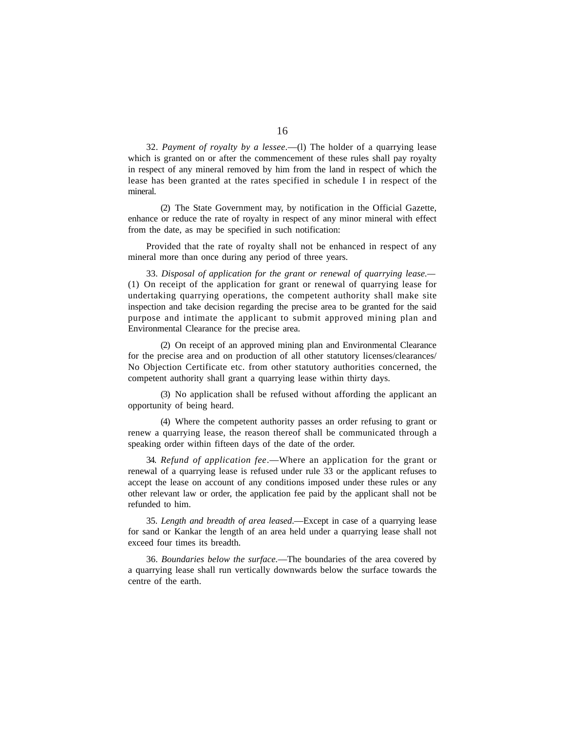32. *Payment of royalty by a lessee*.—(l) The holder of a quarrying lease which is granted on or after the commencement of these rules shall pay royalty in respect of any mineral removed by him from the land in respect of which the lease has been granted at the rates specified in schedule I in respect of the mineral.

(2) The State Government may, by notification in the Official Gazette, enhance or reduce the rate of royalty in respect of any minor mineral with effect from the date, as may be specified in such notification:

Provided that the rate of royalty shall not be enhanced in respect of any mineral more than once during any period of three years.

33. *Disposal of application for the grant or renewal of quarrying lease.*—(1) On receipt of the application for grant or renewal of quarrying lease for undertaking quarrying operations, the competent authority shall make site inspection and take decision regarding the precise area to be granted for the said purpose and intimate the applicant to submit approved mining plan and Environmental Clearance for the precise area.

(2) On receipt of an approved mining plan and Environmental Clearance for the precise area and on production of all other statutory licenses/clearances/ No Objection Certificate etc. from other statutory authorities concerned, the competent authority shall grant a quarrying lease within thirty days.

(3) No application shall be refused without affording the applicant an opportunity of being heard.

(4) Where the competent authority passes an order refusing to grant or renew a quarrying lease, the reason thereof shall be communicated through a speaking order within fifteen days of the date of the order.

34. *Refund of application fee*.—Where an application for the grant or renewal of a quarrying lease is refused under rule 33 or the applicant refuses to accept the lease on account of any conditions imposed under these rules or any other relevant law or order, the application fee paid by the applicant shall not be refunded to him.

35. *Length and breadth of area leased*.—Except in case of a quarrying lease for sand or Kankar the length of an area held under a quarrying lease shall not exceed four times its breadth.

36. *Boundaries below the surface*.—The boundaries of the area covered by a quarrying lease shall run vertically downwards below the surface towards the centre of the earth.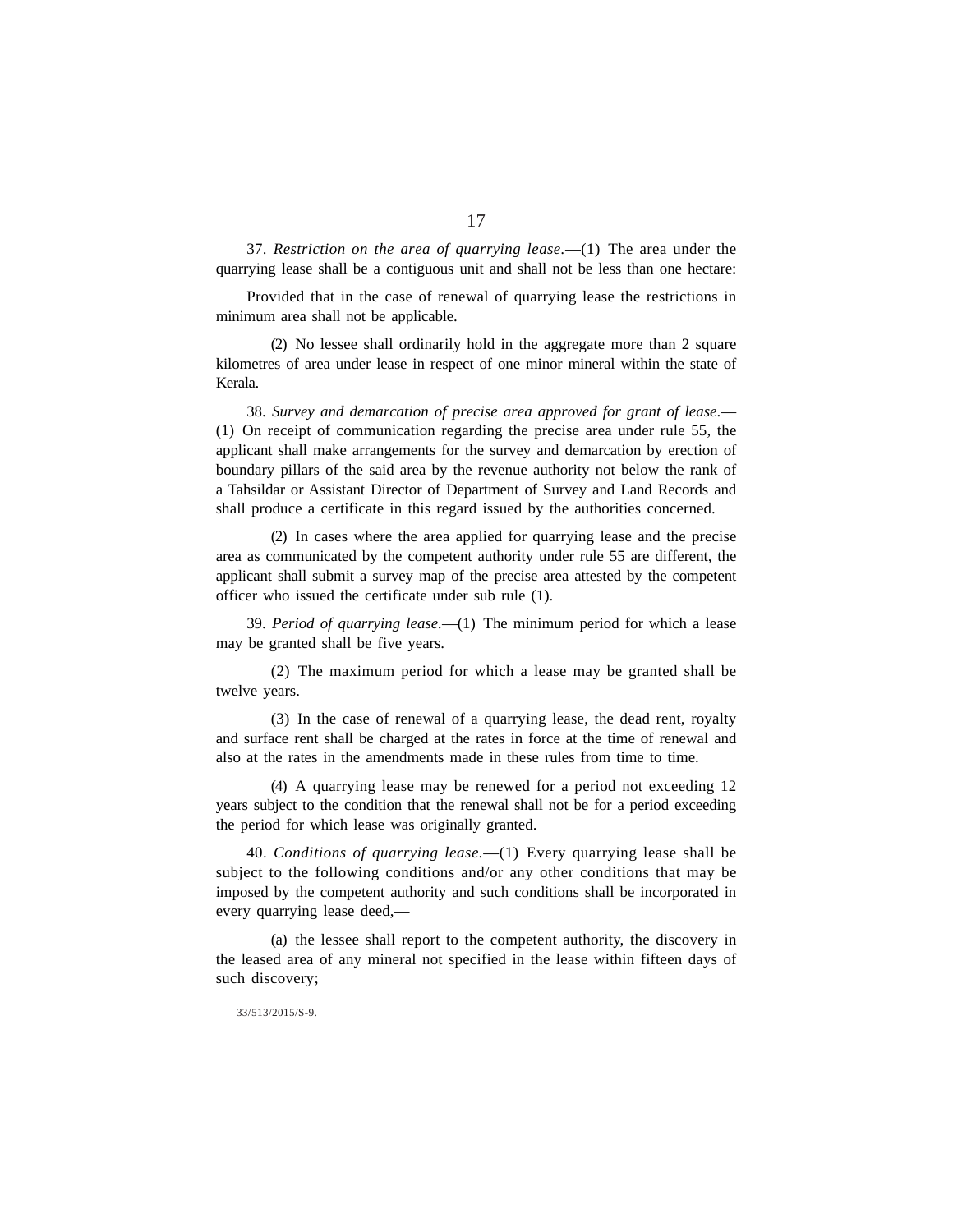37. *Restriction on the area of quarrying lease*.—(1) The area under the quarrying lease shall be a contiguous unit and shall not be less than one hectare:

Provided that in the case of renewal of quarrying lease the restrictions in minimum area shall not be applicable.

(2) No lessee shall ordinarily hold in the aggregate more than 2 square kilometres of area under lease in respect of one minor mineral within the state of Kerala.

38. *Survey and demarcation of precise area approved for grant of lease*.—(1) On receipt of communication regarding the precise area under rule 55, the applicant shall make arrangements for the survey and demarcation by erection of boundary pillars of the said area by the revenue authority not below the rank of a Tahsildar or Assistant Director of Department of Survey and Land Records and shall produce a certificate in this regard issued by the authorities concerned.

(2) In cases where the area applied for quarrying lease and the precise area as communicated by the competent authority under rule 55 are different, the applicant shall submit a survey map of the precise area attested by the competent officer who issued the certificate under sub rule (1).

39. *Period of quarrying lease.*—(1) The minimum period for which a lease may be granted shall be five years.

(2) The maximum period for which a lease may be granted shall be twelve years.

(3) In the case of renewal of a quarrying lease, the dead rent, royalty and surface rent shall be charged at the rates in force at the time of renewal and also at the rates in the amendments made in these rules from time to time.

(4) A quarrying lease may be renewed for a period not exceeding 12 years subject to the condition that the renewal shall not be for a period exceeding the period for which lease was originally granted.

40. *Conditions of quarrying lease*.—(1) Every quarrying lease shall be subject to the following conditions and/or any other conditions that may be imposed by the competent authority and such conditions shall be incorporated in every quarrying lease deed,—

(a) the lessee shall report to the competent authority, the discovery in the leased area of any mineral not specified in the lease within fifteen days of such discovery;

33/513/2015/S-9.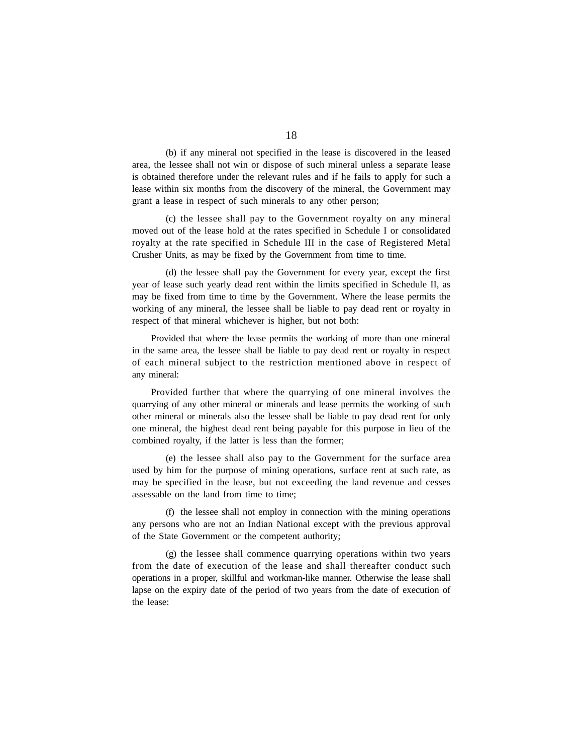(b) if any mineral not specified in the lease is discovered in the leased area, the lessee shall not win or dispose of such mineral unless a separate lease is obtained therefore under the relevant rules and if he fails to apply for such a lease within six months from the discovery of the mineral, the Government may grant a lease in respect of such minerals to any other person;

(c) the lessee shall pay to the Government royalty on any mineral moved out of the lease hold at the rates specified in Schedule I or consolidated royalty at the rate specified in Schedule III in the case of Registered Metal Crusher Units, as may be fixed by the Government from time to time.

(d) the lessee shall pay the Government for every year, except the first year of lease such yearly dead rent within the limits specified in Schedule II, as may be fixed from time to time by the Government. Where the lease permits the working of any mineral, the lessee shall be liable to pay dead rent or royalty in respect of that mineral whichever is higher, but not both:

Provided that where the lease permits the working of more than one mineral in the same area, the lessee shall be liable to pay dead rent or royalty in respect of each mineral subject to the restriction mentioned above in respect of any mineral:

Provided further that where the quarrying of one mineral involves the quarrying of any other mineral or minerals and lease permits the working of such other mineral or minerals also the lessee shall be liable to pay dead rent for only one mineral, the highest dead rent being payable for this purpose in lieu of the combined royalty, if the latter is less than the former;

(e) the lessee shall also pay to the Government for the surface area used by him for the purpose of mining operations, surface rent at such rate, as may be specified in the lease, but not exceeding the land revenue and cesses assessable on the land from time to time;

(f) the lessee shall not employ in connection with the mining operations any persons who are not an Indian National except with the previous approval of the State Government or the competent authority;

(g) the lessee shall commence quarrying operations within two years from the date of execution of the lease and shall thereafter conduct such operations in a proper, skillful and workman-like manner. Otherwise the lease shall lapse on the expiry date of the period of two years from the date of execution of the lease: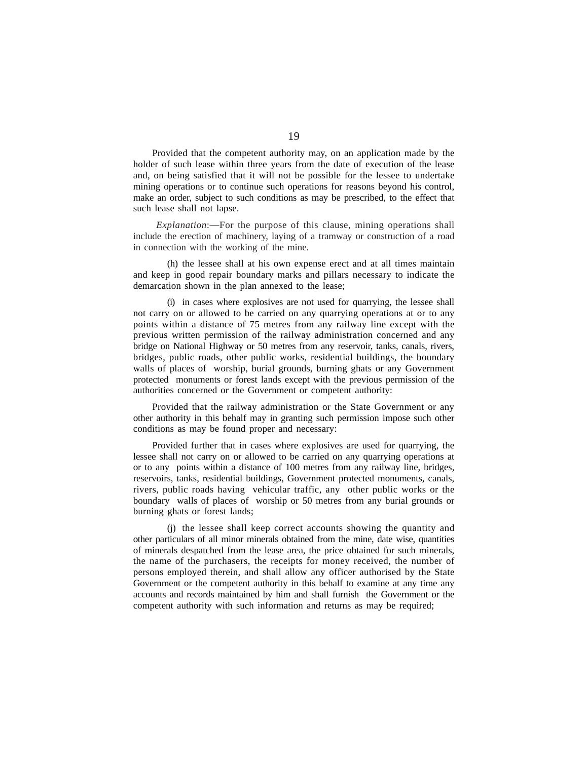Provided that the competent authority may, on an application made by the holder of such lease within three years from the date of execution of the lease and, on being satisfied that it will not be possible for the lessee to undertake mining operations or to continue such operations for reasons beyond his control, make an order, subject to such conditions as may be prescribed, to the effect that such lease shall not lapse.

*Explanation*:—For the purpose of this clause, mining operations shall include the erection of machinery, laying of a tramway or construction of a road in connection with the working of the mine.

(h) the lessee shall at his own expense erect and at all times maintain and keep in good repair boundary marks and pillars necessary to indicate the demarcation shown in the plan annexed to the lease;

(i) in cases where explosives are not used for quarrying, the lessee shall not carry on or allowed to be carried on any quarrying operations at or to any points within a distance of 75 metres from any railway line except with the previous written permission of the railway administration concerned and any bridge on National Highway or 50 metres from any reservoir, tanks, canals, rivers, bridges, public roads, other public works, residential buildings, the boundary walls of places of worship, burial grounds, burning ghats or any Government protected monuments or forest lands except with the previous permission of the authorities concerned or the Government or competent authority:

Provided that the railway administration or the State Government or any other authority in this behalf may in granting such permission impose such other conditions as may be found proper and necessary:

Provided further that in cases where explosives are used for quarrying, the lessee shall not carry on or allowed to be carried on any quarrying operations at or to any points within a distance of 100 metres from any railway line, bridges, reservoirs, tanks, residential buildings, Government protected monuments, canals, rivers, public roads having vehicular traffic, any other public works or the boundary walls of places of worship or 50 metres from any burial grounds or burning ghats or forest lands;

(j) the lessee shall keep correct accounts showing the quantity and other particulars of all minor minerals obtained from the mine, date wise, quantities of minerals despatched from the lease area, the price obtained for such minerals, the name of the purchasers, the receipts for money received, the number of persons employed therein, and shall allow any officer authorised by the State Government or the competent authority in this behalf to examine at any time any accounts and records maintained by him and shall furnish the Government or the competent authority with such information and returns as may be required;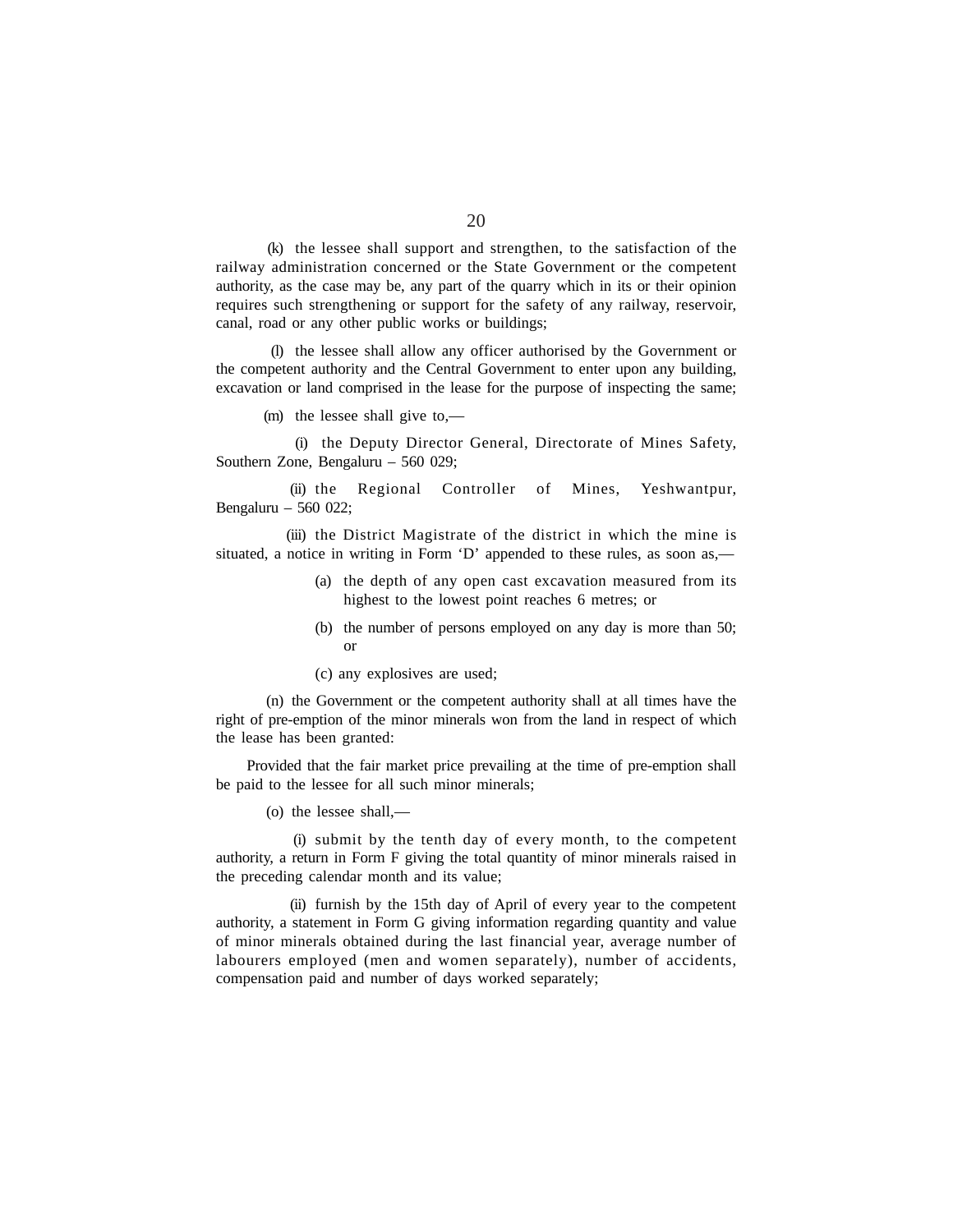(k) the lessee shall support and strengthen, to the satisfaction of the railway administration concerned or the State Government or the competent authority, as the case may be, any part of the quarry which in its or their opinion requires such strengthening or support for the safety of any railway, reservoir, canal, road or any other public works or buildings;

(l) the lessee shall allow any officer authorised by the Government or the competent authority and the Central Government to enter upon any building, excavation or land comprised in the lease for the purpose of inspecting the same;

(m) the lessee shall give to,—

(i) the Deputy Director General, Directorate of Mines Safety, Southern Zone, Bengaluru – 560 029;

(ii) the Regional Controller of Mines, Yeshwantpur, Bengaluru – 560 022;

(iii) the District Magistrate of the district in which the mine is situated, a notice in writing in Form 'D' appended to these rules, as soon as,—

(a) the depth of any open cast excavation measured from its highest to the lowest point reaches 6 metres; or

(b) the number of persons employed on any day is more than 50; or

(c) any explosives are used;

(n) the Government or the competent authority shall at all times have the right of pre-emption of the minor minerals won from the land in respect of which the lease has been granted:

Provided that the fair market price prevailing at the time of pre-emption shall be paid to the lessee for all such minor minerals;

(o) the lessee shall,—

(i) submit by the tenth day of every month, to the competent authority, a return in Form F giving the total quantity of minor minerals raised in the preceding calendar month and its value;

(ii) furnish by the 15th day of April of every year to the competent authority, a statement in Form G giving information regarding quantity and value of minor minerals obtained during the last financial year, average number of labourers employed (men and women separately), number of accidents, compensation paid and number of days worked separately;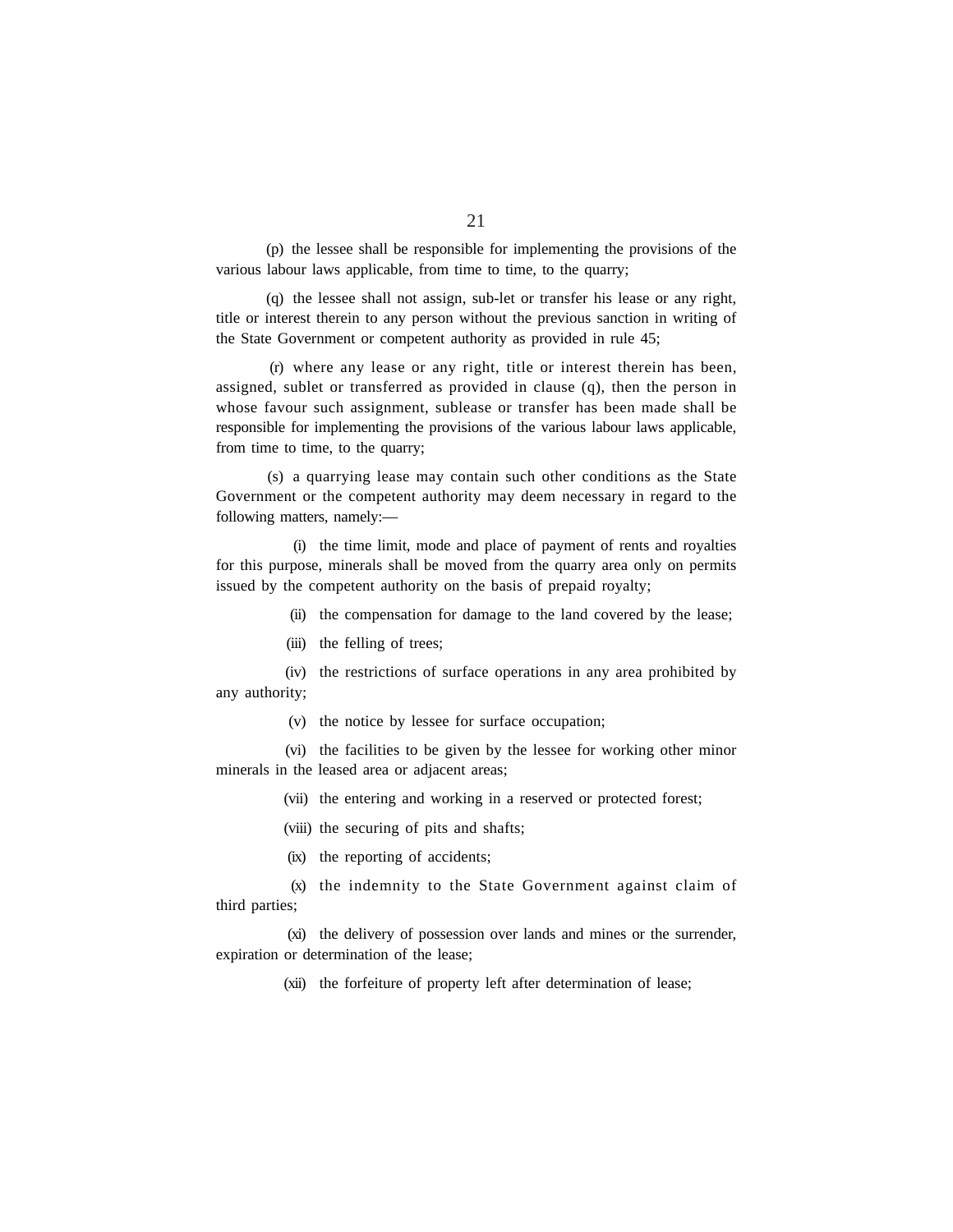(p) the lessee shall be responsible for implementing the provisions of the various labour laws applicable, from time to time, to the quarry;

(q) the lessee shall not assign, sub-let or transfer his lease or any right, title or interest therein to any person without the previous sanction in writing of the State Government or competent authority as provided in rule 45;

(r) where any lease or any right, title or interest therein has been, assigned, sublet or transferred as provided in clause (q), then the person in whose favour such assignment, sublease or transfer has been made shall be responsible for implementing the provisions of the various labour laws applicable, from time to time, to the quarry;

(s) a quarrying lease may contain such other conditions as the State Government or the competent authority may deem necessary in regard to the following matters, namely:—

(i) the time limit, mode and place of payment of rents and royalties for this purpose, minerals shall be moved from the quarry area only on permits issued by the competent authority on the basis of prepaid royalty;

(ii) the compensation for damage to the land covered by the lease;

(iii) the felling of trees;

(iv) the restrictions of surface operations in any area prohibited by any authority;

(v) the notice by lessee for surface occupation;

(vi) the facilities to be given by the lessee for working other minor minerals in the leased area or adjacent areas;

(vii) the entering and working in a reserved or protected forest;

(viii) the securing of pits and shafts;

(ix) the reporting of accidents;

(x) the indemnity to the State Government against claim of third parties;

(xi) the delivery of possession over lands and mines or the surrender, expiration or determination of the lease;

(xii) the forfeiture of property left after determination of lease;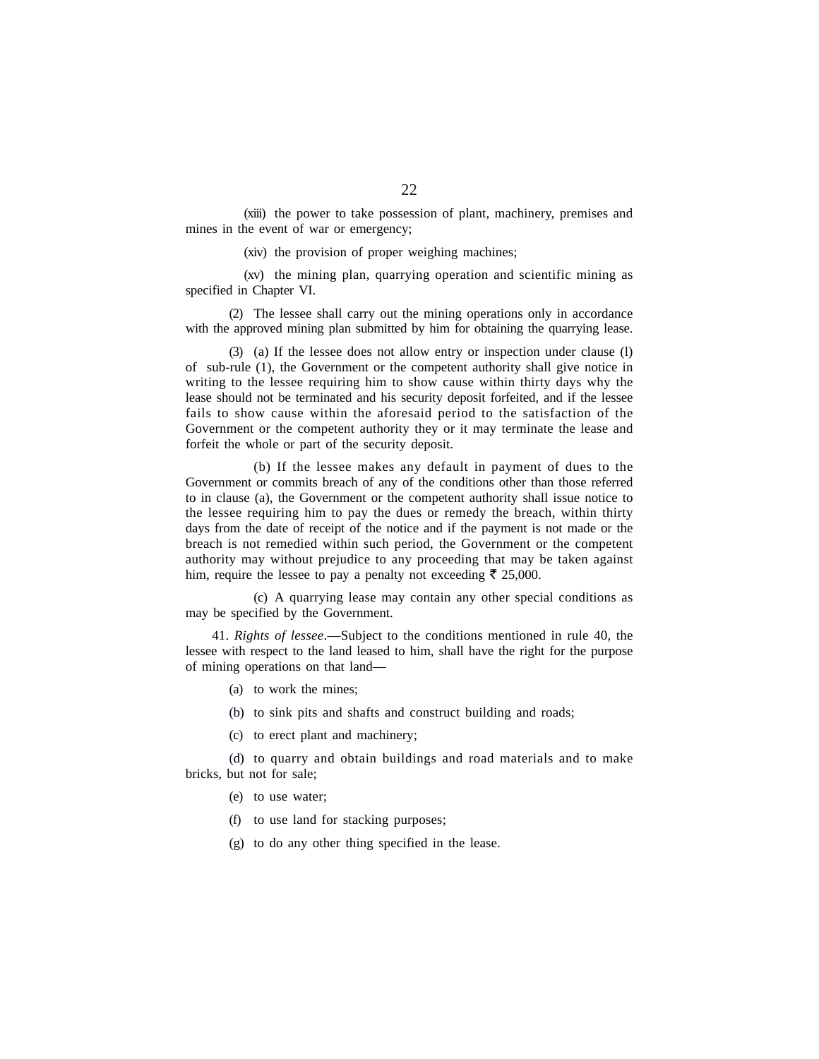(xiii) the power to take possession of plant, machinery, premises and mines in the event of war or emergency;

(xiv) the provision of proper weighing machines;

(xv) the mining plan, quarrying operation and scientific mining as specified in Chapter VI.

(2) The lessee shall carry out the mining operations only in accordance with the approved mining plan submitted by him for obtaining the quarrying lease.

(3) (a) If the lessee does not allow entry or inspection under clause (l) of sub-rule (1), the Government or the competent authority shall give notice in writing to the lessee requiring him to show cause within thirty days why the lease should not be terminated and his security deposit forfeited, and if the lessee fails to show cause within the aforesaid period to the satisfaction of the Government or the competent authority they or it may terminate the lease and forfeit the whole or part of the security deposit.

(b) If the lessee makes any default in payment of dues to the Government or commits breach of any of the conditions other than those referred to in clause (a), the Government or the competent authority shall issue notice to the lessee requiring him to pay the dues or remedy the breach, within thirty days from the date of receipt of the notice and if the payment is not made or the breach is not remedied within such period, the Government or the competent authority may without prejudice to any proceeding that may be taken against him, require the lessee to pay a penalty not exceeding ₹ 25,000.

(c) A quarrying lease may contain any other special conditions as may be specified by the Government.

41. *Rights of lessee*.—Subject to the conditions mentioned in rule 40, the lessee with respect to the land leased to him, shall have the right for the purpose of mining operations on that land—

(a) to work the mines;

(b) to sink pits and shafts and construct building and roads;

(c) to erect plant and machinery;

(d) to quarry and obtain buildings and road materials and to make bricks, but not for sale;

(e) to use water;

(f) to use land for stacking purposes;

(g) to do any other thing specified in the lease.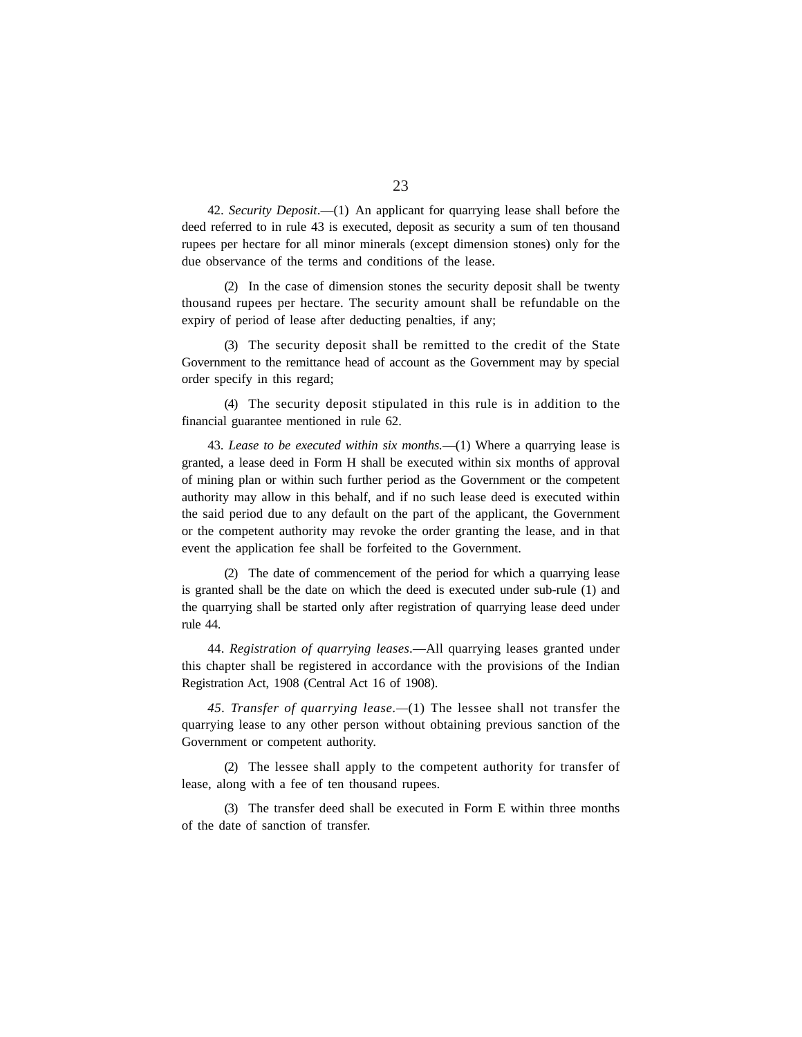42. *Security Deposit*.—(1) An applicant for quarrying lease shall before the deed referred to in rule 43 is executed, deposit as security a sum of ten thousand rupees per hectare for all minor minerals (except dimension stones) only for the due observance of the terms and conditions of the lease.

(2) In the case of dimension stones the security deposit shall be twenty thousand rupees per hectare. The security amount shall be refundable on the expiry of period of lease after deducting penalties, if any;

(3) The security deposit shall be remitted to the credit of the State Government to the remittance head of account as the Government may by special order specify in this regard;

(4) The security deposit stipulated in this rule is in addition to the financial guarantee mentioned in rule 62.

43. *Lease to be executed within six months.*—(1) Where a quarrying lease is granted, a lease deed in Form H shall be executed within six months of approval of mining plan or within such further period as the Government or the competent authority may allow in this behalf, and if no such lease deed is executed within the said period due to any default on the part of the applicant, the Government or the competent authority may revoke the order granting the lease, and in that event the application fee shall be forfeited to the Government.

(2) The date of commencement of the period for which a quarrying lease is granted shall be the date on which the deed is executed under sub-rule (1) and the quarrying shall be started only after registration of quarrying lease deed under rule 44.

44. *Registration of quarrying leases*.—All quarrying leases granted under this chapter shall be registered in accordance with the provisions of the Indian Registration Act, 1908 (Central Act 16 of 1908).

*45*. *Transfer of quarrying lease*.—(1) The lessee shall not transfer the quarrying lease to any other person without obtaining previous sanction of the Government or competent authority.

(2) The lessee shall apply to the competent authority for transfer of lease, along with a fee of ten thousand rupees.

(3) The transfer deed shall be executed in Form E within three months of the date of sanction of transfer.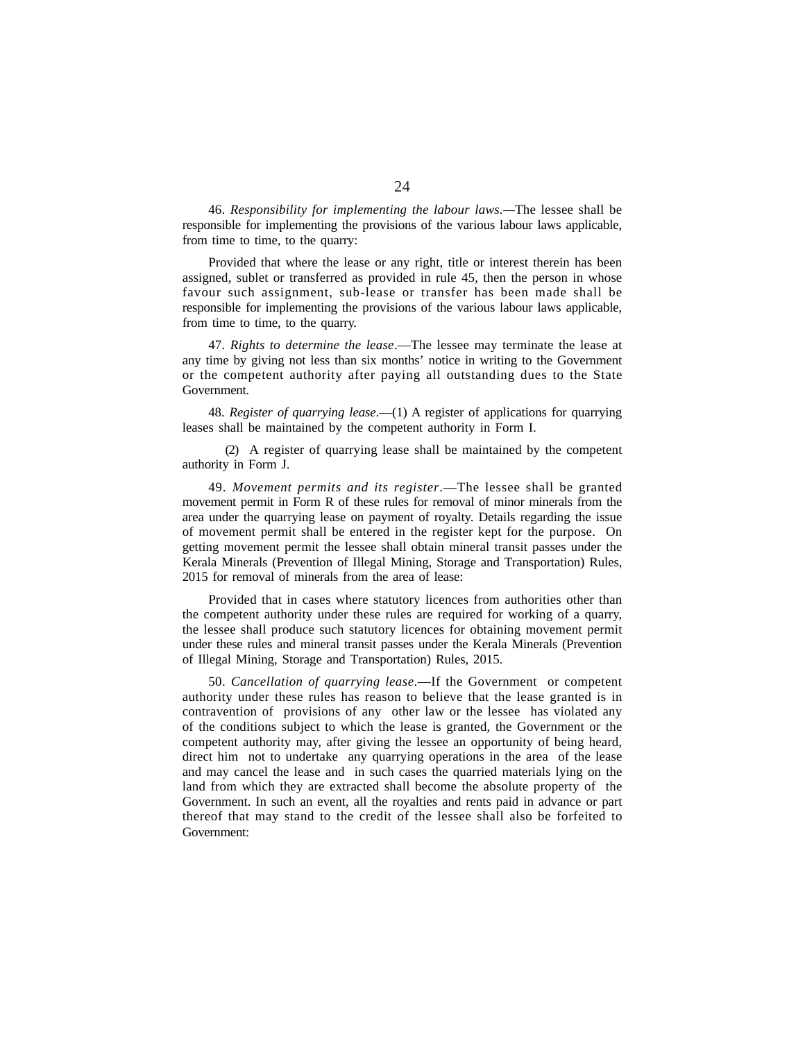46. *Responsibility for implementing the labour laws*.—The lessee shall be responsible for implementing the provisions of the various labour laws applicable, from time to time, to the quarry:

Provided that where the lease or any right, title or interest therein has been assigned, sublet or transferred as provided in rule 45, then the person in whose favour such assignment, sub-lease or transfer has been made shall be responsible for implementing the provisions of the various labour laws applicable, from time to time, to the quarry.

47. *Rights to determine the lease*.—The lessee may terminate the lease at any time by giving not less than six months' notice in writing to the Government or the competent authority after paying all outstanding dues to the State Government.

48. *Register of quarrying lease*.—(1) A register of applications for quarrying leases shall be maintained by the competent authority in Form I.

(2) A register of quarrying lease shall be maintained by the competent authority in Form J.

49. *Movement permits and its register*.—The lessee shall be granted movement permit in Form R of these rules for removal of minor minerals from the area under the quarrying lease on payment of royalty. Details regarding the issue of movement permit shall be entered in the register kept for the purpose. On getting movement permit the lessee shall obtain mineral transit passes under the Kerala Minerals (Prevention of Illegal Mining, Storage and Transportation) Rules, 2015 for removal of minerals from the area of lease:

Provided that in cases where statutory licences from authorities other than the competent authority under these rules are required for working of a quarry, the lessee shall produce such statutory licences for obtaining movement permit under these rules and mineral transit passes under the Kerala Minerals (Prevention of Illegal Mining, Storage and Transportation) Rules, 2015.

50. *Cancellation of quarrying lease*.—If the Government or competent authority under these rules has reason to believe that the lease granted is in contravention of provisions of any other law or the lessee has violated any of the conditions subject to which the lease is granted, the Government or the competent authority may, after giving the lessee an opportunity of being heard, direct him not to undertake any quarrying operations in the area of the lease and may cancel the lease and in such cases the quarried materials lying on the land from which they are extracted shall become the absolute property of the Government. In such an event, all the royalties and rents paid in advance or part thereof that may stand to the credit of the lessee shall also be forfeited to Government: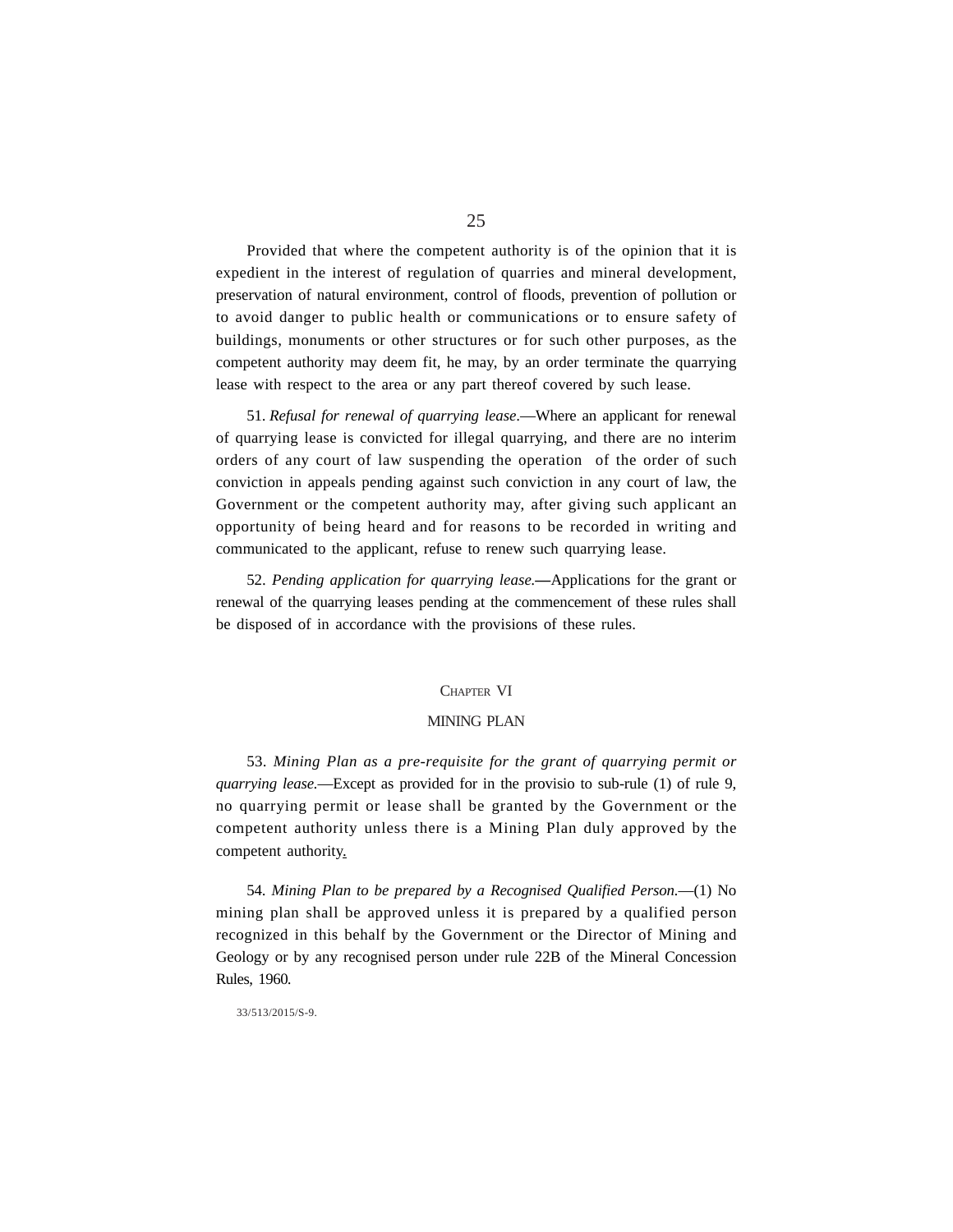Provided that where the competent authority is of the opinion that it is expedient in the interest of regulation of quarries and mineral development, preservation of natural environment, control of floods, prevention of pollution or to avoid danger to public health or communications or to ensure safety of buildings, monuments or other structures or for such other purposes, as the competent authority may deem fit, he may, by an order terminate the quarrying lease with respect to the area or any part thereof covered by such lease.

51. *Refusal for renewal of quarrying lease*.—Where an applicant for renewal of quarrying lease is convicted for illegal quarrying, and there are no interim orders of any court of law suspending the operation of the order of such conviction in appeals pending against such conviction in any court of law, the Government or the competent authority may, after giving such applicant an opportunity of being heard and for reasons to be recorded in writing and communicated to the applicant, refuse to renew such quarrying lease.

52. *Pending application for quarrying lease.*—Applications for the grant or renewal of the quarrying leases pending at the commencement of these rules shall be disposed of in accordance with the provisions of these rules.

## CHAPTER VI

## MINING PLAN

53. *Mining Plan as a pre-requisite for the grant of quarrying permit or quarrying lease.*—Except as provided for in the provisio to sub-rule (1) of rule 9, no quarrying permit or lease shall be granted by the Government or the competent authority unless there is a Mining Plan duly approved by the competent authority.

54. *Mining Plan to be prepared by a Recognised Qualified Person.*—(1) No mining plan shall be approved unless it is prepared by a qualified person recognized in this behalf by the Government or the Director of Mining and Geology or by any recognised person under rule 22B of the Mineral Concession Rules, 1960.

33/513/2015/S-9.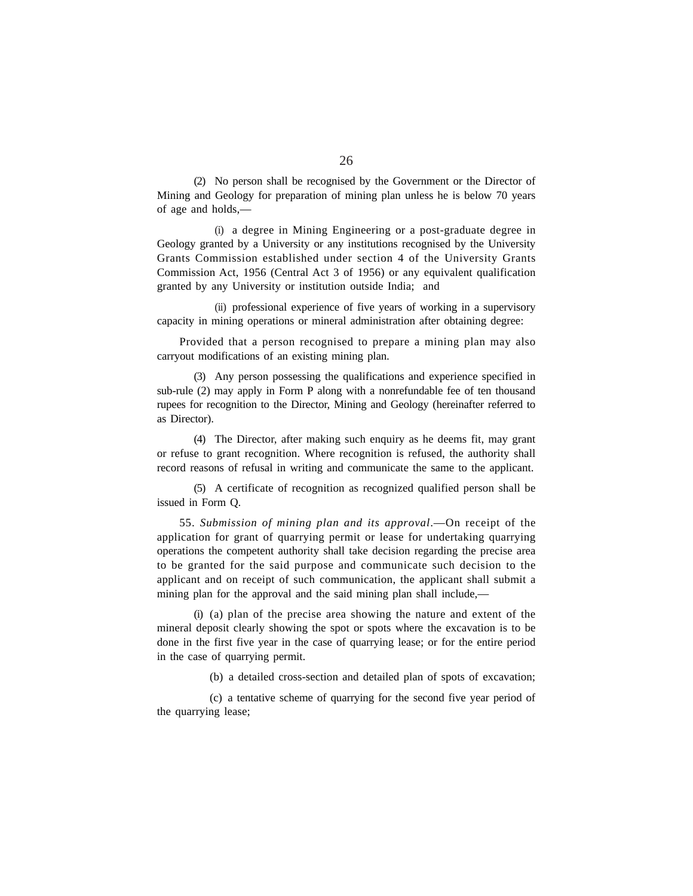(2) No person shall be recognised by the Government or the Director of Mining and Geology for preparation of mining plan unless he is below 70 years of age and holds,—

(i) a degree in Mining Engineering or a post-graduate degree in Geology granted by a University or any institutions recognised by the University Grants Commission established under section 4 of the University Grants Commission Act, 1956 (Central Act 3 of 1956) or any equivalent qualification granted by any University or institution outside India; and

(ii) professional experience of five years of working in a supervisory capacity in mining operations or mineral administration after obtaining degree:

Provided that a person recognised to prepare a mining plan may also carryout modifications of an existing mining plan.

(3) Any person possessing the qualifications and experience specified in sub-rule (2) may apply in Form P along with a nonrefundable fee of ten thousand rupees for recognition to the Director, Mining and Geology (hereinafter referred to as Director).

(4) The Director, after making such enquiry as he deems fit, may grant or refuse to grant recognition. Where recognition is refused, the authority shall record reasons of refusal in writing and communicate the same to the applicant.

(5) A certificate of recognition as recognized qualified person shall be issued in Form Q.

55. *Submission of mining plan and its approval*.—On receipt of the application for grant of quarrying permit or lease for undertaking quarrying operations the competent authority shall take decision regarding the precise area to be granted for the said purpose and communicate such decision to the applicant and on receipt of such communication, the applicant shall submit a mining plan for the approval and the said mining plan shall include,—

(i) (a) plan of the precise area showing the nature and extent of the mineral deposit clearly showing the spot or spots where the excavation is to be done in the first five year in the case of quarrying lease; or for the entire period in the case of quarrying permit.

(b) a detailed cross-section and detailed plan of spots of excavation;

(c) a tentative scheme of quarrying for the second five year period of the quarrying lease;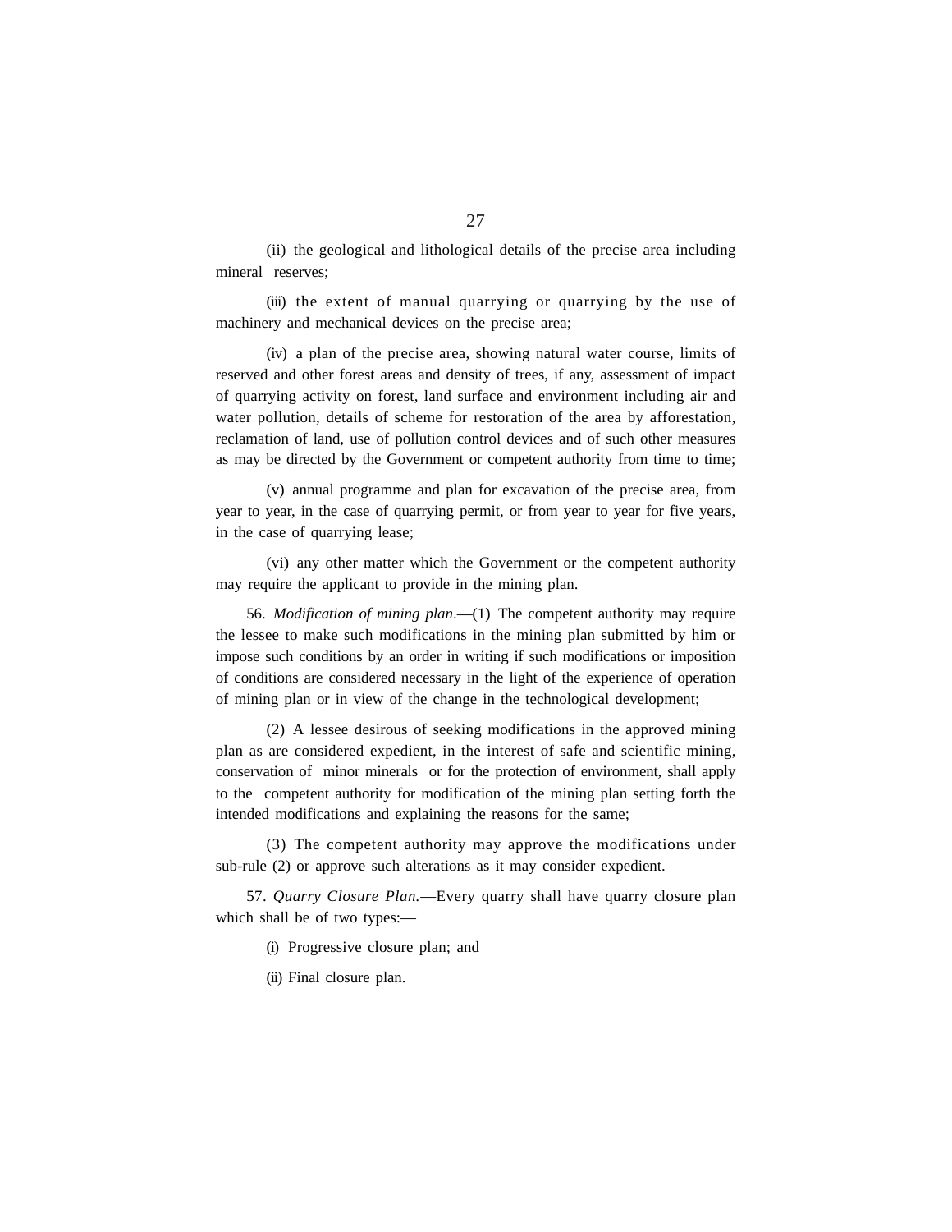(ii) the geological and lithological details of the precise area including mineral reserves;

(iii) the extent of manual quarrying or quarrying by the use of machinery and mechanical devices on the precise area;

(iv) a plan of the precise area, showing natural water course, limits of reserved and other forest areas and density of trees, if any, assessment of impact of quarrying activity on forest, land surface and environment including air and water pollution, details of scheme for restoration of the area by afforestation, reclamation of land, use of pollution control devices and of such other measures as may be directed by the Government or competent authority from time to time;

(v) annual programme and plan for excavation of the precise area, from year to year, in the case of quarrying permit, or from year to year for five years, in the case of quarrying lease;

(vi) any other matter which the Government or the competent authority may require the applicant to provide in the mining plan.

56. *Modification of mining plan*.—(1) The competent authority may require the lessee to make such modifications in the mining plan submitted by him or impose such conditions by an order in writing if such modifications or imposition of conditions are considered necessary in the light of the experience of operation of mining plan or in view of the change in the technological development;

(2) A lessee desirous of seeking modifications in the approved mining plan as are considered expedient, in the interest of safe and scientific mining, conservation of minor minerals or for the protection of environment, shall apply to the competent authority for modification of the mining plan setting forth the intended modifications and explaining the reasons for the same;

(3) The competent authority may approve the modifications under sub-rule (2) or approve such alterations as it may consider expedient.

57. *Quarry Closure Plan.*—Every quarry shall have quarry closure plan which shall be of two types:—

(i) Progressive closure plan; and

(ii) Final closure plan.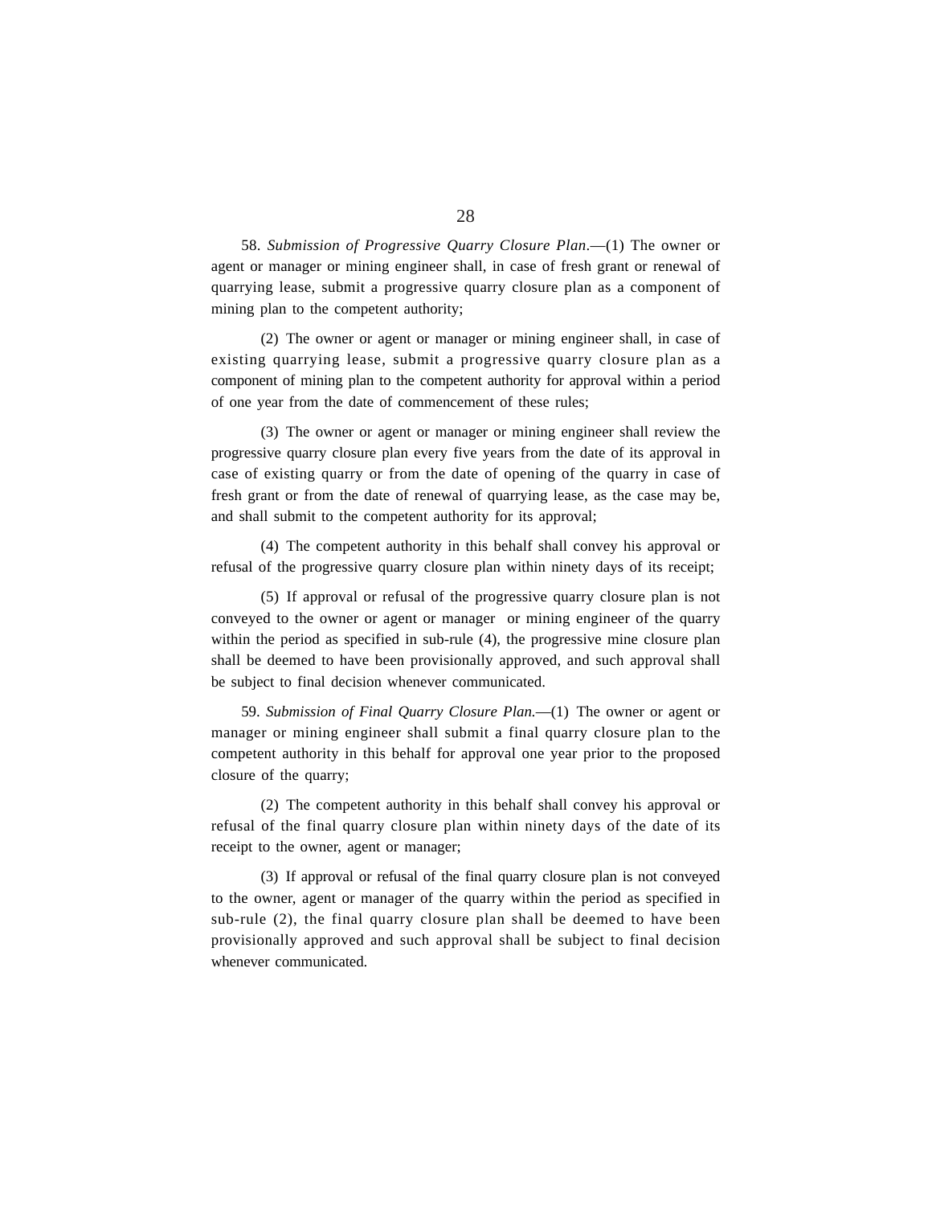58. *Submission of Progressive Quarry Closure Plan*.—(1) The owner or agent or manager or mining engineer shall, in case of fresh grant or renewal of quarrying lease, submit a progressive quarry closure plan as a component of mining plan to the competent authority;

(2) The owner or agent or manager or mining engineer shall, in case of existing quarrying lease, submit a progressive quarry closure plan as a component of mining plan to the competent authority for approval within a period of one year from the date of commencement of these rules;

(3) The owner or agent or manager or mining engineer shall review the progressive quarry closure plan every five years from the date of its approval in case of existing quarry or from the date of opening of the quarry in case of fresh grant or from the date of renewal of quarrying lease, as the case may be, and shall submit to the competent authority for its approval;

(4) The competent authority in this behalf shall convey his approval or refusal of the progressive quarry closure plan within ninety days of its receipt;

(5) If approval or refusal of the progressive quarry closure plan is not conveyed to the owner or agent or manager or mining engineer of the quarry within the period as specified in sub-rule (4), the progressive mine closure plan shall be deemed to have been provisionally approved, and such approval shall be subject to final decision whenever communicated.

59. *Submission of Final Quarry Closure Plan.*—(1) The owner or agent or manager or mining engineer shall submit a final quarry closure plan to the competent authority in this behalf for approval one year prior to the proposed closure of the quarry;

(2) The competent authority in this behalf shall convey his approval or refusal of the final quarry closure plan within ninety days of the date of its receipt to the owner, agent or manager;

(3) If approval or refusal of the final quarry closure plan is not conveyed to the owner, agent or manager of the quarry within the period as specified in sub-rule (2), the final quarry closure plan shall be deemed to have been provisionally approved and such approval shall be subject to final decision whenever communicated.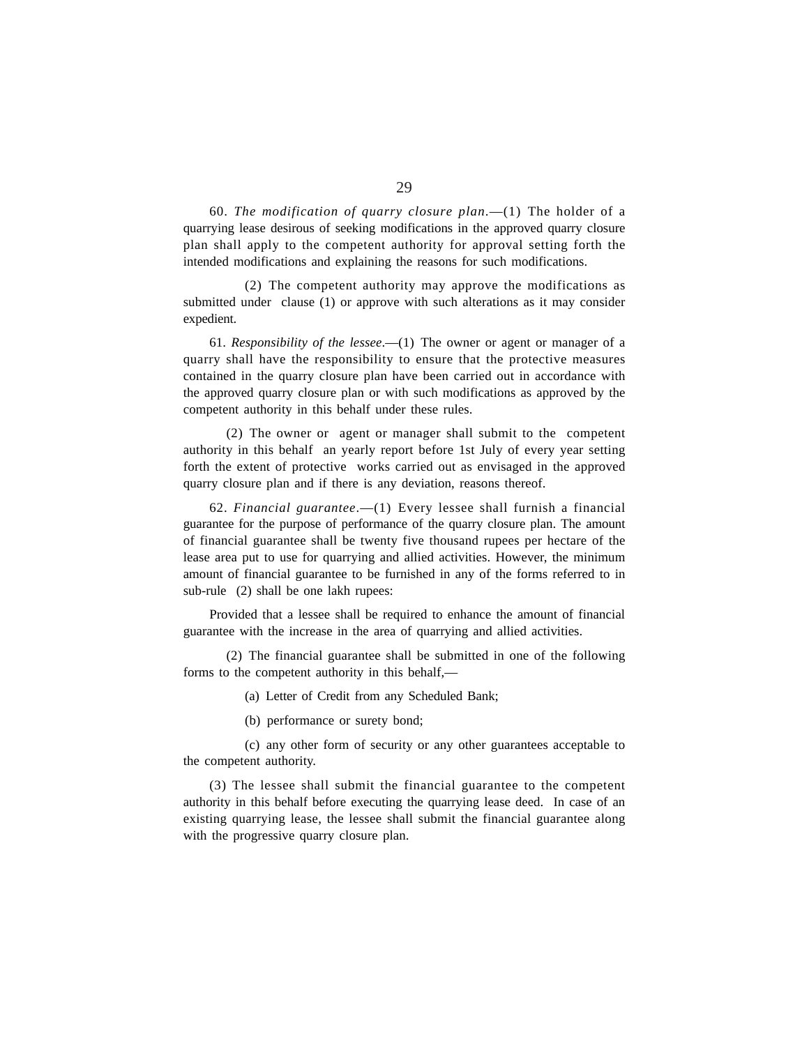60. *The modification of quarry closure plan*.—(1) The holder of a quarrying lease desirous of seeking modifications in the approved quarry closure plan shall apply to the competent authority for approval setting forth the intended modifications and explaining the reasons for such modifications.

(2) The competent authority may approve the modifications as submitted under clause (1) or approve with such alterations as it may consider expedient.

61. *Responsibility of the lessee*.—(1) The owner or agent or manager of a quarry shall have the responsibility to ensure that the protective measures contained in the quarry closure plan have been carried out in accordance with the approved quarry closure plan or with such modifications as approved by the competent authority in this behalf under these rules.

(2) The owner or agent or manager shall submit to the competent authority in this behalf an yearly report before 1st July of every year setting forth the extent of protective works carried out as envisaged in the approved quarry closure plan and if there is any deviation, reasons thereof.

62. *Financial guarantee*.—(1) Every lessee shall furnish a financial guarantee for the purpose of performance of the quarry closure plan. The amount of financial guarantee shall be twenty five thousand rupees per hectare of the lease area put to use for quarrying and allied activities. However, the minimum amount of financial guarantee to be furnished in any of the forms referred to in sub-rule (2) shall be one lakh rupees:

Provided that a lessee shall be required to enhance the amount of financial guarantee with the increase in the area of quarrying and allied activities.

(2) The financial guarantee shall be submitted in one of the following forms to the competent authority in this behalf,—

(a) Letter of Credit from any Scheduled Bank;

(b) performance or surety bond;

(c) any other form of security or any other guarantees acceptable to the competent authority.

(3) The lessee shall submit the financial guarantee to the competent authority in this behalf before executing the quarrying lease deed. In case of an existing quarrying lease, the lessee shall submit the financial guarantee along with the progressive quarry closure plan.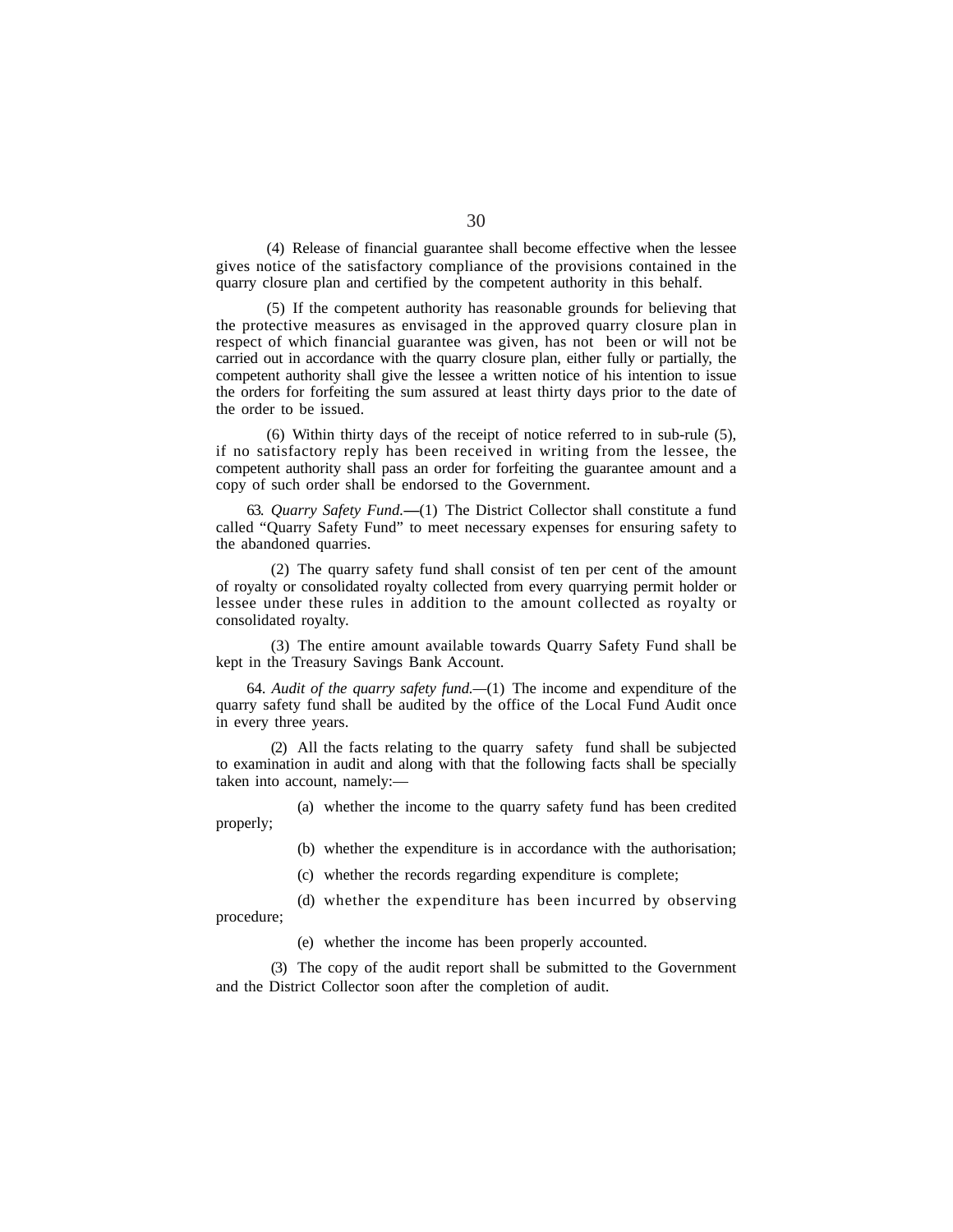(4) Release of financial guarantee shall become effective when the lessee gives notice of the satisfactory compliance of the provisions contained in the quarry closure plan and certified by the competent authority in this behalf.

(5) If the competent authority has reasonable grounds for believing that the protective measures as envisaged in the approved quarry closure plan in respect of which financial guarantee was given, has not been or will not be carried out in accordance with the quarry closure plan, either fully or partially, the competent authority shall give the lessee a written notice of his intention to issue the orders for forfeiting the sum assured at least thirty days prior to the date of the order to be issued.

(6) Within thirty days of the receipt of notice referred to in sub-rule (5), if no satisfactory reply has been received in writing from the lessee, the competent authority shall pass an order for forfeiting the guarantee amount and a copy of such order shall be endorsed to the Government.

63. *Quarry Safety Fund.*—(1) The District Collector shall constitute a fund called "Quarry Safety Fund" to meet necessary expenses for ensuring safety to the abandoned quarries.

(2) The quarry safety fund shall consist of ten per cent of the amount of royalty or consolidated royalty collected from every quarrying permit holder or lessee under these rules in addition to the amount collected as royalty or consolidated royalty.

(3) The entire amount available towards Quarry Safety Fund shall be kept in the Treasury Savings Bank Account.

64. *Audit of the quarry safety fund.*—(1) The income and expenditure of the quarry safety fund shall be audited by the office of the Local Fund Audit once in every three years.

(2) All the facts relating to the quarry safety fund shall be subjected to examination in audit and along with that the following facts shall be specially taken into account, namely:—

(a) whether the income to the quarry safety fund has been credited properly;

(b) whether the expenditure is in accordance with the authorisation;

(c) whether the records regarding expenditure is complete;

(d) whether the expenditure has been incurred by observing procedure;

(e) whether the income has been properly accounted.

(3) The copy of the audit report shall be submitted to the Government and the District Collector soon after the completion of audit.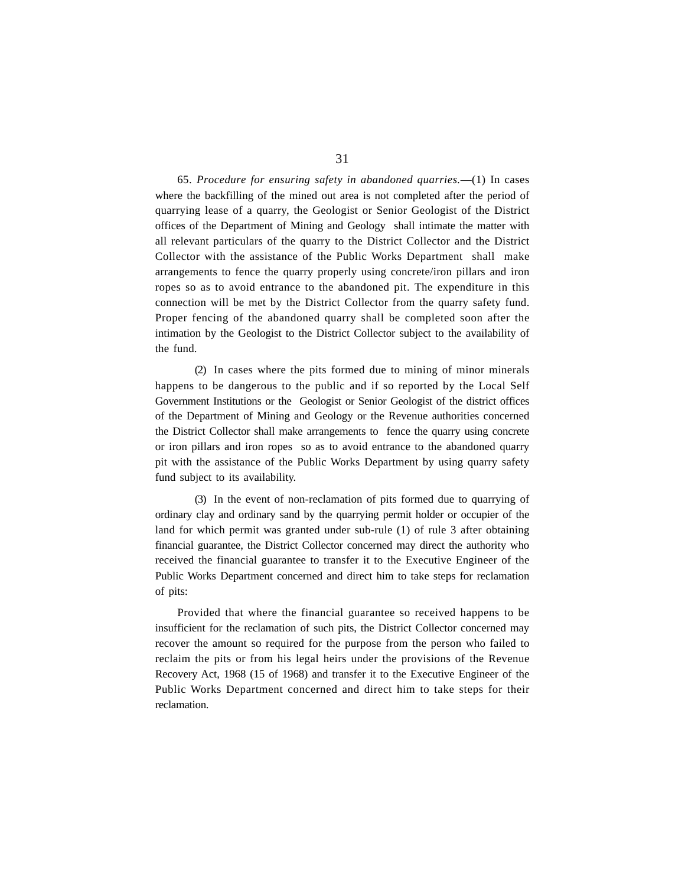65. *Procedure for ensuring safety in abandoned quarries.*—(1) In cases where the backfilling of the mined out area is not completed after the period of quarrying lease of a quarry, the Geologist or Senior Geologist of the District offices of the Department of Mining and Geology shall intimate the matter with all relevant particulars of the quarry to the District Collector and the District Collector with the assistance of the Public Works Department shall make arrangements to fence the quarry properly using concrete/iron pillars and iron ropes so as to avoid entrance to the abandoned pit. The expenditure in this connection will be met by the District Collector from the quarry safety fund. Proper fencing of the abandoned quarry shall be completed soon after the intimation by the Geologist to the District Collector subject to the availability of the fund.

(2) In cases where the pits formed due to mining of minor minerals happens to be dangerous to the public and if so reported by the Local Self Government Institutions or the Geologist or Senior Geologist of the district offices of the Department of Mining and Geology or the Revenue authorities concerned the District Collector shall make arrangements to fence the quarry using concrete or iron pillars and iron ropes so as to avoid entrance to the abandoned quarry pit with the assistance of the Public Works Department by using quarry safety fund subject to its availability.

(3) In the event of non-reclamation of pits formed due to quarrying of ordinary clay and ordinary sand by the quarrying permit holder or occupier of the land for which permit was granted under sub-rule (1) of rule 3 after obtaining financial guarantee, the District Collector concerned may direct the authority who received the financial guarantee to transfer it to the Executive Engineer of the Public Works Department concerned and direct him to take steps for reclamation of pits:

Provided that where the financial guarantee so received happens to be insufficient for the reclamation of such pits, the District Collector concerned may recover the amount so required for the purpose from the person who failed to reclaim the pits or from his legal heirs under the provisions of the Revenue Recovery Act, 1968 (15 of 1968) and transfer it to the Executive Engineer of the Public Works Department concerned and direct him to take steps for their reclamation.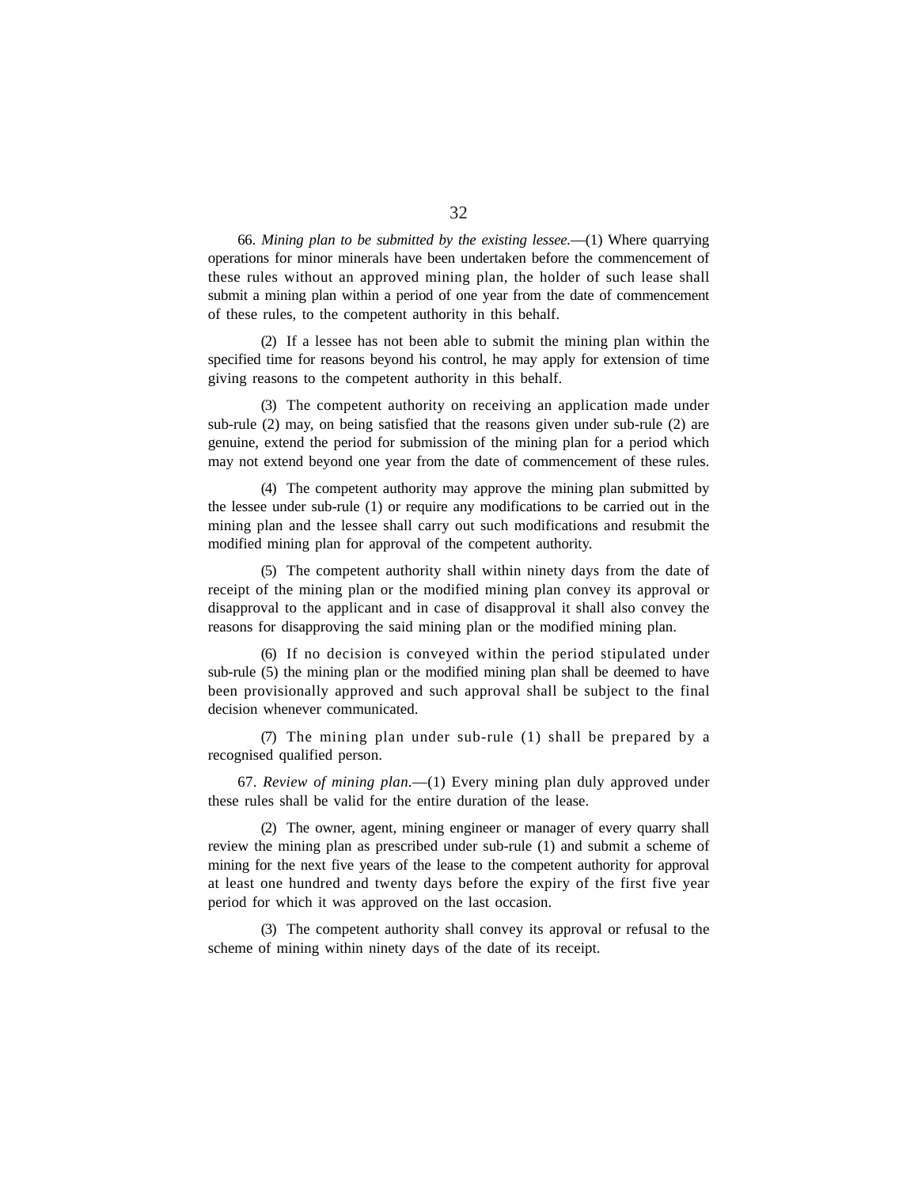66. *Mining plan to be submitted by the existing lessee.*—(1) Where quarrying operations for minor minerals have been undertaken before the commencement of these rules without an approved mining plan, the holder of such lease shall submit a mining plan within a period of one year from the date of commencement of these rules, to the competent authority in this behalf.

(2) If a lessee has not been able to submit the mining plan within the specified time for reasons beyond his control, he may apply for extension of time giving reasons to the competent authority in this behalf.

(3) The competent authority on receiving an application made under sub-rule (2) may, on being satisfied that the reasons given under sub-rule (2) are genuine, extend the period for submission of the mining plan for a period which may not extend beyond one year from the date of commencement of these rules.

(4) The competent authority may approve the mining plan submitted by the lessee under sub-rule (1) or require any modifications to be carried out in the mining plan and the lessee shall carry out such modifications and resubmit the modified mining plan for approval of the competent authority.

(5) The competent authority shall within ninety days from the date of receipt of the mining plan or the modified mining plan convey its approval or disapproval to the applicant and in case of disapproval it shall also convey the reasons for disapproving the said mining plan or the modified mining plan.

(6) If no decision is conveyed within the period stipulated under sub-rule (5) the mining plan or the modified mining plan shall be deemed to have been provisionally approved and such approval shall be subject to the final decision whenever communicated.

(7) The mining plan under sub-rule (1) shall be prepared by a recognised qualified person.

67. *Review of mining plan*.—(1) Every mining plan duly approved under these rules shall be valid for the entire duration of the lease.

(2) The owner, agent, mining engineer or manager of every quarry shall review the mining plan as prescribed under sub-rule (1) and submit a scheme of mining for the next five years of the lease to the competent authority for approval at least one hundred and twenty days before the expiry of the first five year period for which it was approved on the last occasion.

(3) The competent authority shall convey its approval or refusal to the scheme of mining within ninety days of the date of its receipt.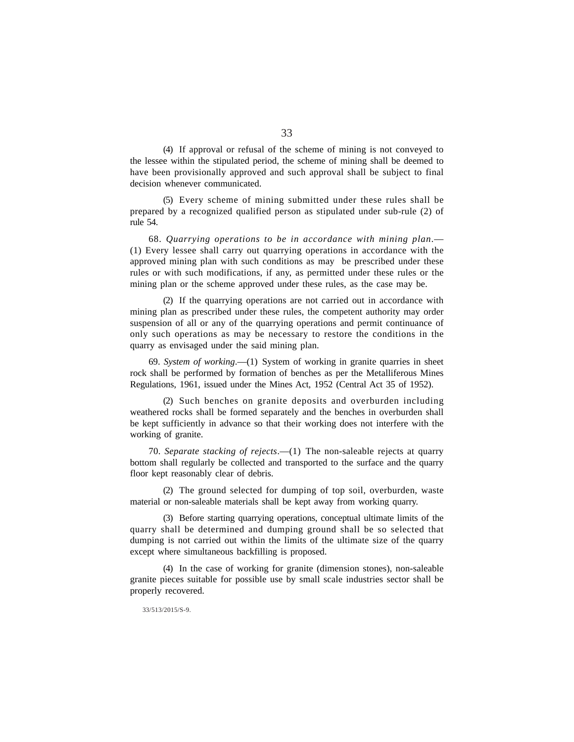(4) If approval or refusal of the scheme of mining is not conveyed to the lessee within the stipulated period, the scheme of mining shall be deemed to have been provisionally approved and such approval shall be subject to final decision whenever communicated.

(5) Every scheme of mining submitted under these rules shall be prepared by a recognized qualified person as stipulated under sub-rule (2) of rule 54.

68. *Quarrying operations to be in accordance with mining plan*.—(1) Every lessee shall carry out quarrying operations in accordance with the approved mining plan with such conditions as may be prescribed under these rules or with such modifications, if any, as permitted under these rules or the mining plan or the scheme approved under these rules, as the case may be.

(2) If the quarrying operations are not carried out in accordance with mining plan as prescribed under these rules, the competent authority may order suspension of all or any of the quarrying operations and permit continuance of only such operations as may be necessary to restore the conditions in the quarry as envisaged under the said mining plan.

69. *System of working*.—(1) System of working in granite quarries in sheet rock shall be performed by formation of benches as per the Metalliferous Mines Regulations, 1961, issued under the Mines Act, 1952 (Central Act 35 of 1952).

(2) Such benches on granite deposits and overburden including weathered rocks shall be formed separately and the benches in overburden shall be kept sufficiently in advance so that their working does not interfere with the working of granite.

70. *Separate stacking of rejects*.—(1) The non-saleable rejects at quarry bottom shall regularly be collected and transported to the surface and the quarry floor kept reasonably clear of debris.

(2) The ground selected for dumping of top soil, overburden, waste material or non-saleable materials shall be kept away from working quarry.

(3) Before starting quarrying operations, conceptual ultimate limits of the quarry shall be determined and dumping ground shall be so selected that dumping is not carried out within the limits of the ultimate size of the quarry except where simultaneous backfilling is proposed.

(4) In the case of working for granite (dimension stones), non-saleable granite pieces suitable for possible use by small scale industries sector shall be properly recovered.

33/513/2015/S-9.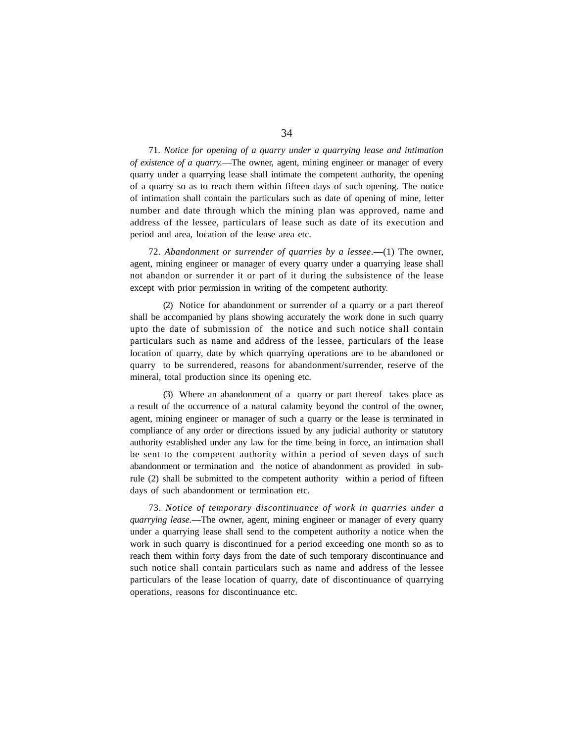71. *Notice for opening of a quarry under a quarrying lease and intimation of existence of a quarry.*—The owner, agent, mining engineer or manager of every quarry under a quarrying lease shall intimate the competent authority, the opening of a quarry so as to reach them within fifteen days of such opening. The notice of intimation shall contain the particulars such as date of opening of mine, letter number and date through which the mining plan was approved, name and address of the lessee, particulars of lease such as date of its execution and period and area, location of the lease area etc.

72. *Abandonment or surrender of quarries by a lessee*.—(1) The owner, agent, mining engineer or manager of every quarry under a quarrying lease shall not abandon or surrender it or part of it during the subsistence of the lease except with prior permission in writing of the competent authority.

(2) Notice for abandonment or surrender of a quarry or a part thereof shall be accompanied by plans showing accurately the work done in such quarry upto the date of submission of the notice and such notice shall contain particulars such as name and address of the lessee, particulars of the lease location of quarry, date by which quarrying operations are to be abandoned or quarry to be surrendered, reasons for abandonment/surrender, reserve of the mineral, total production since its opening etc.

(3) Where an abandonment of a quarry or part thereof takes place as a result of the occurrence of a natural calamity beyond the control of the owner, agent, mining engineer or manager of such a quarry or the lease is terminated in compliance of any order or directions issued by any judicial authority or statutory authority established under any law for the time being in force, an intimation shall be sent to the competent authority within a period of seven days of such abandonment or termination and the notice of abandonment as provided in sub-rule (2) shall be submitted to the competent authority within a period of fifteen days of such abandonment or termination etc.

73. *Notice of temporary discontinuance of work in quarries under a quarrying lease.*—The owner, agent, mining engineer or manager of every quarry under a quarrying lease shall send to the competent authority a notice when the work in such quarry is discontinued for a period exceeding one month so as to reach them within forty days from the date of such temporary discontinuance and such notice shall contain particulars such as name and address of the lessee particulars of the lease location of quarry, date of discontinuance of quarrying operations, reasons for discontinuance etc.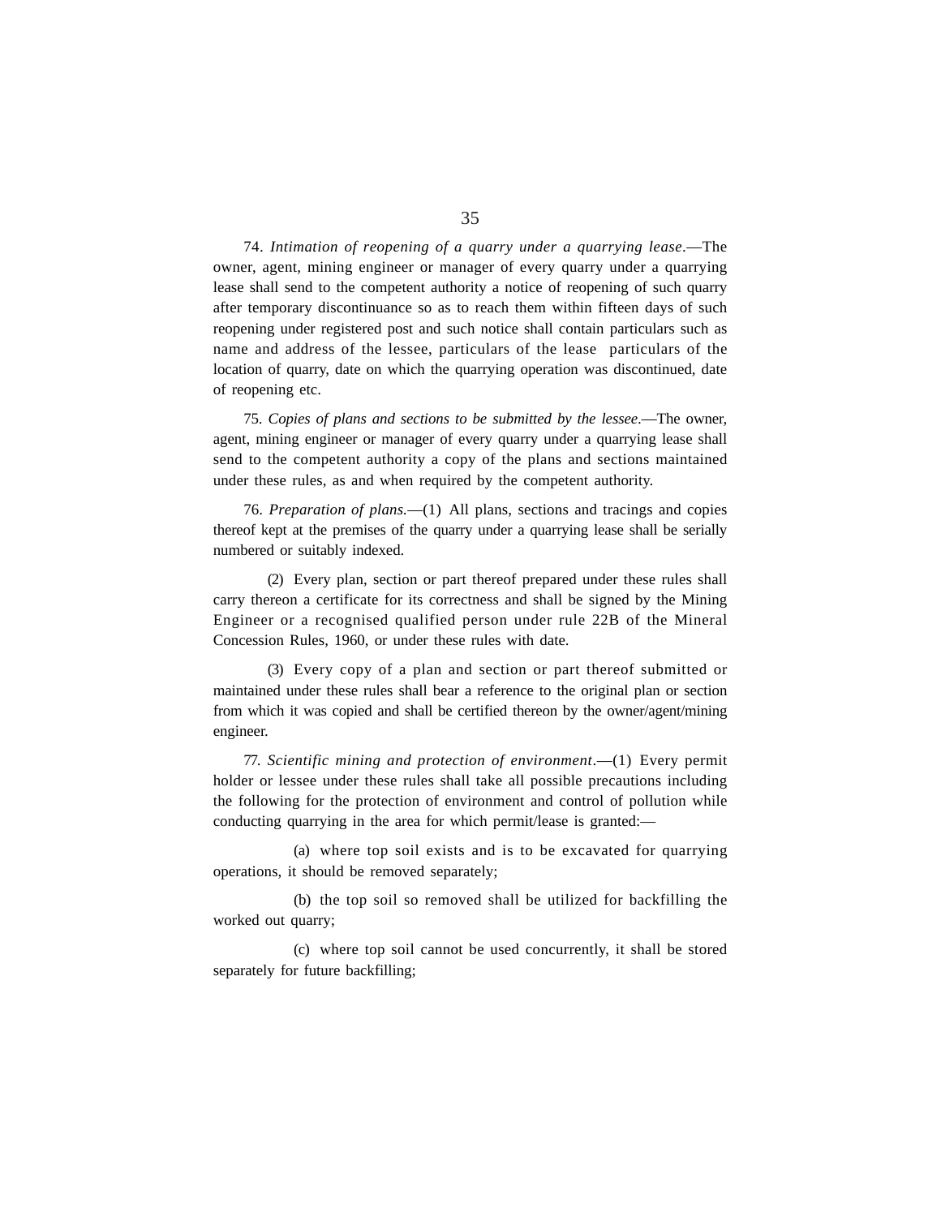74. *Intimation of reopening of a quarry under a quarrying lease*.—The owner, agent, mining engineer or manager of every quarry under a quarrying lease shall send to the competent authority a notice of reopening of such quarry after temporary discontinuance so as to reach them within fifteen days of such reopening under registered post and such notice shall contain particulars such as name and address of the lessee, particulars of the lease particulars of the location of quarry, date on which the quarrying operation was discontinued, date of reopening etc.

75. *Copies of plans and sections to be submitted by the lessee*.—The owner, agent, mining engineer or manager of every quarry under a quarrying lease shall send to the competent authority a copy of the plans and sections maintained under these rules, as and when required by the competent authority.

76. *Preparation of plans*.—(1) All plans, sections and tracings and copies thereof kept at the premises of the quarry under a quarrying lease shall be serially numbered or suitably indexed.

(2) Every plan, section or part thereof prepared under these rules shall carry thereon a certificate for its correctness and shall be signed by the Mining Engineer or a recognised qualified person under rule 22B of the Mineral Concession Rules, 1960, or under these rules with date.

(3) Every copy of a plan and section or part thereof submitted or maintained under these rules shall bear a reference to the original plan or section from which it was copied and shall be certified thereon by the owner/agent/mining engineer.

77. *Scientific mining and protection of environment*.—(1) Every permit holder or lessee under these rules shall take all possible precautions including the following for the protection of environment and control of pollution while conducting quarrying in the area for which permit/lease is granted:—

(a) where top soil exists and is to be excavated for quarrying operations, it should be removed separately;

(b) the top soil so removed shall be utilized for backfilling the worked out quarry;

(c) where top soil cannot be used concurrently, it shall be stored separately for future backfilling;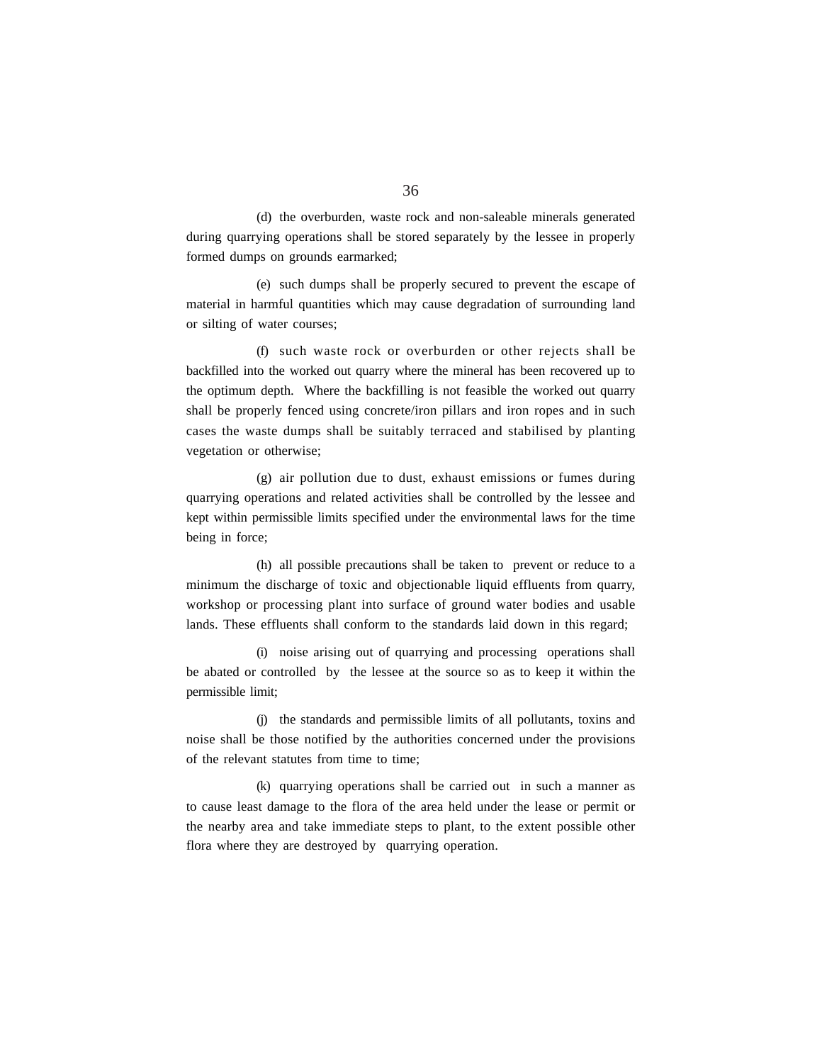(d) the overburden, waste rock and non-saleable minerals generated during quarrying operations shall be stored separately by the lessee in properly formed dumps on grounds earmarked;

(e) such dumps shall be properly secured to prevent the escape of material in harmful quantities which may cause degradation of surrounding land or silting of water courses;

(f) such waste rock or overburden or other rejects shall be backfilled into the worked out quarry where the mineral has been recovered up to the optimum depth. Where the backfilling is not feasible the worked out quarry shall be properly fenced using concrete/iron pillars and iron ropes and in such cases the waste dumps shall be suitably terraced and stabilised by planting vegetation or otherwise;

(g) air pollution due to dust, exhaust emissions or fumes during quarrying operations and related activities shall be controlled by the lessee and kept within permissible limits specified under the environmental laws for the time being in force;

(h) all possible precautions shall be taken to prevent or reduce to a minimum the discharge of toxic and objectionable liquid effluents from quarry, workshop or processing plant into surface of ground water bodies and usable lands. These effluents shall conform to the standards laid down in this regard;

(i) noise arising out of quarrying and processing operations shall be abated or controlled by the lessee at the source so as to keep it within the permissible limit;

(j) the standards and permissible limits of all pollutants, toxins and noise shall be those notified by the authorities concerned under the provisions of the relevant statutes from time to time;

(k) quarrying operations shall be carried out in such a manner as to cause least damage to the flora of the area held under the lease or permit or the nearby area and take immediate steps to plant, to the extent possible other flora where they are destroyed by quarrying operation.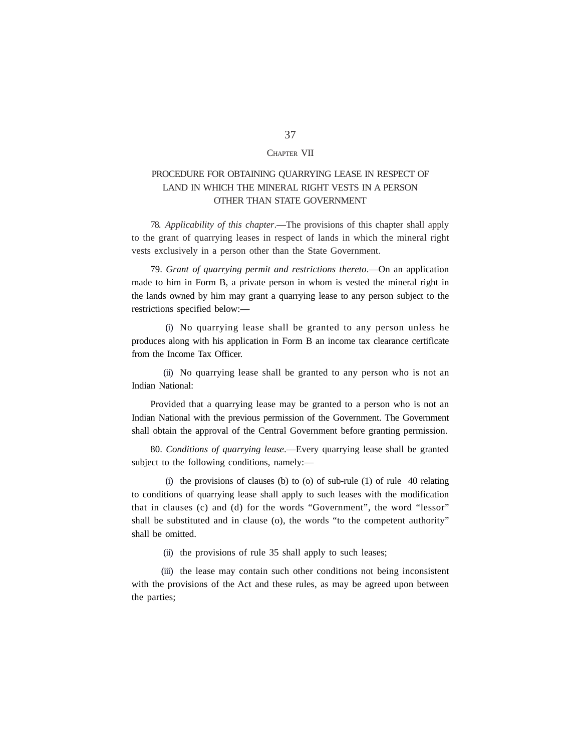## CHAPTER VII

## PROCEDURE FOR OBTAINING QUARRYING LEASE IN RESPECT OF LAND IN WHICH THE MINERAL RIGHT VESTS IN A PERSON OTHER THAN STATE GOVERNMENT

78. *Applicability of this chapter*.—The provisions of this chapter shall apply to the grant of quarrying leases in respect of lands in which the mineral right vests exclusively in a person other than the State Government.

79. *Grant of quarrying permit and restrictions thereto*.—On an application made to him in Form B, a private person in whom is vested the mineral right in the lands owned by him may grant a quarrying lease to any person subject to the restrictions specified below:—

(i) No quarrying lease shall be granted to any person unless he produces along with his application in Form B an income tax clearance certificate from the Income Tax Officer.

(ii) No quarrying lease shall be granted to any person who is not an Indian National:

Provided that a quarrying lease may be granted to a person who is not an Indian National with the previous permission of the Government. The Government shall obtain the approval of the Central Government before granting permission.

80. *Conditions of quarrying lease*.—Every quarrying lease shall be granted subject to the following conditions, namely:—

(i) the provisions of clauses (b) to (o) of sub-rule (1) of rule 40 relating to conditions of quarrying lease shall apply to such leases with the modification that in clauses (c) and (d) for the words "Government", the word "lessor" shall be substituted and in clause (o), the words "to the competent authority" shall be omitted.

(ii) the provisions of rule 35 shall apply to such leases;

(iii) the lease may contain such other conditions not being inconsistent with the provisions of the Act and these rules, as may be agreed upon between the parties;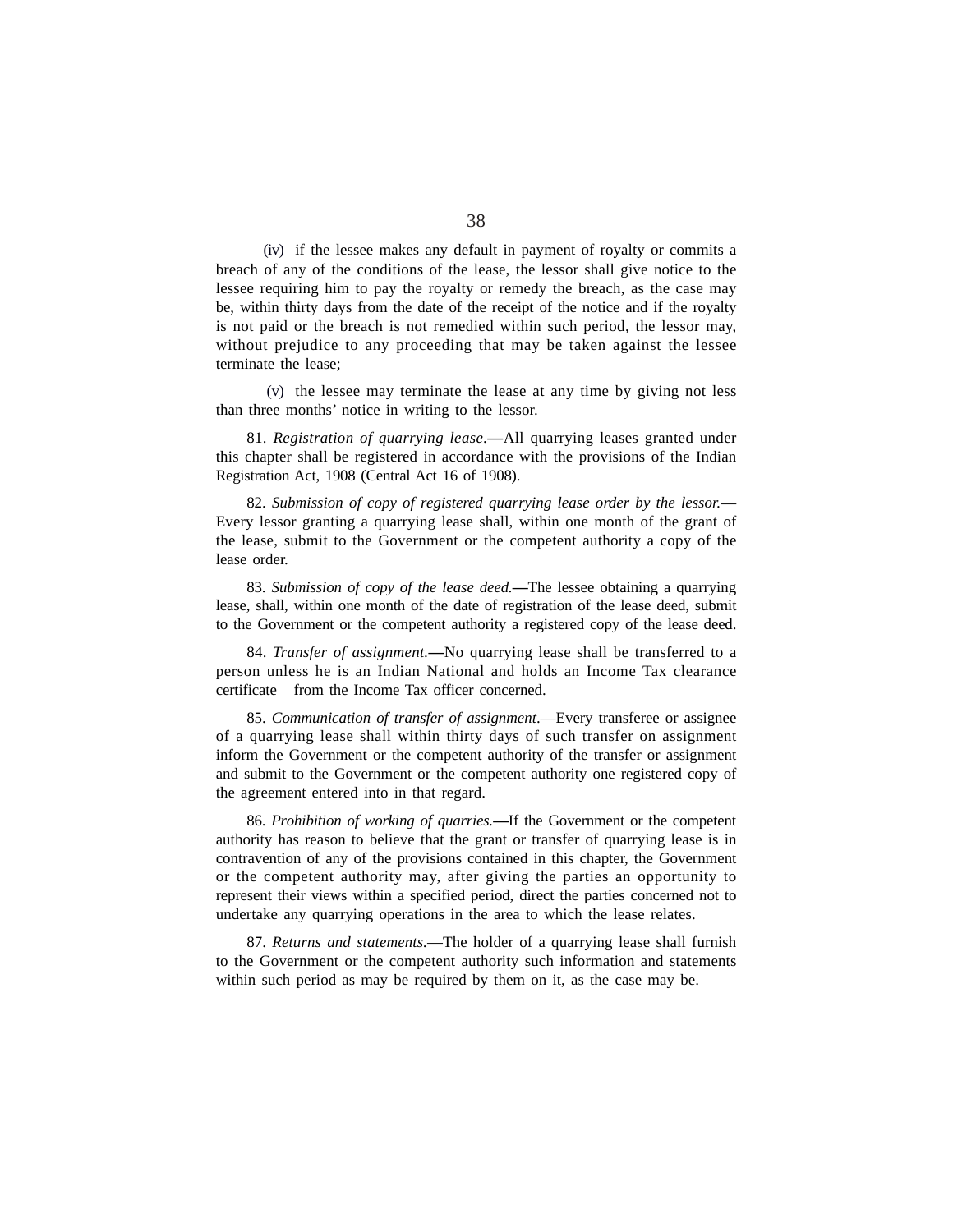(iv) if the lessee makes any default in payment of royalty or commits a breach of any of the conditions of the lease, the lessor shall give notice to the lessee requiring him to pay the royalty or remedy the breach, as the case may be, within thirty days from the date of the receipt of the notice and if the royalty is not paid or the breach is not remedied within such period, the lessor may, without prejudice to any proceeding that may be taken against the lessee terminate the lease;

(v) the lessee may terminate the lease at any time by giving not less than three months' notice in writing to the lessor.

81. *Registration of quarrying lease*.—All quarrying leases granted under this chapter shall be registered in accordance with the provisions of the Indian Registration Act, 1908 (Central Act 16 of 1908).

82. *Submission of copy of registered quarrying lease order by the lessor.*—Every lessor granting a quarrying lease shall, within one month of the grant of the lease, submit to the Government or the competent authority a copy of the lease order.

83. *Submission of copy of the lease deed.*—The lessee obtaining a quarrying lease, shall, within one month of the date of registration of the lease deed, submit to the Government or the competent authority a registered copy of the lease deed.

84. *Transfer of assignment.*—No quarrying lease shall be transferred to a person unless he is an Indian National and holds an Income Tax clearance certificate from the Income Tax officer concerned.

85. *Communication of transfer of assignment*.—Every transferee or assignee of a quarrying lease shall within thirty days of such transfer on assignment inform the Government or the competent authority of the transfer or assignment and submit to the Government or the competent authority one registered copy of the agreement entered into in that regard.

86. *Prohibition of working of quarries.*—If the Government or the competent authority has reason to believe that the grant or transfer of quarrying lease is in contravention of any of the provisions contained in this chapter, the Government or the competent authority may, after giving the parties an opportunity to represent their views within a specified period, direct the parties concerned not to undertake any quarrying operations in the area to which the lease relates.

87. *Returns and statements.*—The holder of a quarrying lease shall furnish to the Government or the competent authority such information and statements within such period as may be required by them on it, as the case may be.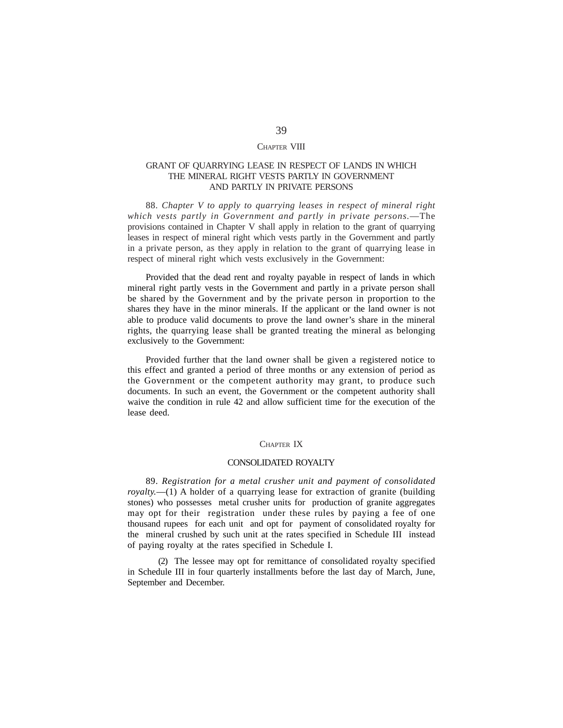## CHAPTER VIII

### GRANT OF QUARRYING LEASE IN RESPECT OF LANDS IN WHICH THE MINERAL RIGHT VESTS PARTLY IN GOVERNMENT AND PARTLY IN PRIVATE PERSONS

88. *Chapter V to apply to quarrying leases in respect of mineral right which vests partly in Government and partly in private persons*.—The provisions contained in Chapter V shall apply in relation to the grant of quarrying leases in respect of mineral right which vests partly in the Government and partly in a private person, as they apply in relation to the grant of quarrying lease in respect of mineral right which vests exclusively in the Government:

Provided that the dead rent and royalty payable in respect of lands in which mineral right partly vests in the Government and partly in a private person shall be shared by the Government and by the private person in proportion to the shares they have in the minor minerals. If the applicant or the land owner is not able to produce valid documents to prove the land owner's share in the mineral rights, the quarrying lease shall be granted treating the mineral as belonging exclusively to the Government:

Provided further that the land owner shall be given a registered notice to this effect and granted a period of three months or any extension of period as the Government or the competent authority may grant, to produce such documents. In such an event, the Government or the competent authority shall waive the condition in rule 42 and allow sufficient time for the execution of the lease deed.

## CHAPTER IX

### CONSOLIDATED ROYALTY

89. *Registration for a metal crusher unit and payment of consolidated royalty.*—(1) A holder of a quarrying lease for extraction of granite (building stones) who possesses metal crusher units for production of granite aggregates may opt for their registration under these rules by paying a fee of one thousand rupees for each unit and opt for payment of consolidated royalty for the mineral crushed by such unit at the rates specified in Schedule III instead of paying royalty at the rates specified in Schedule I.

(2) The lessee may opt for remittance of consolidated royalty specified in Schedule III in four quarterly installments before the last day of March, June, September and December.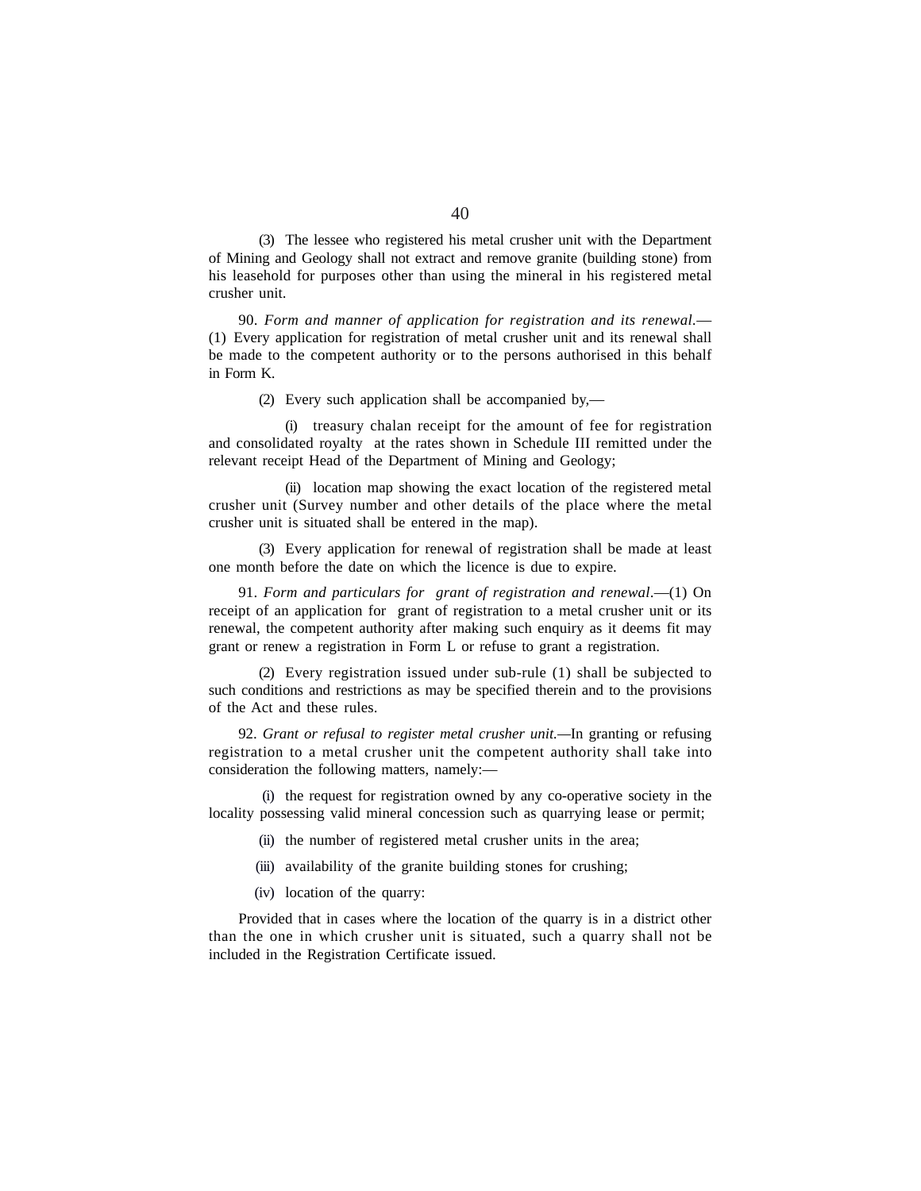(3) The lessee who registered his metal crusher unit with the Department of Mining and Geology shall not extract and remove granite (building stone) from his leasehold for purposes other than using the mineral in his registered metal crusher unit.

90. *Form and manner of application for registration and its renewal*.—(1) Every application for registration of metal crusher unit and its renewal shall be made to the competent authority or to the persons authorised in this behalf in Form K.

(2) Every such application shall be accompanied by,—

(i) treasury chalan receipt for the amount of fee for registration and consolidated royalty at the rates shown in Schedule III remitted under the relevant receipt Head of the Department of Mining and Geology;

(ii) location map showing the exact location of the registered metal crusher unit (Survey number and other details of the place where the metal crusher unit is situated shall be entered in the map).

(3) Every application for renewal of registration shall be made at least one month before the date on which the licence is due to expire.

91. *Form and particulars for grant of registration and renewal*.—(1) On receipt of an application for grant of registration to a metal crusher unit or its renewal, the competent authority after making such enquiry as it deems fit may grant or renew a registration in Form L or refuse to grant a registration.

(2) Every registration issued under sub-rule (1) shall be subjected to such conditions and restrictions as may be specified therein and to the provisions of the Act and these rules.

92. *Grant or refusal to register metal crusher unit.*—In granting or refusing registration to a metal crusher unit the competent authority shall take into consideration the following matters, namely:—

(i) the request for registration owned by any co-operative society in the locality possessing valid mineral concession such as quarrying lease or permit;

(ii) the number of registered metal crusher units in the area;

(iii) availability of the granite building stones for crushing;

(iv) location of the quarry:

Provided that in cases where the location of the quarry is in a district other than the one in which crusher unit is situated, such a quarry shall not be included in the Registration Certificate issued.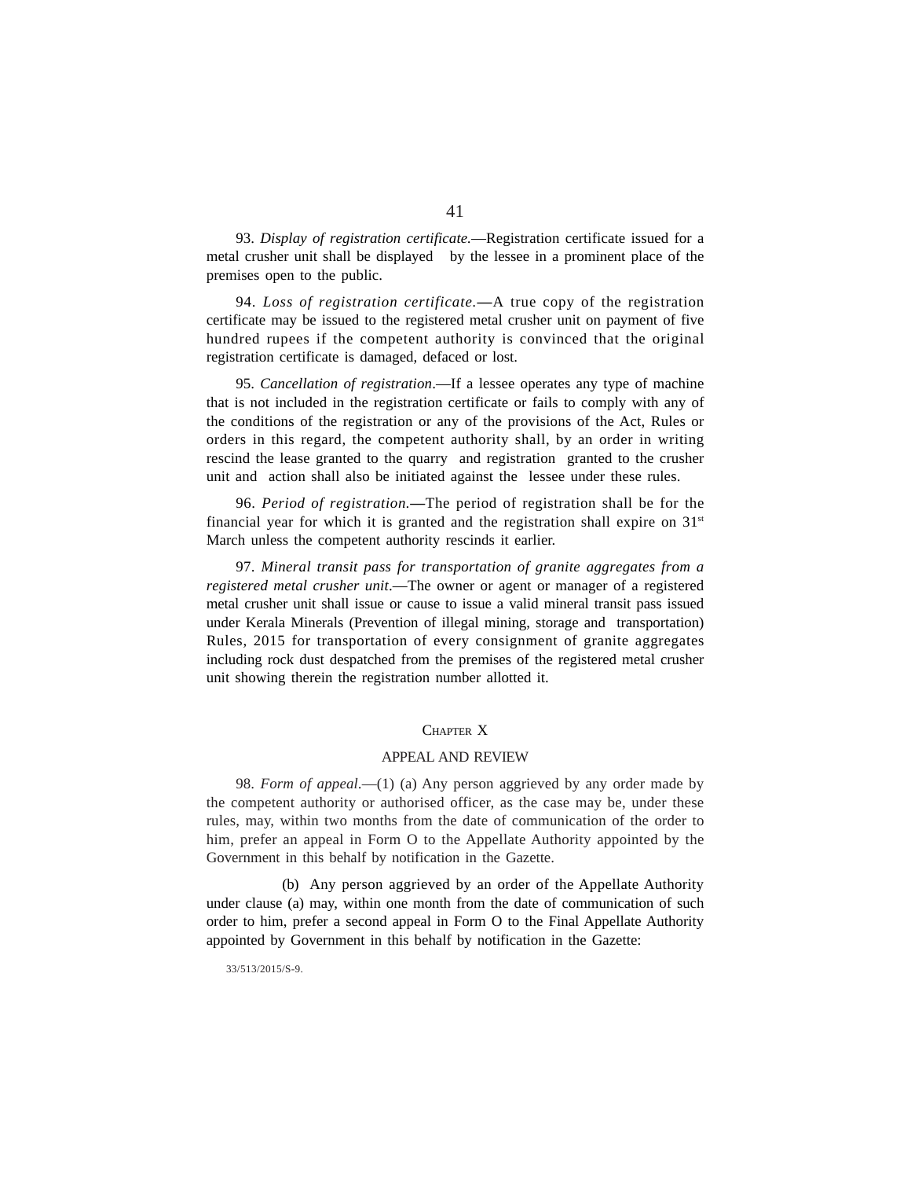93. *Display of registration certificate.*—Registration certificate issued for a metal crusher unit shall be displayed by the lessee in a prominent place of the premises open to the public.

94. *Loss of registration certificate*.—A true copy of the registration certificate may be issued to the registered metal crusher unit on payment of five hundred rupees if the competent authority is convinced that the original registration certificate is damaged, defaced or lost.

95. *Cancellation of registration*.—If a lessee operates any type of machine that is not included in the registration certificate or fails to comply with any of the conditions of the registration or any of the provisions of the Act, Rules or orders in this regard, the competent authority shall, by an order in writing rescind the lease granted to the quarry and registration granted to the crusher unit and action shall also be initiated against the lessee under these rules.

96. *Period of registration*.—The period of registration shall be for the financial year for which it is granted and the registration shall expire on 31st March unless the competent authority rescinds it earlier.

97. *Mineral transit pass for transportation of granite aggregates from a registered metal crusher unit*.—The owner or agent or manager of a registered metal crusher unit shall issue or cause to issue a valid mineral transit pass issued under Kerala Minerals (Prevention of illegal mining, storage and transportation) Rules, 2015 for transportation of every consignment of granite aggregates including rock dust despatched from the premises of the registered metal crusher unit showing therein the registration number allotted it.

## CHAPTER X

## APPEAL AND REVIEW

98. *Form of appeal*.—(1) (a) Any person aggrieved by any order made by the competent authority or authorised officer, as the case may be, under these rules, may, within two months from the date of communication of the order to him, prefer an appeal in Form O to the Appellate Authority appointed by the Government in this behalf by notification in the Gazette.

(b) Any person aggrieved by an order of the Appellate Authority under clause (a) may, within one month from the date of communication of such order to him, prefer a second appeal in Form O to the Final Appellate Authority appointed by Government in this behalf by notification in the Gazette:

33/513/2015/S-9.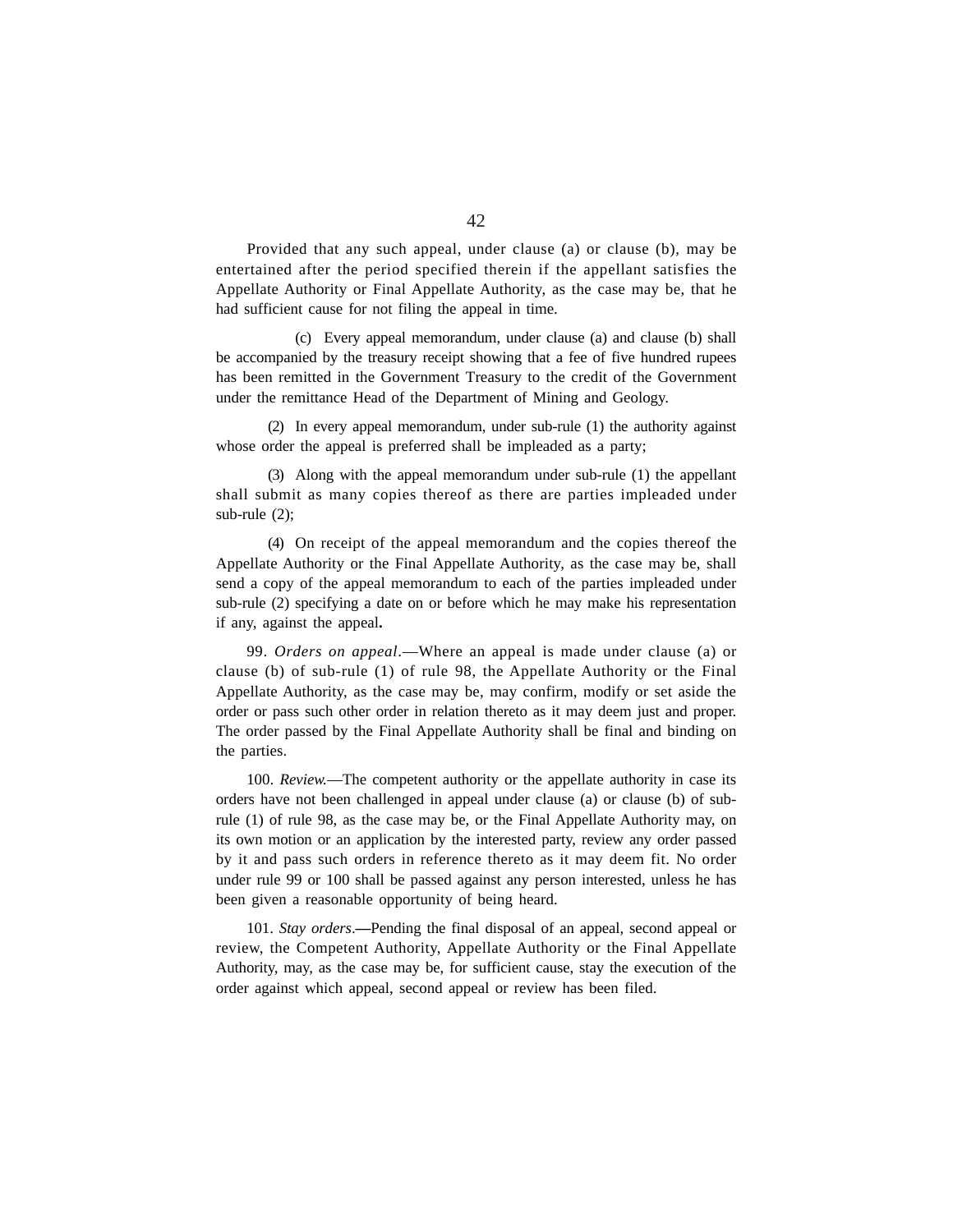Provided that any such appeal, under clause (a) or clause (b), may be entertained after the period specified therein if the appellant satisfies the Appellate Authority or Final Appellate Authority, as the case may be, that he had sufficient cause for not filing the appeal in time.

(c) Every appeal memorandum, under clause (a) and clause (b) shall be accompanied by the treasury receipt showing that a fee of five hundred rupees has been remitted in the Government Treasury to the credit of the Government under the remittance Head of the Department of Mining and Geology.

(2) In every appeal memorandum, under sub-rule (1) the authority against whose order the appeal is preferred shall be impleaded as a party;

(3) Along with the appeal memorandum under sub-rule (1) the appellant shall submit as many copies thereof as there are parties impleaded under sub-rule (2);

(4) On receipt of the appeal memorandum and the copies thereof the Appellate Authority or the Final Appellate Authority, as the case may be, shall send a copy of the appeal memorandum to each of the parties impleaded under sub-rule (2) specifying a date on or before which he may make his representation if any, against the appeal**.**

99. *Orders on appeal*.—Where an appeal is made under clause (a) or clause (b) of sub-rule (1) of rule 98, the Appellate Authority or the Final Appellate Authority, as the case may be, may confirm, modify or set aside the order or pass such other order in relation thereto as it may deem just and proper. The order passed by the Final Appellate Authority shall be final and binding on the parties.

100. *Review.*—The competent authority or the appellate authority in case its orders have not been challenged in appeal under clause (a) or clause (b) of sub-rule (1) of rule 98, as the case may be, or the Final Appellate Authority may, on its own motion or an application by the interested party, review any order passed by it and pass such orders in reference thereto as it may deem fit. No order under rule 99 or 100 shall be passed against any person interested, unless he has been given a reasonable opportunity of being heard.

101. *Stay orders*.**—**Pending the final disposal of an appeal, second appeal or review, the Competent Authority, Appellate Authority or the Final Appellate Authority, may, as the case may be, for sufficient cause, stay the execution of the order against which appeal, second appeal or review has been filed.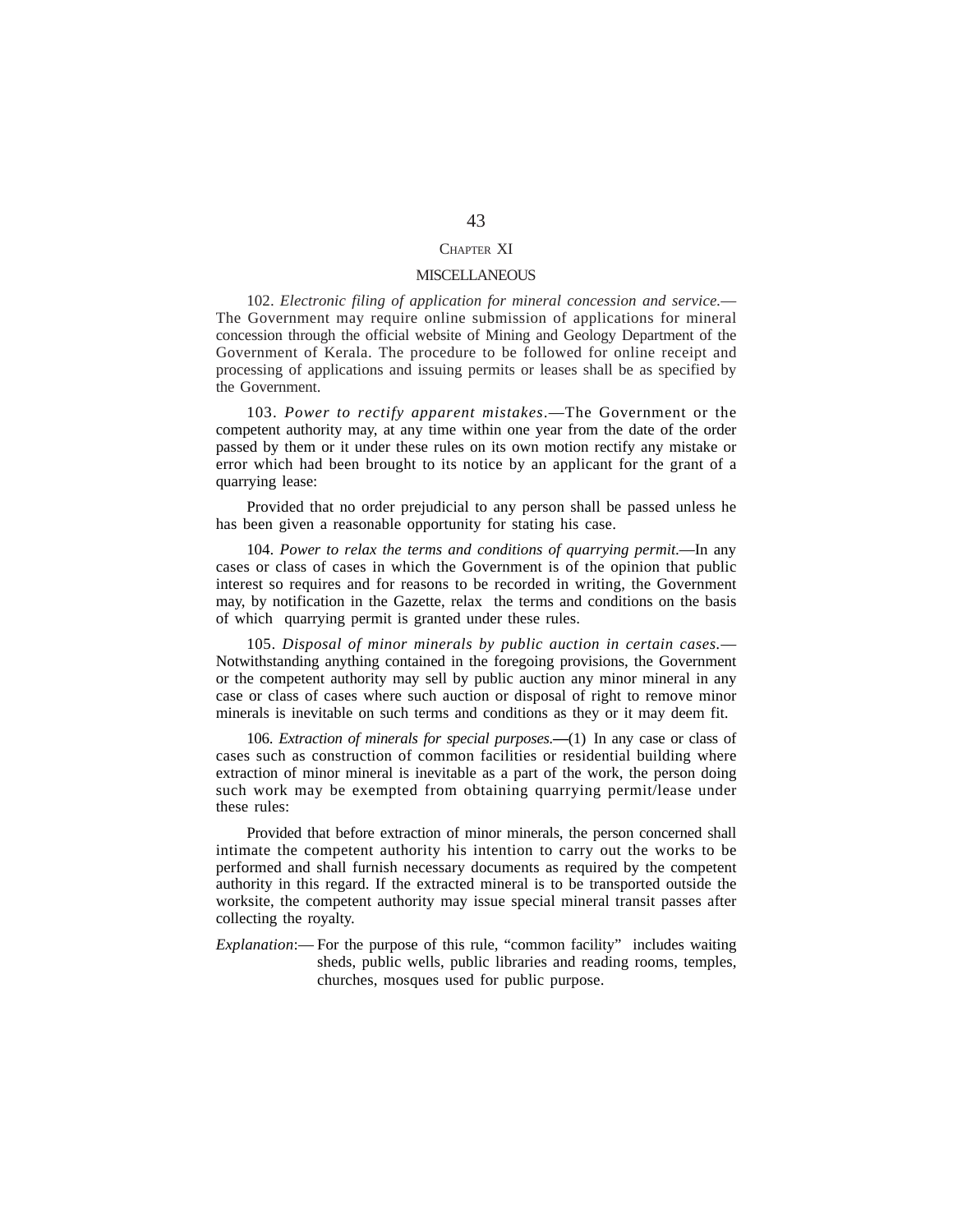## CHAPTER XI

## MISCELLANEOUS

102. *Electronic filing of application for mineral concession and service.*— The Government may require online submission of applications for mineral concession through the official website of Mining and Geology Department of the Government of Kerala. The procedure to be followed for online receipt and processing of applications and issuing permits or leases shall be as specified by the Government.

103. *Power to rectify apparent mistakes*.—The Government or the competent authority may, at any time within one year from the date of the order passed by them or it under these rules on its own motion rectify any mistake or error which had been brought to its notice by an applicant for the grant of a quarrying lease:

Provided that no order prejudicial to any person shall be passed unless he has been given a reasonable opportunity for stating his case.

104. *Power to relax the terms and conditions of quarrying permit.*—In any cases or class of cases in which the Government is of the opinion that public interest so requires and for reasons to be recorded in writing, the Government may, by notification in the Gazette, relax the terms and conditions on the basis of which quarrying permit is granted under these rules.

105. *Disposal of minor minerals by public auction in certain cases.*— Notwithstanding anything contained in the foregoing provisions, the Government or the competent authority may sell by public auction any minor mineral in any case or class of cases where such auction or disposal of right to remove minor minerals is inevitable on such terms and conditions as they or it may deem fit.

106. *Extraction of minerals for special purposes.*—(1) In any case or class of cases such as construction of common facilities or residential building where extraction of minor mineral is inevitable as a part of the work, the person doing such work may be exempted from obtaining quarrying permit/lease under these rules:

Provided that before extraction of minor minerals, the person concerned shall intimate the competent authority his intention to carry out the works to be performed and shall furnish necessary documents as required by the competent authority in this regard. If the extracted mineral is to be transported outside the worksite, the competent authority may issue special mineral transit passes after collecting the royalty.

*Explanation*:— For the purpose of this rule, "common facility" includes waiting sheds, public wells, public libraries and reading rooms, temples, churches, mosques used for public purpose.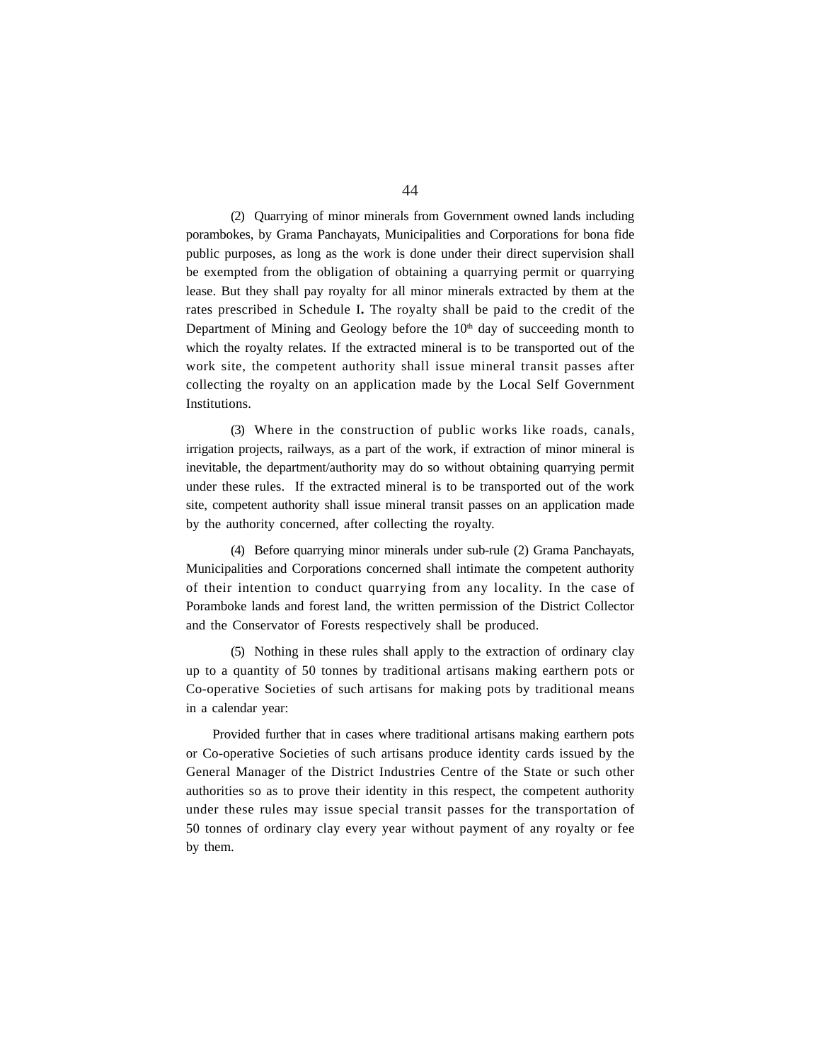(2) Quarrying of minor minerals from Government owned lands including porambokes, by Grama Panchayats, Municipalities and Corporations for bona fide public purposes, as long as the work is done under their direct supervision shall be exempted from the obligation of obtaining a quarrying permit or quarrying lease. But they shall pay royalty for all minor minerals extracted by them at the rates prescribed in Schedule I**.** The royalty shall be paid to the credit of the Department of Mining and Geology before the 10th day of succeeding month to which the royalty relates. If the extracted mineral is to be transported out of the work site, the competent authority shall issue mineral transit passes after collecting the royalty on an application made by the Local Self Government Institutions.

(3) Where in the construction of public works like roads, canals, irrigation projects, railways, as a part of the work, if extraction of minor mineral is inevitable, the department/authority may do so without obtaining quarrying permit under these rules. If the extracted mineral is to be transported out of the work site, competent authority shall issue mineral transit passes on an application made by the authority concerned, after collecting the royalty.

(4) Before quarrying minor minerals under sub-rule (2) Grama Panchayats, Municipalities and Corporations concerned shall intimate the competent authority of their intention to conduct quarrying from any locality. In the case of Poramboke lands and forest land, the written permission of the District Collector and the Conservator of Forests respectively shall be produced.

(5) Nothing in these rules shall apply to the extraction of ordinary clay up to a quantity of 50 tonnes by traditional artisans making earthern pots or Co-operative Societies of such artisans for making pots by traditional means in a calendar year:

Provided further that in cases where traditional artisans making earthern pots or Co-operative Societies of such artisans produce identity cards issued by the General Manager of the District Industries Centre of the State or such other authorities so as to prove their identity in this respect, the competent authority under these rules may issue special transit passes for the transportation of 50 tonnes of ordinary clay every year without payment of any royalty or fee by them.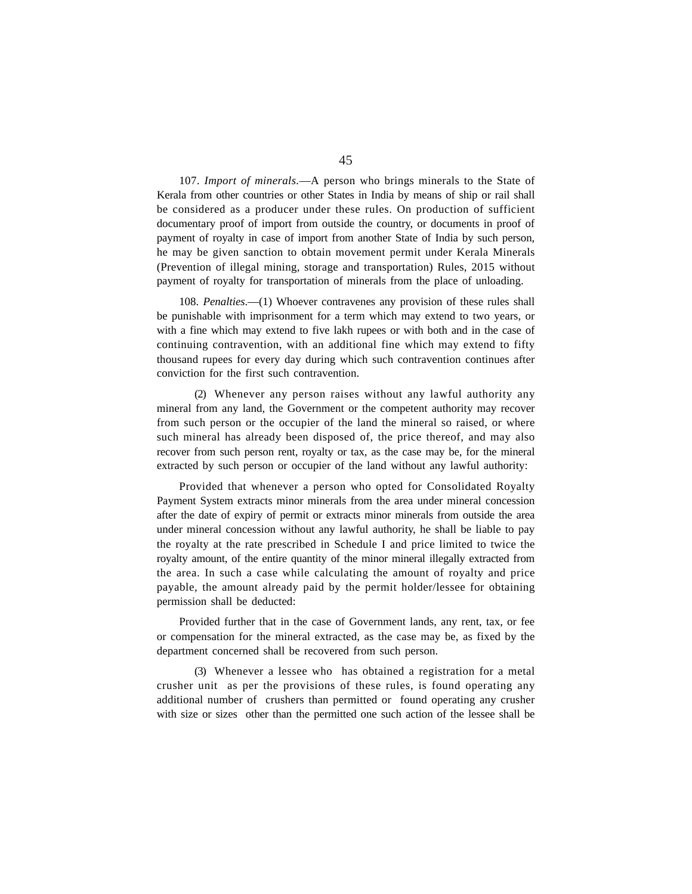107. *Import of minerals.*—A person who brings minerals to the State of Kerala from other countries or other States in India by means of ship or rail shall be considered as a producer under these rules. On production of sufficient documentary proof of import from outside the country, or documents in proof of payment of royalty in case of import from another State of India by such person, he may be given sanction to obtain movement permit under Kerala Minerals (Prevention of illegal mining, storage and transportation) Rules, 2015 without payment of royalty for transportation of minerals from the place of unloading.

108. *Penalties.*—(1) Whoever contravenes any provision of these rules shall be punishable with imprisonment for a term which may extend to two years, or with a fine which may extend to five lakh rupees or with both and in the case of continuing contravention, with an additional fine which may extend to fifty thousand rupees for every day during which such contravention continues after conviction for the first such contravention.

(2) Whenever any person raises without any lawful authority any mineral from any land, the Government or the competent authority may recover from such person or the occupier of the land the mineral so raised, or where such mineral has already been disposed of, the price thereof, and may also recover from such person rent, royalty or tax, as the case may be, for the mineral extracted by such person or occupier of the land without any lawful authority:

Provided that whenever a person who opted for Consolidated Royalty Payment System extracts minor minerals from the area under mineral concession after the date of expiry of permit or extracts minor minerals from outside the area under mineral concession without any lawful authority, he shall be liable to pay the royalty at the rate prescribed in Schedule I and price limited to twice the royalty amount, of the entire quantity of the minor mineral illegally extracted from the area. In such a case while calculating the amount of royalty and price payable, the amount already paid by the permit holder/lessee for obtaining permission shall be deducted:

Provided further that in the case of Government lands, any rent, tax, or fee or compensation for the mineral extracted, as the case may be, as fixed by the department concerned shall be recovered from such person.

(3) Whenever a lessee who has obtained a registration for a metal crusher unit as per the provisions of these rules, is found operating any additional number of crushers than permitted or found operating any crusher with size or sizes other than the permitted one such action of the lessee shall be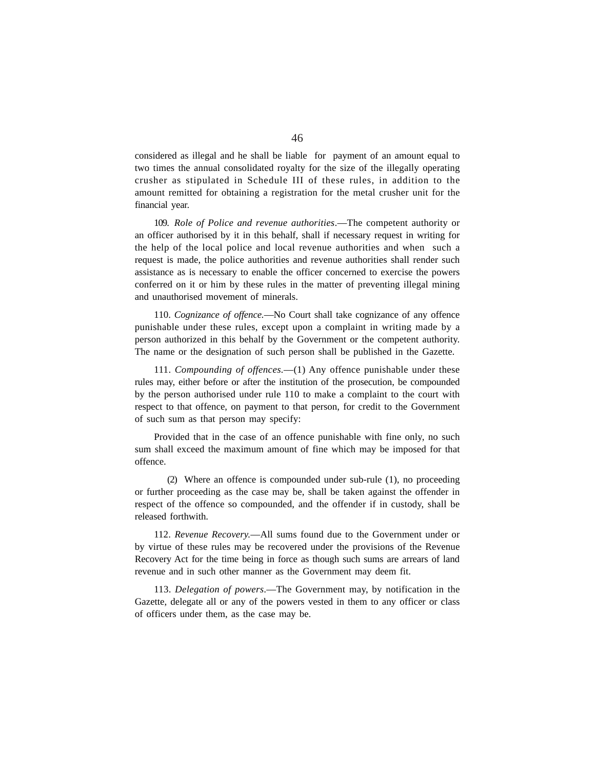considered as illegal and he shall be liable for payment of an amount equal to two times the annual consolidated royalty for the size of the illegally operating crusher as stipulated in Schedule III of these rules, in addition to the amount remitted for obtaining a registration for the metal crusher unit for the financial year.

109. *Role of Police and revenue authorities*.—The competent authority or an officer authorised by it in this behalf, shall if necessary request in writing for the help of the local police and local revenue authorities and when such a request is made, the police authorities and revenue authorities shall render such assistance as is necessary to enable the officer concerned to exercise the powers conferred on it or him by these rules in the matter of preventing illegal mining and unauthorised movement of minerals.

110. *Cognizance of offence.*—No Court shall take cognizance of any offence punishable under these rules, except upon a complaint in writing made by a person authorized in this behalf by the Government or the competent authority. The name or the designation of such person shall be published in the Gazette.

111. *Compounding of offences*.—(1) Any offence punishable under these rules may, either before or after the institution of the prosecution, be compounded by the person authorised under rule 110 to make a complaint to the court with respect to that offence, on payment to that person, for credit to the Government of such sum as that person may specify:

Provided that in the case of an offence punishable with fine only, no such sum shall exceed the maximum amount of fine which may be imposed for that offence.

(2) Where an offence is compounded under sub-rule (1), no proceeding or further proceeding as the case may be, shall be taken against the offender in respect of the offence so compounded, and the offender if in custody, shall be released forthwith.

112. *Revenue Recovery.*—All sums found due to the Government under or by virtue of these rules may be recovered under the provisions of the Revenue Recovery Act for the time being in force as though such sums are arrears of land revenue and in such other manner as the Government may deem fit.

113. *Delegation of powers*.—The Government may, by notification in the Gazette, delegate all or any of the powers vested in them to any officer or class of officers under them, as the case may be.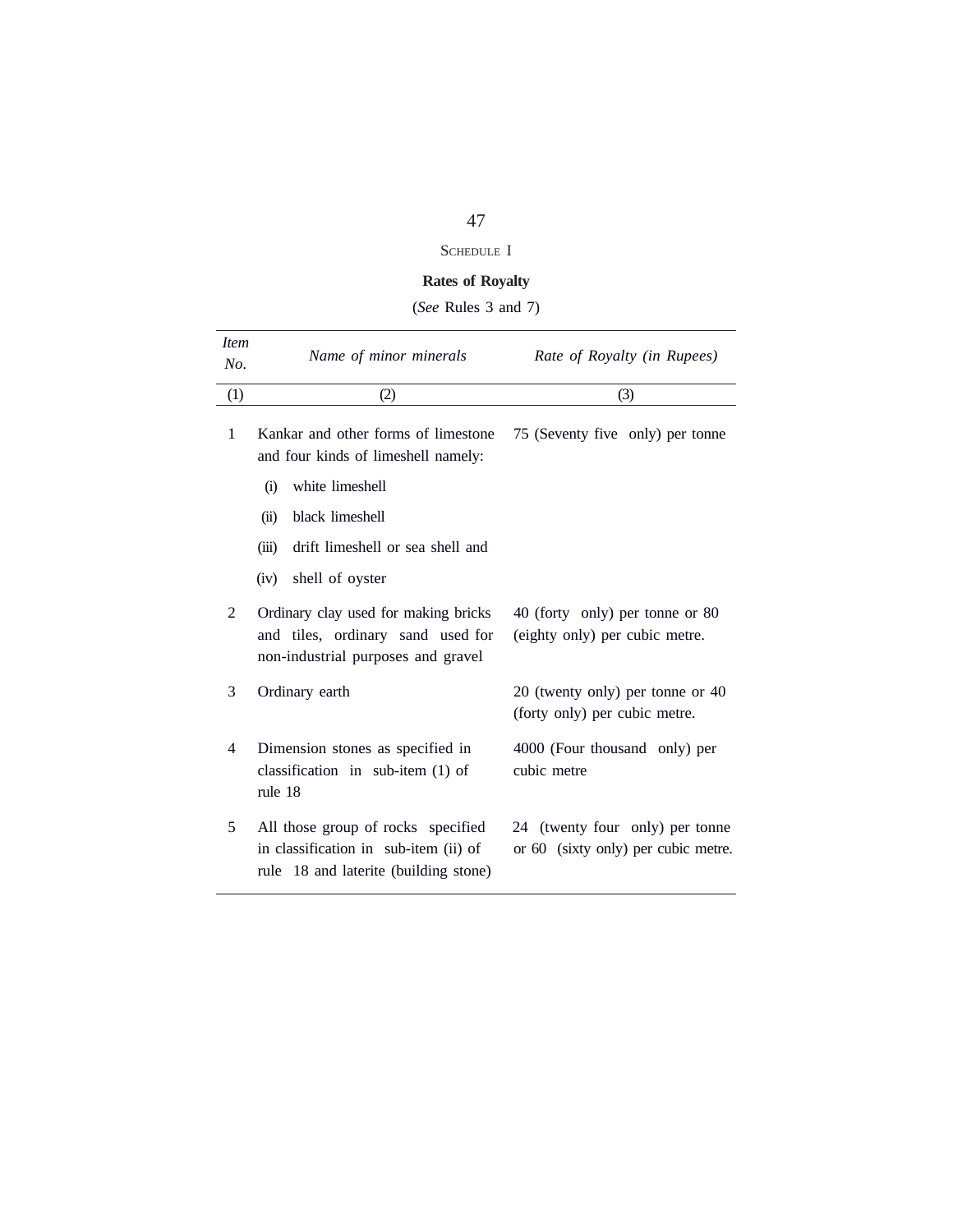## SCHEDULE I

**Rates of Royalty**

(*See* Rules 3 and 7)

| *Item No.* | *Name of minor minerals* | *Rate of Royalty (in Rupees)* |
|---|---|---|
| (1) | (2) | (3) |
| 1 | Kankar and other forms of limestone and four kinds of limeshell namely:<br>(i) white limeshell<br>(ii) black limeshell<br>(iii) drift limeshell or sea shell and<br>(iv) shell of oyster | 75 (Seventy five only) per tonne |
| 2 | Ordinary clay used for making bricks and tiles, ordinary sand used for non-industrial purposes and gravel | 40 (forty only) per tonne or 80 (eighty only) per cubic metre. |
| 3 | Ordinary earth | 20 (twenty only) per tonne or 40 (forty only) per cubic metre. |
| 4 | Dimension stones as specified in classification in sub-item (1) of rule 18 | 4000 (Four thousand only) per cubic metre |
| 5 | All those group of rocks specified in classification in sub-item (ii) of rule 18 and laterite (building stone) | 24 (twenty four only) per tonne or 60 (sixty only) per cubic metre. |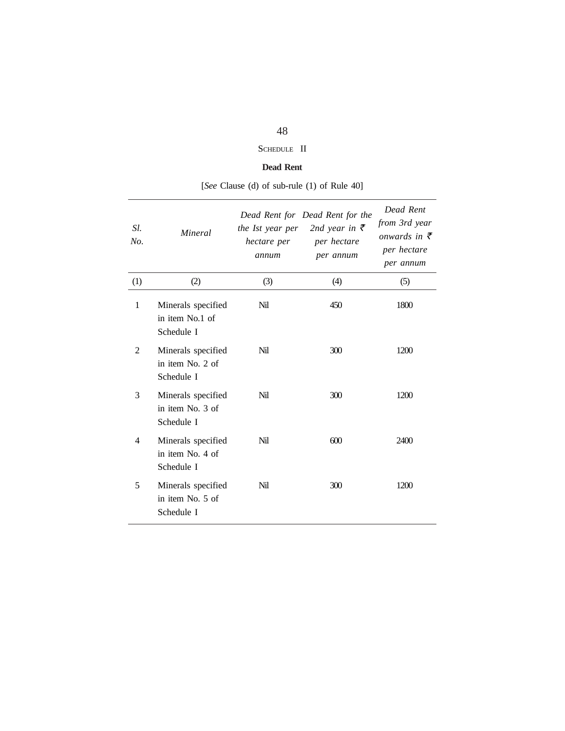## SCHEDULE II

**Dead Rent**

[*See* Clause (d) of sub-rule (1) of Rule 40]

| *Sl. No.* | *Mineral* | *Dead Rent for the Ist year per hectare per annum* | *Dead Rent for the 2nd year in ₹ per hectare per annum* | *Dead Rent from 3rd year onwards in ₹ per hectare per annum* |
|---|---|---|---|---|
| (1) | (2) | (3) | (4) | (5) |
| 1 | Minerals specified in item No.1 of Schedule I | Nil | 450 | 1800 |
| 2 | Minerals specified in item No. 2 of Schedule I | Nil | 300 | 1200 |
| 3 | Minerals specified in item No. 3 of Schedule I | Nil | 300 | 1200 |
| 4 | Minerals specified in item No. 4 of Schedule I | Nil | 600 | 2400 |
| 5 | Minerals specified in item No. 5 of Schedule I | Nil | 300 | 1200 |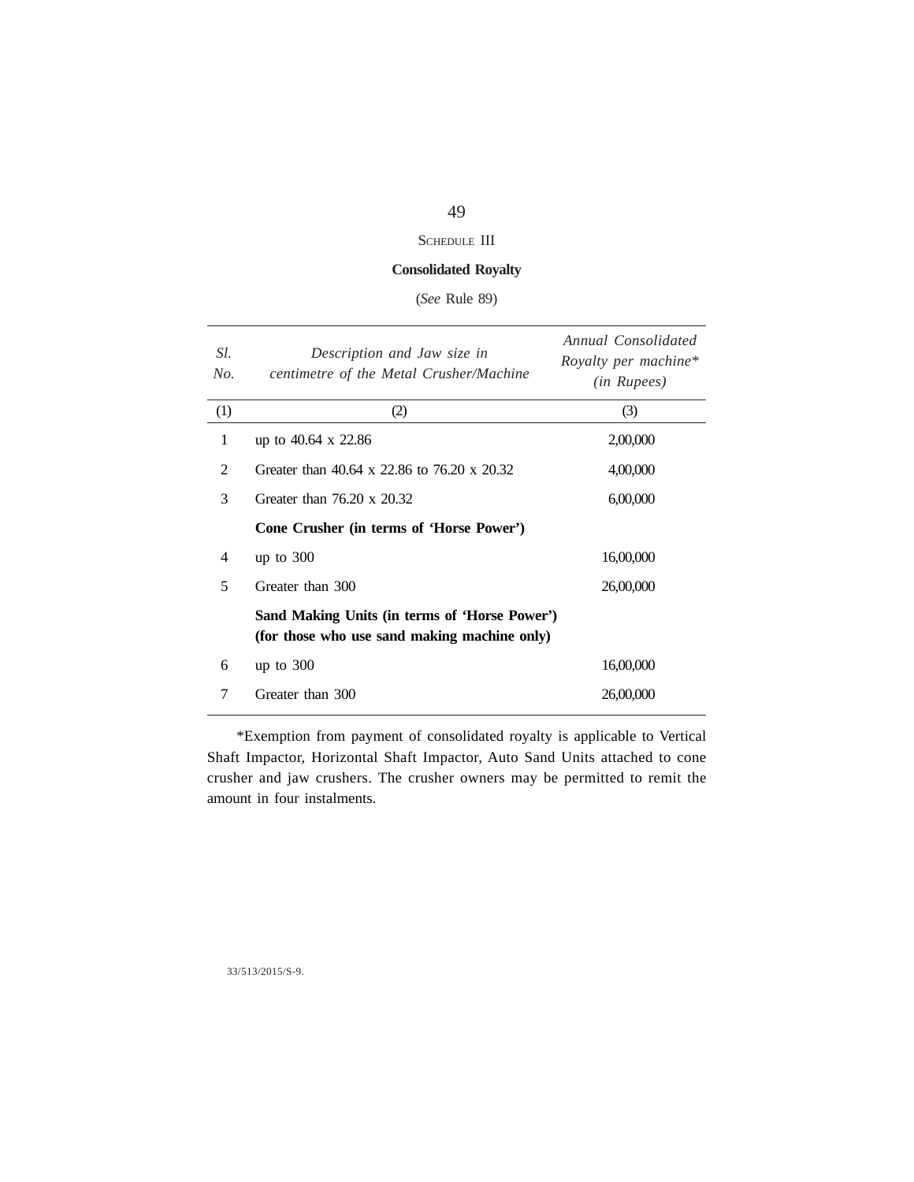## SCHEDULE III

### Consolidated Royalty

(*See* Rule 89)

| *Sl. No.* | *Description and Jaw size in centimetre of the Metal Crusher/Machine* | *Annual Consolidated Royalty per machine\* (in Rupees)* |
|---|---|---|
| (1) | (2) | (3) |
| 1 | up to 40.64 x 22.86 | 2,00,000 |
| 2 | Greater than 40.64 x 22.86 to 76.20 x 20.32 | 4,00,000 |
| 3 | Greater than 76.20 x 20.32 | 6,00,000 |
| | **Cone Crusher (in terms of 'Horse Power')** | |
| 4 | up to 300 | 16,00,000 |
| 5 | Greater than 300 | 26,00,000 |
| | **Sand Making Units (in terms of 'Horse Power') (for those who use sand making machine only)** | |
| 6 | up to 300 | 16,00,000 |
| 7 | Greater than 300 | 26,00,000 |

*Exemption from payment of consolidated royalty is applicable to Vertical Shaft Impactor, Horizontal Shaft Impactor, Auto Sand Units attached to cone crusher and jaw crushers. The crusher owners may be permitted to remit the amount in four instalments.

33/513/2015/S-9.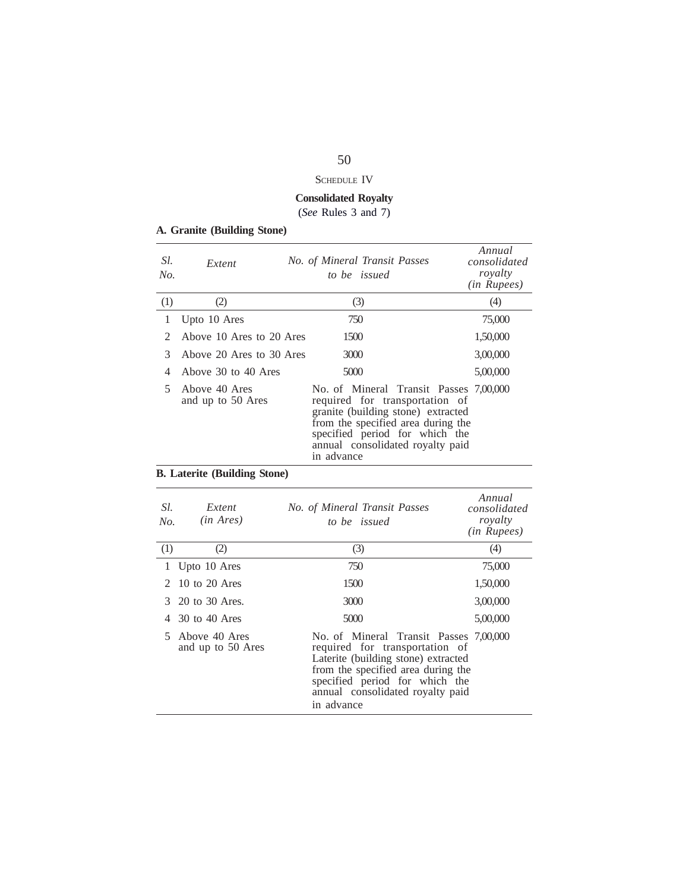SCHEDULE IV

**Consolidated Royalty**

(*See* Rules 3 and 7)

**A. Granite (Building Stone)**

| *Sl. No.* | *Extent* | *No. of Mineral Transit Passes to be issued* | *Annual consolidated royalty (in Rupees)* |
|---|---|---|---|
| (1) | (2) | (3) | (4) |
| 1 | Upto 10 Ares | 750 | 75,000 |
| 2 | Above 10 Ares to 20 Ares | 1500 | 1,50,000 |
| 3 | Above 20 Ares to 30 Ares | 3000 | 3,00,000 |
| 4 | Above 30 to 40 Ares | 5000 | 5,00,000 |
| 5 | Above 40 Ares and up to 50 Ares | No. of Mineral Transit Passes required for transportation of granite (building stone) extracted from the specified area during the specified period for which the annual consolidated royalty paid in advance | 7,00,000 |

**B. Laterite (Building Stone)**

| *Sl. No.* | *Extent (in Ares)* | *No. of Mineral Transit Passes to be issued* | *Annual consolidated royalty (in Rupees)* |
|---|---|---|---|
| (1) | (2) | (3) | (4) |
| 1 | Upto 10 Ares | 750 | 75,000 |
| 2 | 10 to 20 Ares | 1500 | 1,50,000 |
| 3 | 20 to 30 Ares. | 3000 | 3,00,000 |
| 4 | 30 to 40 Ares | 5000 | 5,00,000 |
| 5 | Above 40 Ares and up to 50 Ares | No. of Mineral Transit Passes required for transportation of Laterite (building stone) extracted from the specified area during the specified period for which the annual consolidated royalty paid in advance | 7,00,000 |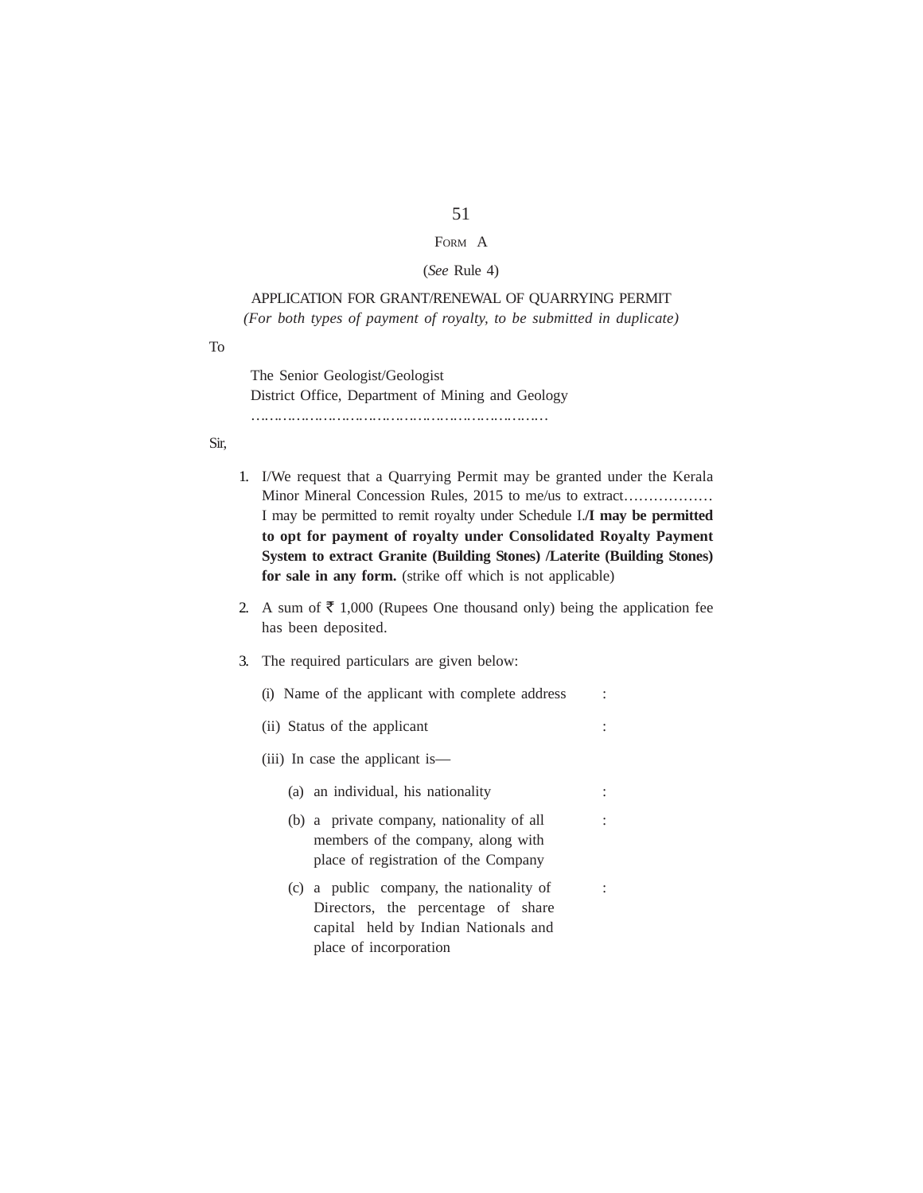FORM A

(*See* Rule 4)

APPLICATION FOR GRANT/RENEWAL OF QUARRYING PERMIT

*(For both types of payment of royalty, to be submitted in duplicate)*

To

The Senior Geologist/Geologist
District Office, Department of Mining and Geology
……………………………………………………….

Sir,

1. I/We request that a Quarrying Permit may be granted under the Kerala Minor Mineral Concession Rules, 2015 to me/us to extract……………… I may be permitted to remit royalty under Schedule I.**/I may be permitted to opt for payment of royalty under Consolidated Royalty Payment System to extract Granite (Building Stones) /Laterite (Building Stones) for sale in any form.** (strike off which is not applicable)

2. A sum of ₹ 1,000 (Rupees One thousand only) being the application fee has been deposited.

3. The required particulars are given below:

   (i) Name of the applicant with complete address :

   (ii) Status of the applicant :

   (iii) In case the applicant is—

   (a) an individual, his nationality :

   (b) a private company, nationality of all members of the company, along with place of registration of the Company :

   (c) a public company, the nationality of Directors, the percentage of share capital held by Indian Nationals and place of incorporation :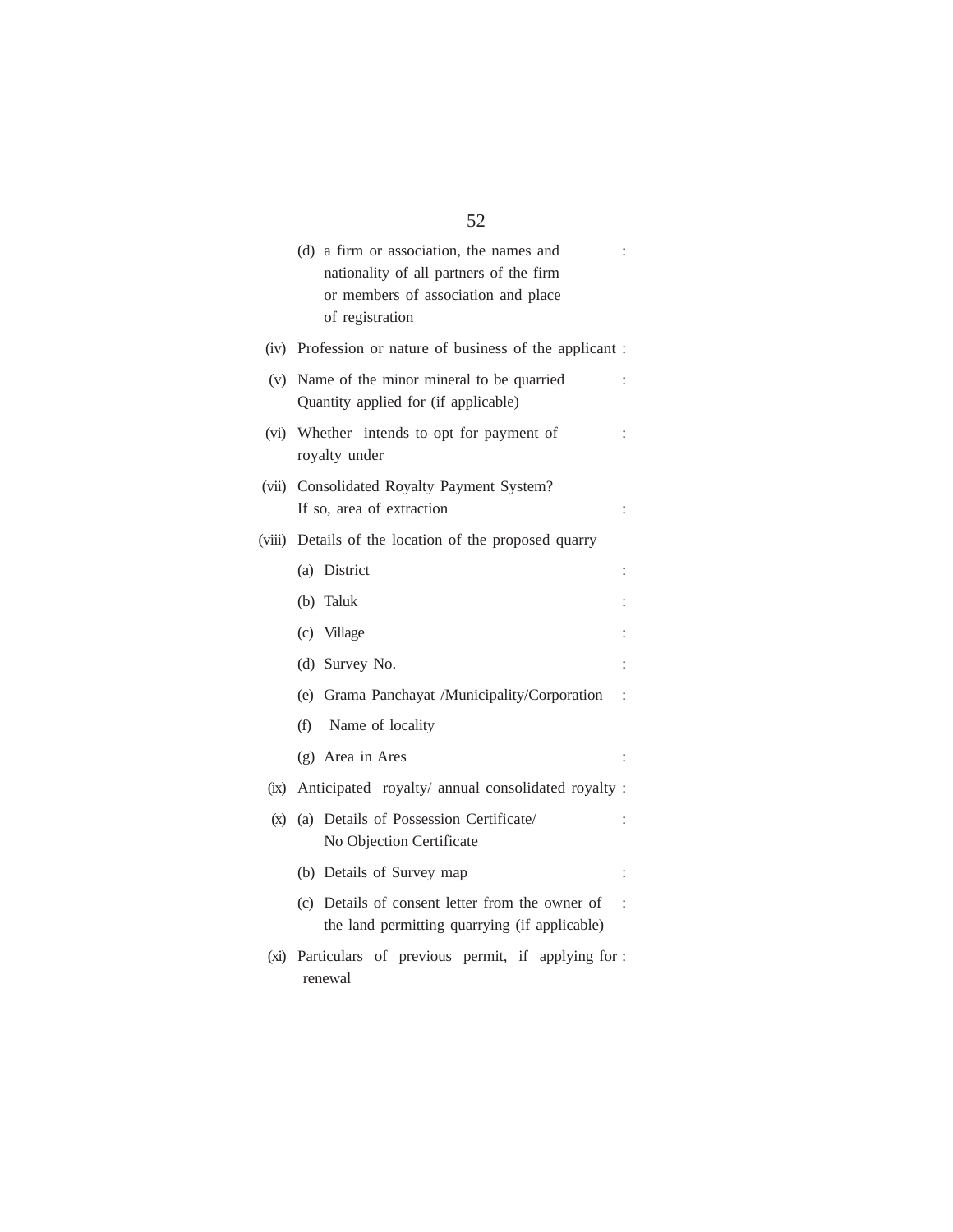(d) a firm or association, the names and nationality of all partners of the firm or members of association and place of registration :

(iv) Profession or nature of business of the applicant :

(v) Name of the minor mineral to be quarried Quantity applied for (if applicable) :

(vi) Whether intends to opt for payment of royalty under :

(vii) Consolidated Royalty Payment System? If so, area of extraction :

(viii) Details of the location of the proposed quarry

(a) District :

(b) Taluk :

(c) Village :

(d) Survey No. :

(e) Grama Panchayat /Municipality/Corporation :

(f) Name of locality

(g) Area in Ares :

(ix) Anticipated royalty/ annual consolidated royalty :

(x) (a) Details of Possession Certificate/ No Objection Certificate :

(b) Details of Survey map :

(c) Details of consent letter from the owner of the land permitting quarrying (if applicable) :

(xi) Particulars of previous permit, if applying for renewal :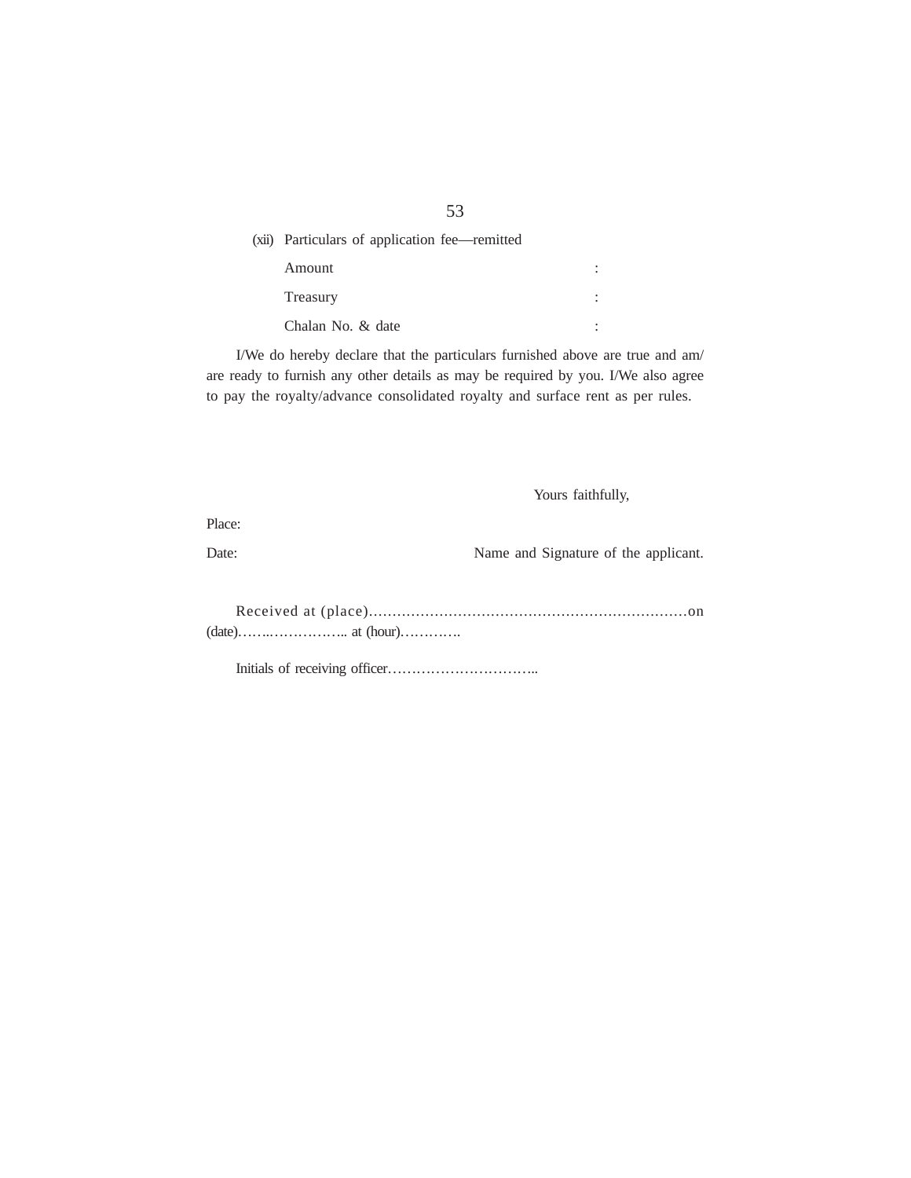(xii) Particulars of application fee—remitted

Amount :

Treasury :

Chalan No. & date :

I/We do hereby declare that the particulars furnished above are true and am/ are ready to furnish any other details as may be required by you. I/We also agree to pay the royalty/advance consolidated royalty and surface rent as per rules.

Yours faithfully,

Place:

Date: Name and Signature of the applicant.

Received at (place)……………………………………………………………on (date)……..…………….. at (hour)………….

Initials of receiving officer…………………………..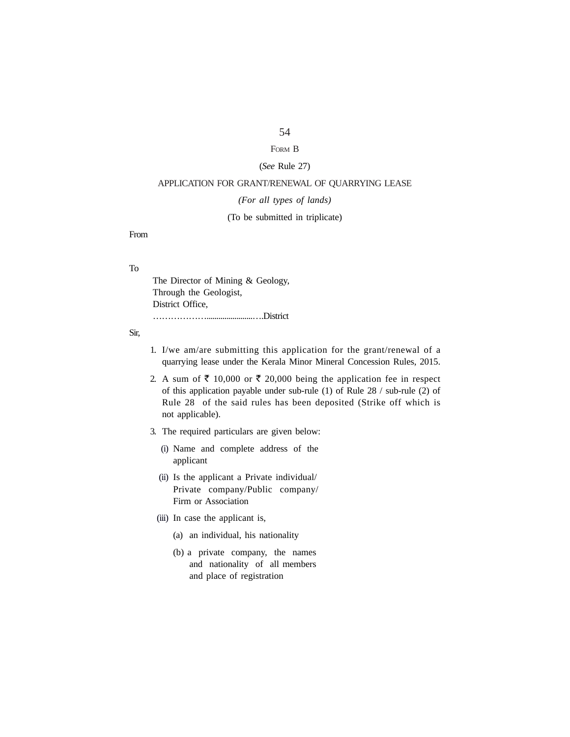## FORM B

(*See* Rule 27)

APPLICATION FOR GRANT/RENEWAL OF QUARRYING LEASE

*(For all types of lands)*

(To be submitted in triplicate)

From

To

The Director of Mining & Geology,
Through the Geologist,
District Office,
………………........................….District

Sir,

1. I/we am/are submitting this application for the grant/renewal of a quarrying lease under the Kerala Minor Mineral Concession Rules, 2015.

2. A sum of ₹ 10,000 or ₹ 20,000 being the application fee in respect of this application payable under sub-rule (1) of Rule 28 / sub-rule (2) of Rule 28 of the said rules has been deposited (Strike off which is not applicable).

3. The required particulars are given below:

   (i) Name and complete address of the applicant

   (ii) Is the applicant a Private individual/ Private company/Public company/ Firm or Association

   (iii) In case the applicant is,

      (a) an individual, his nationality

      (b) a private company, the names and nationality of all members and place of registration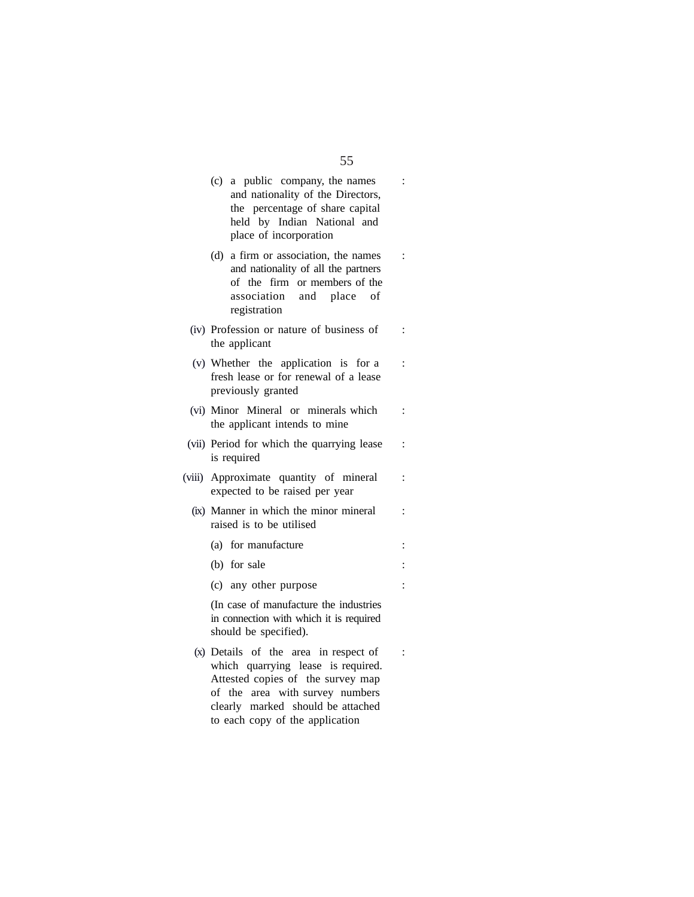(c) a public company, the names and nationality of the Directors, the percentage of share capital held by Indian National and place of incorporation :

(d) a firm or association, the names and nationality of all the partners of the firm or members of the association and place of registration :

(iv) Profession or nature of business of the applicant :

(v) Whether the application is for a fresh lease or for renewal of a lease previously granted :

(vi) Minor Mineral or minerals which the applicant intends to mine :

(vii) Period for which the quarrying lease is required :

(viii) Approximate quantity of mineral expected to be raised per year :

(ix) Manner in which the minor mineral raised is to be utilised :

(a) for manufacture :

(b) for sale :

(c) any other purpose :

(In case of manufacture the industries in connection with which it is required should be specified).

(x) Details of the area in respect of which quarrying lease is required. Attested copies of the survey map of the area with survey numbers clearly marked should be attached to each copy of the application :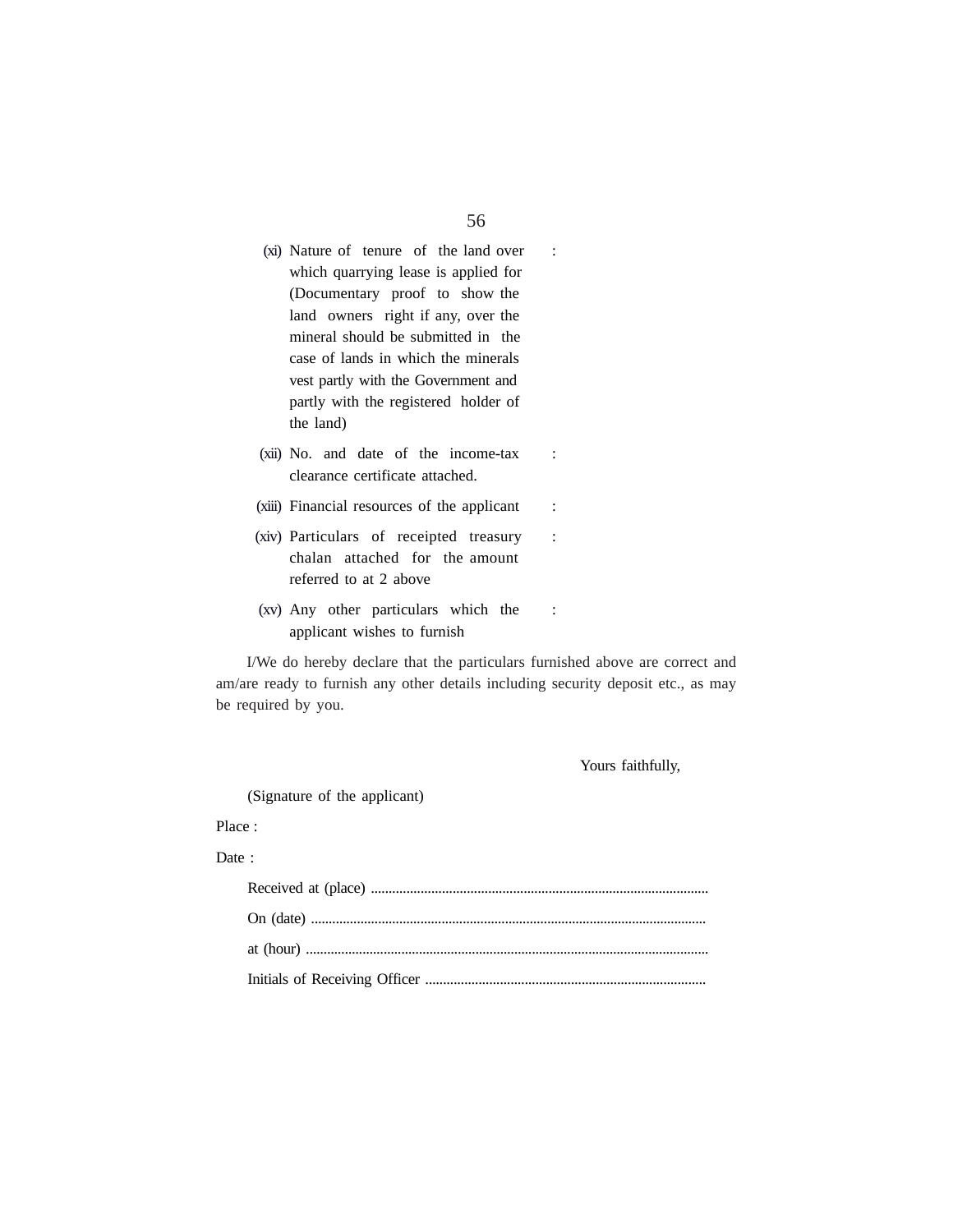(xi) Nature of tenure of the land over which quarrying lease is applied for (Documentary proof to show the land owners right if any, over the mineral should be submitted in the case of lands in which the minerals vest partly with the Government and partly with the registered holder of the land) :

(xii) No. and date of the income-tax clearance certificate attached. :

(xiii) Financial resources of the applicant :

(xiv) Particulars of receipted treasury chalan attached for the amount referred to at 2 above :

(xv) Any other particulars which the applicant wishes to furnish :

I/We do hereby declare that the particulars furnished above are correct and am/are ready to furnish any other details including security deposit etc., as may be required by you.

Yours faithfully,

(Signature of the applicant)

Place :

Date :

Received at (place) ..............................................................................................

On (date) ..............................................................................................................

at (hour) ................................................................................................................

Initials of Receiving Officer ..............................................................................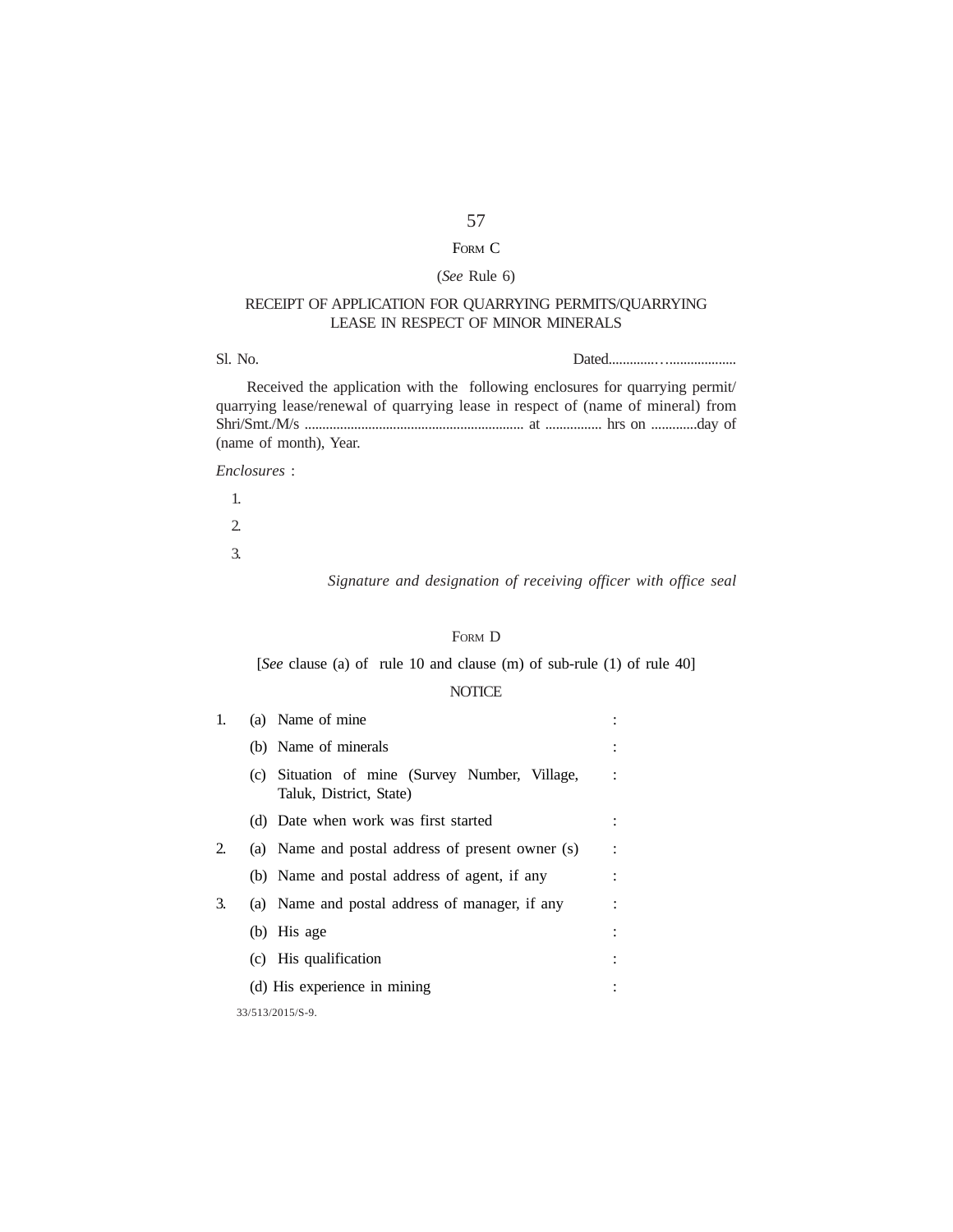## FORM C

(*See* Rule 6)

### RECEIPT OF APPLICATION FOR QUARRYING PERMITS/QUARRYING LEASE IN RESPECT OF MINOR MINERALS

Sl. No. Dated.............…..................

Received the application with the following enclosures for quarrying permit/ quarrying lease/renewal of quarrying lease in respect of (name of mineral) from Shri/Smt./M/s .............................................................. at ................ hrs on .............day of (name of month), Year.

*Enclosures* :

1.

2.

3.

*Signature and designation of receiving officer with office seal*

## FORM D

[*See* clause (a) of rule 10 and clause (m) of sub-rule (1) of rule 40]

### NOTICE

| | | | |
|---|---|---|---|
| 1. | (a) | Name of mine | : |
| | (b) | Name of minerals | : |
| | (c) | Situation of mine (Survey Number, Village, Taluk, District, State) | : |
| | (d) | Date when work was first started | : |
| 2. | (a) | Name and postal address of present owner (s) | : |
| | (b) | Name and postal address of agent, if any | : |
| 3. | (a) | Name and postal address of manager, if any | : |
| | (b) | His age | : |
| | (c) | His qualification | : |
| | (d) | His experience in mining | : |

33/513/2015/S-9.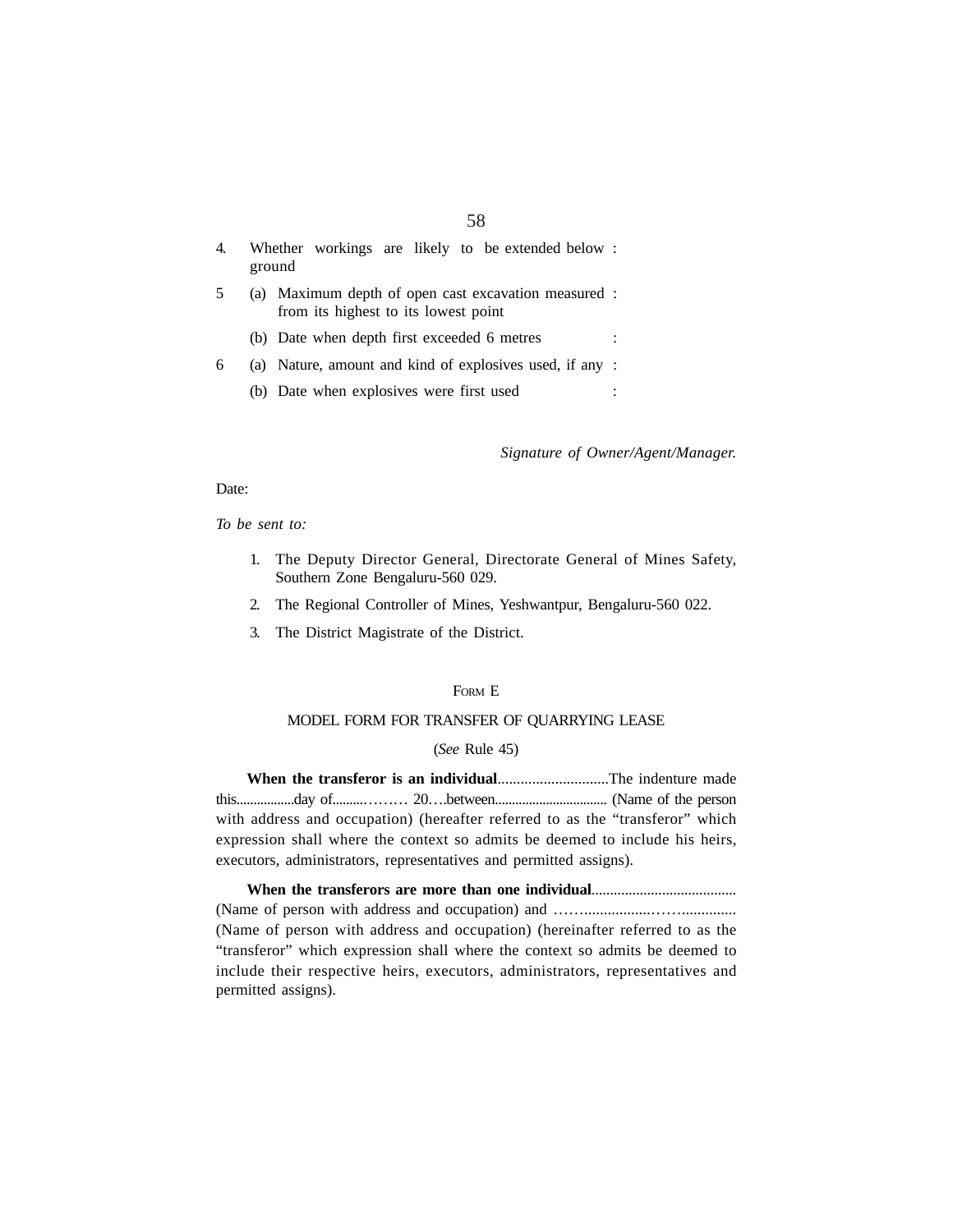| | | | |
|---|---|---|---|
| 4. | Whether workings are likely to be extended below ground | | : |
| 5 | (a) | Maximum depth of open cast excavation measured from its highest to its lowest point | : |
| | (b) | Date when depth first exceeded 6 metres | : |
| 6 | (a) | Nature, amount and kind of explosives used, if any | : |
| | (b) | Date when explosives were first used | : |

*Signature of Owner/Agent/Manager.*

Date:

*To be sent to:*

1. The Deputy Director General, Directorate General of Mines Safety, Southern Zone Bengaluru-560 029.
2. The Regional Controller of Mines, Yeshwantpur, Bengaluru-560 022.
3. The District Magistrate of the District.

## FORM E

### MODEL FORM FOR TRANSFER OF QUARRYING LEASE

(*See* Rule 45)

**When the transferor is an individual**............................The indenture made this................day of.........……… 20….between................................ (Name of the person with address and occupation) (hereafter referred to as the "transferor" which expression shall where the context so admits be deemed to include his heirs, executors, administrators, representatives and permitted assigns).

**When the transferors are more than one individual**...................................... (Name of person with address and occupation) and ……...................……............. (Name of person with address and occupation) (hereinafter referred to as the "transferor" which expression shall where the context so admits be deemed to include their respective heirs, executors, administrators, representatives and permitted assigns).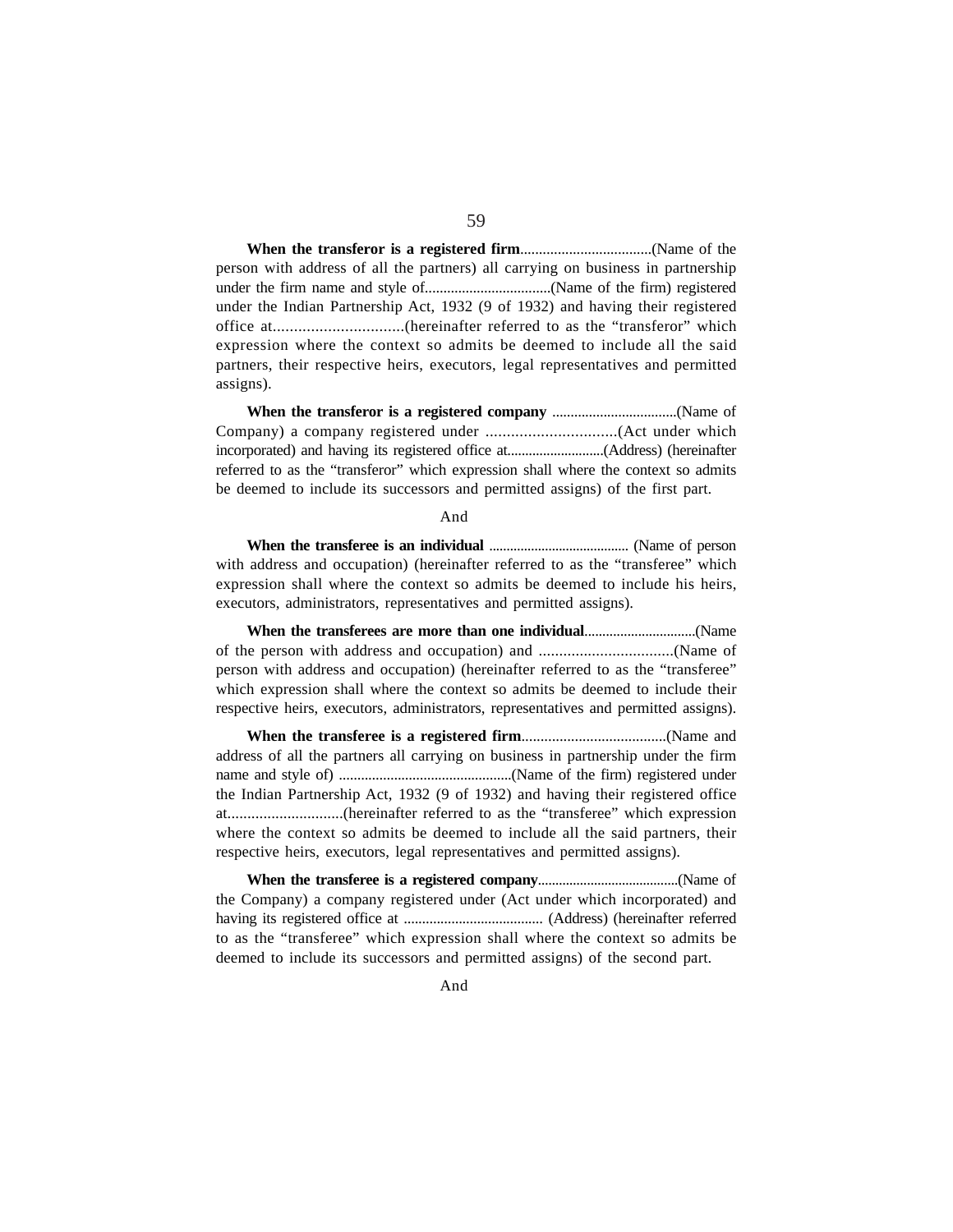**When the transferor is a registered firm**...................................(Name of the person with address of all the partners) all carrying on business in partnership under the firm name and style of..................................(Name of the firm) registered under the Indian Partnership Act, 1932 (9 of 1932) and having their registered office at...............................(hereinafter referred to as the “transferor” which expression where the context so admits be deemed to include all the said partners, their respective heirs, executors, legal representatives and permitted assigns).

**When the transferor is a registered company** ..................................(Name of Company) a company registered under ...............................(Act under which incorporated) and having its registered office at...........................(Address) (hereinafter referred to as the “transferor” which expression shall where the context so admits be deemed to include its successors and permitted assigns) of the first part.

And

**When the transferee is an individual** ........................................ (Name of person with address and occupation) (hereinafter referred to as the “transferee” which expression shall where the context so admits be deemed to include his heirs, executors, administrators, representatives and permitted assigns).

**When the transferees are more than one individual**...............................(Name of the person with address and occupation) and .................................(Name of person with address and occupation) (hereinafter referred to as the “transferee” which expression shall where the context so admits be deemed to include their respective heirs, executors, administrators, representatives and permitted assigns).

**When the transferee is a registered firm**......................................(Name and address of all the partners all carrying on business in partnership under the firm name and style of) ...............................................(Name of the firm) registered under the Indian Partnership Act, 1932 (9 of 1932) and having their registered office at.............................(hereinafter referred to as the “transferee” which expression where the context so admits be deemed to include all the said partners, their respective heirs, executors, legal representatives and permitted assigns).

**When the transferee is a registered company**........................................(Name of the Company) a company registered under (Act under which incorporated) and having its registered office at ...................................... (Address) (hereinafter referred to as the “transferee” which expression shall where the context so admits be deemed to include its successors and permitted assigns) of the second part.

And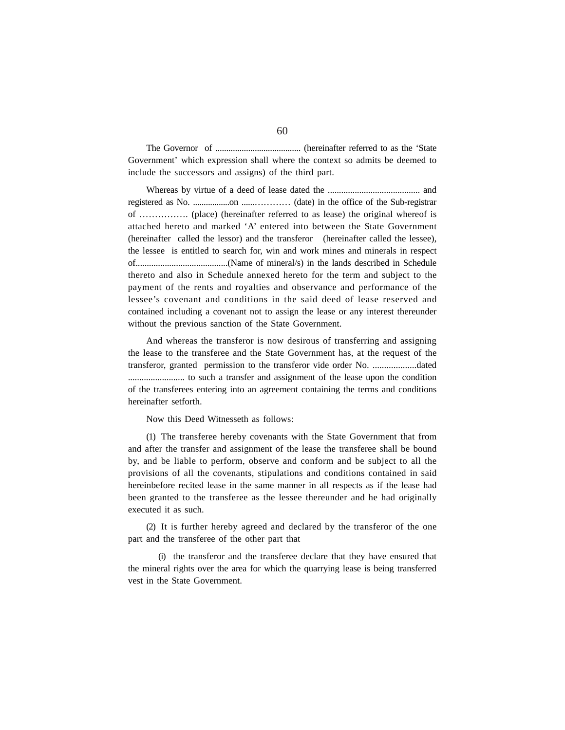The Governor of ....................................... (hereinafter referred to as the 'State Government' which expression shall where the context so admits be deemed to include the successors and assigns) of the third part.

Whereas by virtue of a deed of lease dated the ......................................... and registered as No. .................on ......………… (date) in the office of the Sub-registrar of ……………. (place) (hereinafter referred to as lease) the original whereof is attached hereto and marked 'A' entered into between the State Government (hereinafter called the lessor) and the transferor (hereinafter called the lessee), the lessee is entitled to search for, win and work mines and minerals in respect of.........................................(Name of mineral/s) in the lands described in Schedule thereto and also in Schedule annexed hereto for the term and subject to the payment of the rents and royalties and observance and performance of the lessee's covenant and conditions in the said deed of lease reserved and contained including a covenant not to assign the lease or any interest thereunder without the previous sanction of the State Government.

And whereas the transferor is now desirous of transferring and assigning the lease to the transferee and the State Government has, at the request of the transferor, granted permission to the transferor vide order No. ...................dated ......................... to such a transfer and assignment of the lease upon the condition of the transferees entering into an agreement containing the terms and conditions hereinafter setforth.

Now this Deed Witnesseth as follows:

(1) The transferee hereby covenants with the State Government that from and after the transfer and assignment of the lease the transferee shall be bound by, and be liable to perform, observe and conform and be subject to all the provisions of all the covenants, stipulations and conditions contained in said hereinbefore recited lease in the same manner in all respects as if the lease had been granted to the transferee as the lessee thereunder and he had originally executed it as such.

(2) It is further hereby agreed and declared by the transferor of the one part and the transferee of the other part that

(i) the transferor and the transferee declare that they have ensured that the mineral rights over the area for which the quarrying lease is being transferred vest in the State Government.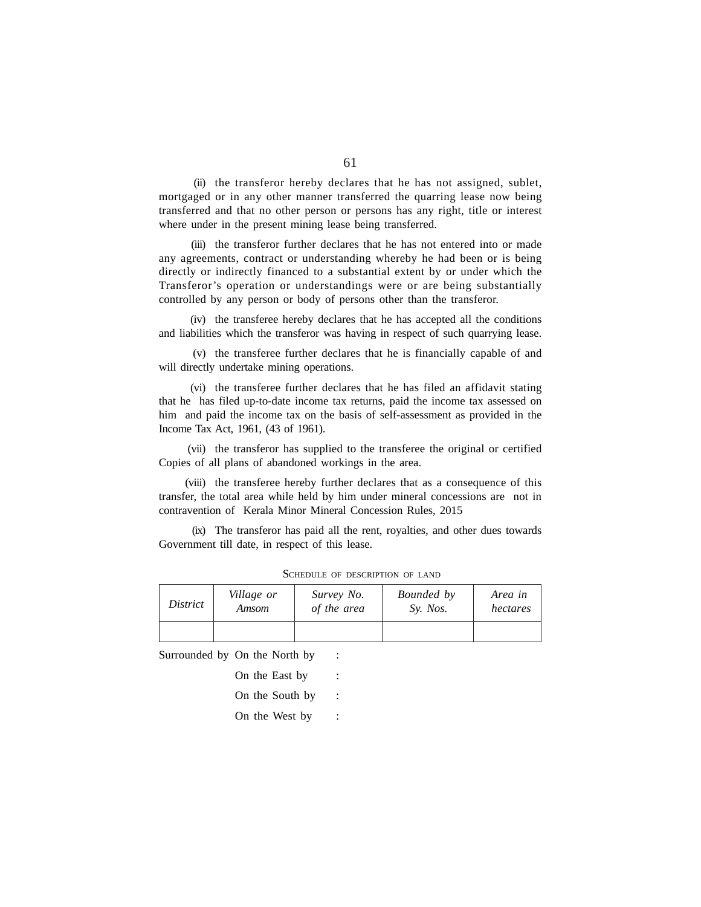(ii) the transferor hereby declares that he has not assigned, sublet, mortgaged or in any other manner transferred the quarring lease now being transferred and that no other person or persons has any right, title or interest where under in the present mining lease being transferred.

(iii) the transferor further declares that he has not entered into or made any agreements, contract or understanding whereby he had been or is being directly or indirectly financed to a substantial extent by or under which the Transferor's operation or understandings were or are being substantially controlled by any person or body of persons other than the transferor.

(iv) the transferee hereby declares that he has accepted all the conditions and liabilities which the transferor was having in respect of such quarrying lease.

(v) the transferee further declares that he is financially capable of and will directly undertake mining operations.

(vi) the transferee further declares that he has filed an affidavit stating that he has filed up-to-date income tax returns, paid the income tax assessed on him and paid the income tax on the basis of self-assessment as provided in the Income Tax Act, 1961, (43 of 1961).

(vii) the transferor has supplied to the transferee the original or certified Copies of all plans of abandoned workings in the area.

(viii) the transferee hereby further declares that as a consequence of this transfer, the total area while held by him under mineral concessions are not in contravention of Kerala Minor Mineral Concession Rules, 2015

(ix) The transferor has paid all the rent, royalties, and other dues towards Government till date, in respect of this lease.

SCHEDULE OF DESCRIPTION OF LAND

| *District* | *Village or Amsom* | *Survey No. of the area* | *Bounded by Sy. Nos.* | *Area in hectares* |
|---|---|---|---|---|
| | | | | |

Surrounded by On the North by :

On the East by :

On the South by :

On the West by :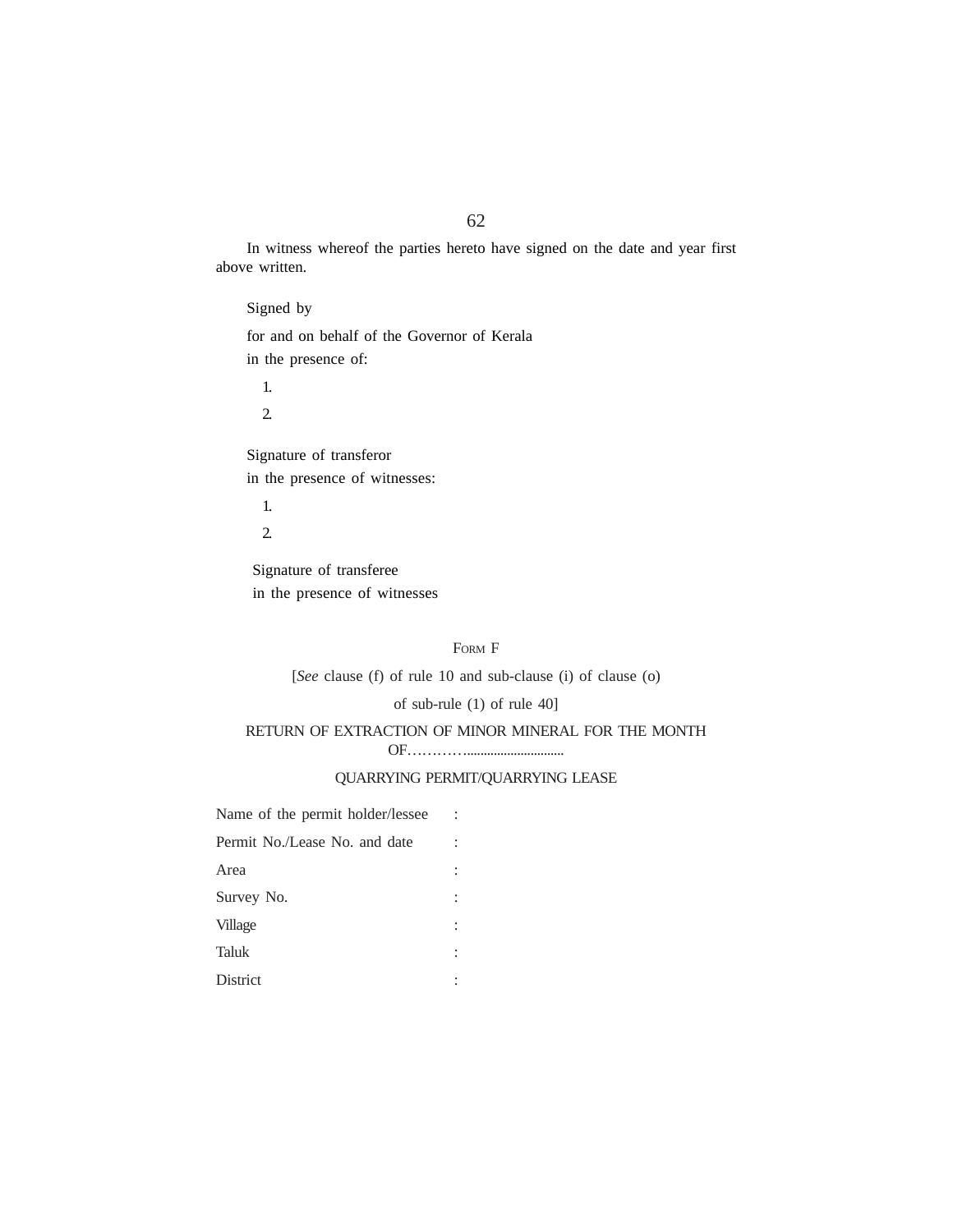In witness whereof the parties hereto have signed on the date and year first above written.

Signed by

for and on behalf of the Governor of Kerala
in the presence of:

1.
2.

Signature of transferor
in the presence of witnesses:

1.
2.

Signature of transferee
in the presence of witnesses

## FORM F

[*See* clause (f) of rule 10 and sub-clause (i) of clause (o) of sub-rule (1) of rule 40]

RETURN OF EXTRACTION OF MINOR MINERAL FOR THE MONTH OF………...........................

QUARRYING PERMIT/QUARRYING LEASE

Name of the permit holder/lessee :

Permit No./Lease No. and date :

Area :

Survey No. :

Village :

Taluk :

District :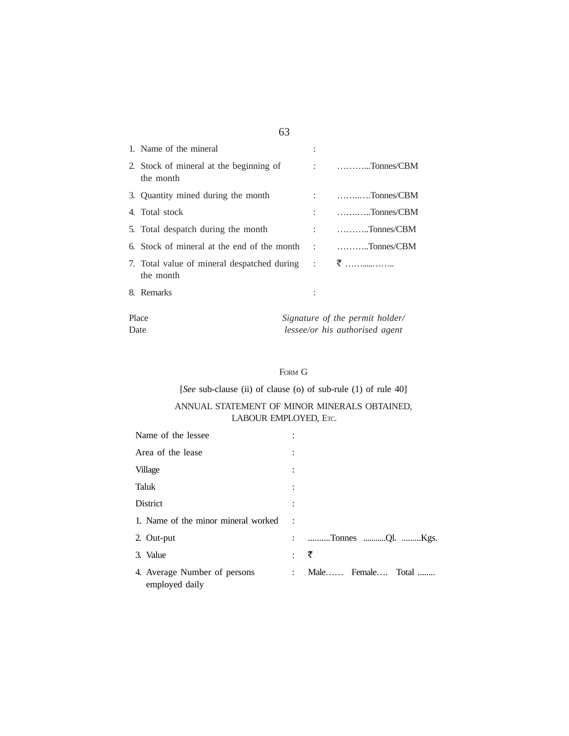| | | |
|---|---|---|
| 1. Name of the mineral | : | |
| 2. Stock of mineral at the beginning of the month | : | ………...Tonnes/CBM |
| 3. Quantity mined during the month | : | ……..….Tonnes/CBM |
| 4. Total stock | : | ……..…..Tonnes/CBM |
| 5. Total despatch during the month | : | ………..Tonnes/CBM |
| 6. Stock of mineral at the end of the month | : | ………..Tonnes/CBM |
| 7. Total value of mineral despatched during the month | : | ₹ ……......…….. |
| 8. Remarks | : | |

Place

Date

*Signature of the permit holder/ lessee/or his authorised agent*

FORM G

[*See* sub-clause (ii) of clause (o) of sub-rule (1) of rule 40]

ANNUAL STATEMENT OF MINOR MINERALS OBTAINED, LABOUR EMPLOYED, ETC.

| | | |
|---|---|---|
| Name of the lessee | : | |
| Area of the lease | : | |
| Village | : | |
| Taluk | : | |
| District | : | |
| 1. Name of the minor mineral worked | : | |
| 2. Out-put | : | ..........Tonnes ...........Ql. .........Kgs. |
| 3. Value | : | ₹ |
| 4. Average Number of persons employed daily | : | Male…… Female…. Total ........ |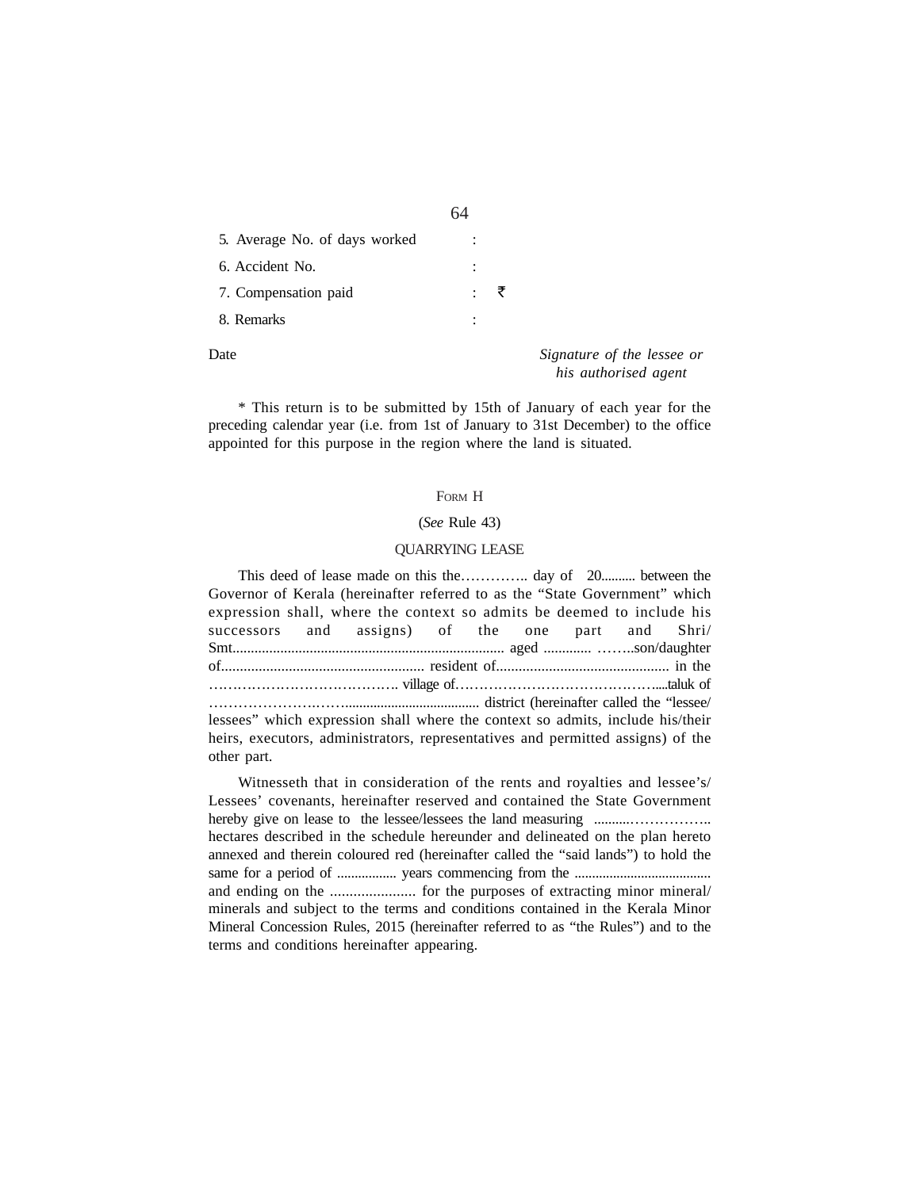5. Average No. of days worked :

6. Accident No. :

7. Compensation paid : ₹

8. Remarks :

Date *Signature of the lessee or his authorised agent*

\* This return is to be submitted by 15th of January of each year for the preceding calendar year (i.e. from 1st of January to 31st December) to the office appointed for this purpose in the region where the land is situated.

FORM H

(*See* Rule 43)

QUARRYING LEASE

This deed of lease made on this the………….. day of 20.......... between the Governor of Kerala (hereinafter referred to as the "State Government" which expression shall, where the context so admits be deemed to include his successors and assigns) of the one part and Shri/ Smt.......................................................................... aged ............. ……..son/daughter of...................................................... resident of.............................................. in the …………………………………. village of…………………………………….....taluk of ……………….……......................................... district (hereinafter called the "lessee/ lessees" which expression shall where the context so admits, include his/their heirs, executors, administrators, representatives and permitted assigns) of the other part.

Witnesseth that in consideration of the rents and royalties and lessee's/ Lessees' covenants, hereinafter reserved and contained the State Government hereby give on lease to the lessee/lessees the land measuring ..........…………….. hectares described in the schedule hereunder and delineated on the plan hereto annexed and therein coloured red (hereinafter called the "said lands") to hold the same for a period of ................. years commencing from the ....................................... and ending on the ...................... for the purposes of extracting minor mineral/ minerals and subject to the terms and conditions contained in the Kerala Minor Mineral Concession Rules, 2015 (hereinafter referred to as "the Rules") and to the terms and conditions hereinafter appearing.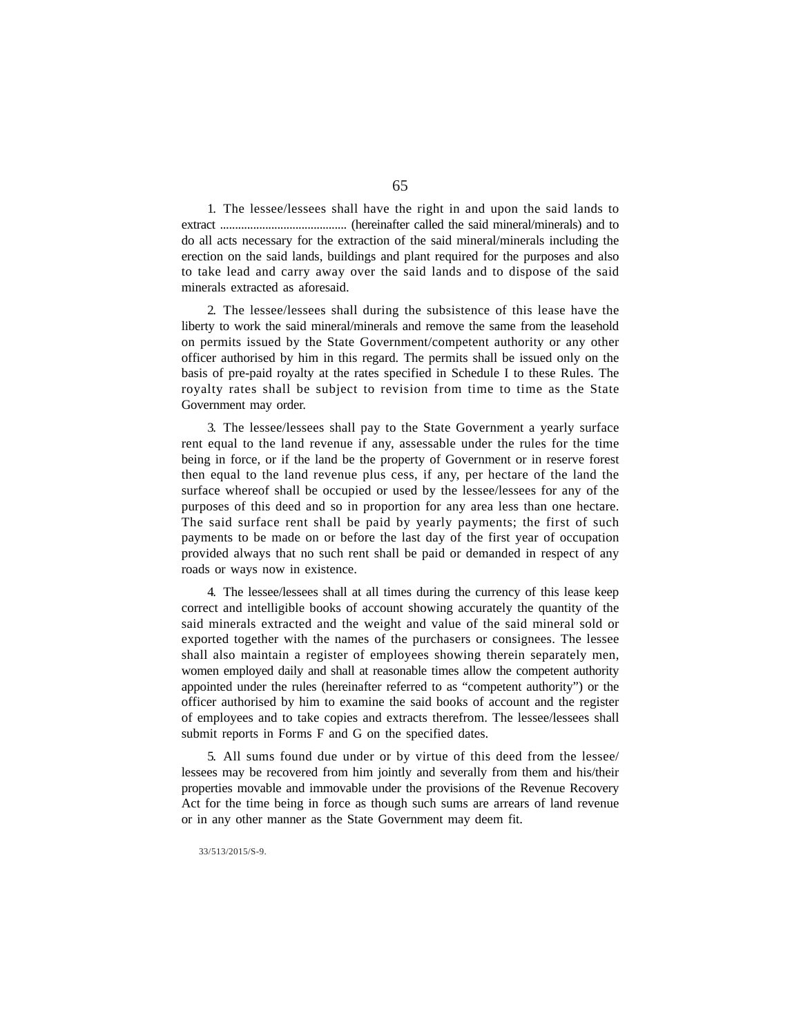1. The lessee/lessees shall have the right in and upon the said lands to extract .......................................... (hereinafter called the said mineral/minerals) and to do all acts necessary for the extraction of the said mineral/minerals including the erection on the said lands, buildings and plant required for the purposes and also to take lead and carry away over the said lands and to dispose of the said minerals extracted as aforesaid.

2. The lessee/lessees shall during the subsistence of this lease have the liberty to work the said mineral/minerals and remove the same from the leasehold on permits issued by the State Government/competent authority or any other officer authorised by him in this regard. The permits shall be issued only on the basis of pre-paid royalty at the rates specified in Schedule I to these Rules. The royalty rates shall be subject to revision from time to time as the State Government may order.

3. The lessee/lessees shall pay to the State Government a yearly surface rent equal to the land revenue if any, assessable under the rules for the time being in force, or if the land be the property of Government or in reserve forest then equal to the land revenue plus cess, if any, per hectare of the land the surface whereof shall be occupied or used by the lessee/lessees for any of the purposes of this deed and so in proportion for any area less than one hectare. The said surface rent shall be paid by yearly payments; the first of such payments to be made on or before the last day of the first year of occupation provided always that no such rent shall be paid or demanded in respect of any roads or ways now in existence.

4. The lessee/lessees shall at all times during the currency of this lease keep correct and intelligible books of account showing accurately the quantity of the said minerals extracted and the weight and value of the said mineral sold or exported together with the names of the purchasers or consignees. The lessee shall also maintain a register of employees showing therein separately men, women employed daily and shall at reasonable times allow the competent authority appointed under the rules (hereinafter referred to as "competent authority") or the officer authorised by him to examine the said books of account and the register of employees and to take copies and extracts therefrom. The lessee/lessees shall submit reports in Forms F and G on the specified dates.

5. All sums found due under or by virtue of this deed from the lessee/ lessees may be recovered from him jointly and severally from them and his/their properties movable and immovable under the provisions of the Revenue Recovery Act for the time being in force as though such sums are arrears of land revenue or in any other manner as the State Government may deem fit.

33/513/2015/S-9.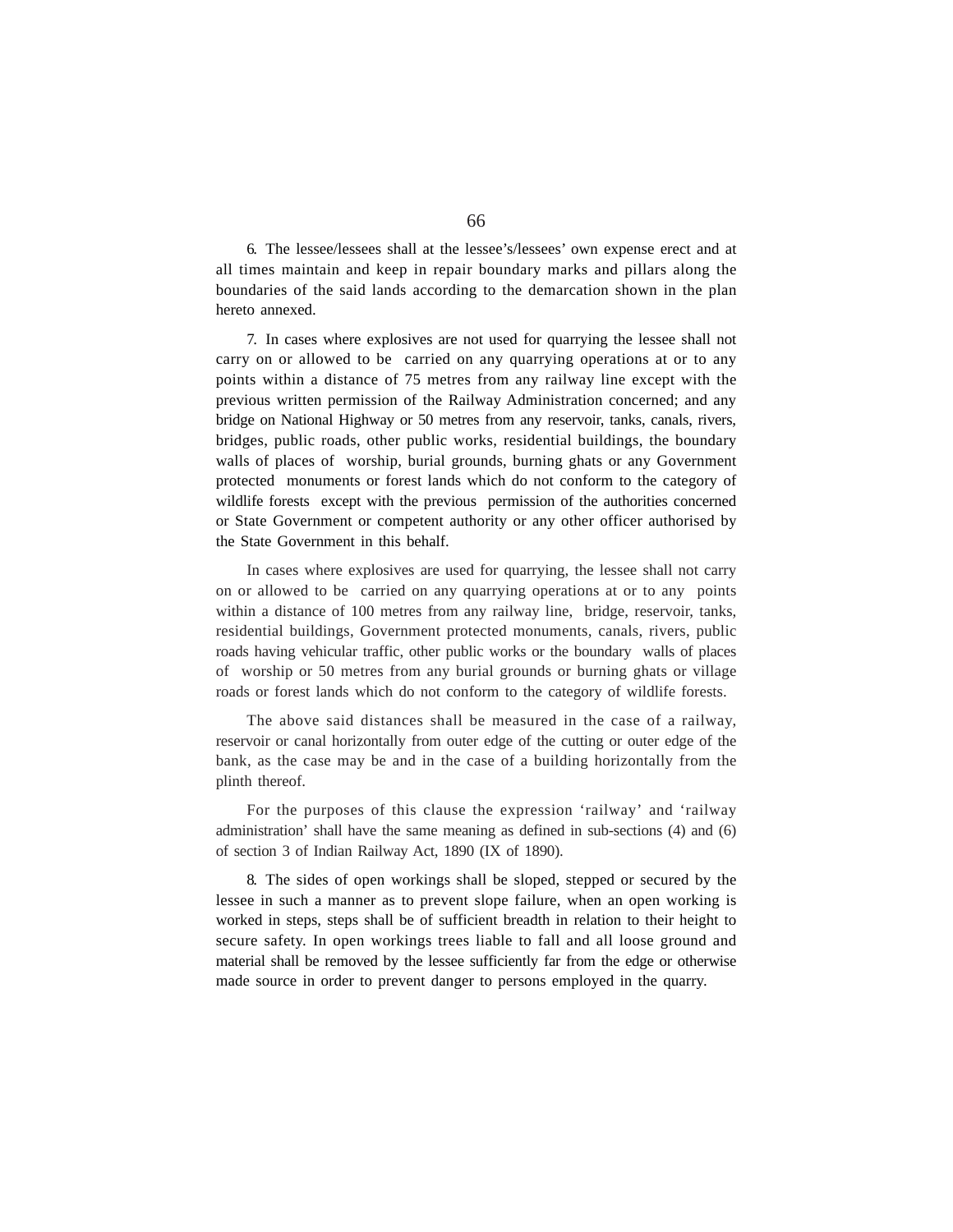6. The lessee/lessees shall at the lessee's/lessees' own expense erect and at all times maintain and keep in repair boundary marks and pillars along the boundaries of the said lands according to the demarcation shown in the plan hereto annexed.

7. In cases where explosives are not used for quarrying the lessee shall not carry on or allowed to be carried on any quarrying operations at or to any points within a distance of 75 metres from any railway line except with the previous written permission of the Railway Administration concerned; and any bridge on National Highway or 50 metres from any reservoir, tanks, canals, rivers, bridges, public roads, other public works, residential buildings, the boundary walls of places of worship, burial grounds, burning ghats or any Government protected monuments or forest lands which do not conform to the category of wildlife forests except with the previous permission of the authorities concerned or State Government or competent authority or any other officer authorised by the State Government in this behalf.

In cases where explosives are used for quarrying, the lessee shall not carry on or allowed to be carried on any quarrying operations at or to any points within a distance of 100 metres from any railway line, bridge, reservoir, tanks, residential buildings, Government protected monuments, canals, rivers, public roads having vehicular traffic, other public works or the boundary walls of places of worship or 50 metres from any burial grounds or burning ghats or village roads or forest lands which do not conform to the category of wildlife forests.

The above said distances shall be measured in the case of a railway, reservoir or canal horizontally from outer edge of the cutting or outer edge of the bank, as the case may be and in the case of a building horizontally from the plinth thereof.

For the purposes of this clause the expression 'railway' and 'railway administration' shall have the same meaning as defined in sub-sections (4) and (6) of section 3 of Indian Railway Act, 1890 (IX of 1890).

8. The sides of open workings shall be sloped, stepped or secured by the lessee in such a manner as to prevent slope failure, when an open working is worked in steps, steps shall be of sufficient breadth in relation to their height to secure safety. In open workings trees liable to fall and all loose ground and material shall be removed by the lessee sufficiently far from the edge or otherwise made source in order to prevent danger to persons employed in the quarry.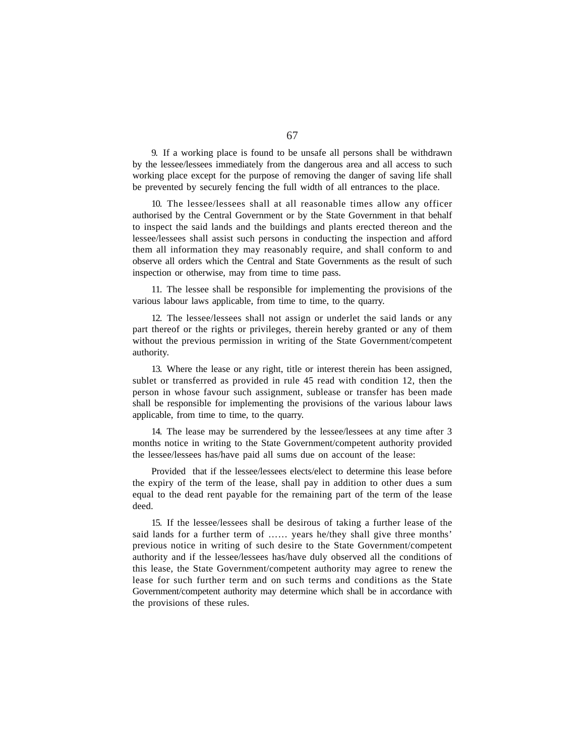9. If a working place is found to be unsafe all persons shall be withdrawn by the lessee/lessees immediately from the dangerous area and all access to such working place except for the purpose of removing the danger of saving life shall be prevented by securely fencing the full width of all entrances to the place.

10. The lessee/lessees shall at all reasonable times allow any officer authorised by the Central Government or by the State Government in that behalf to inspect the said lands and the buildings and plants erected thereon and the lessee/lessees shall assist such persons in conducting the inspection and afford them all information they may reasonably require, and shall conform to and observe all orders which the Central and State Governments as the result of such inspection or otherwise, may from time to time pass.

11. The lessee shall be responsible for implementing the provisions of the various labour laws applicable, from time to time, to the quarry.

12. The lessee/lessees shall not assign or underlet the said lands or any part thereof or the rights or privileges, therein hereby granted or any of them without the previous permission in writing of the State Government/competent authority.

13. Where the lease or any right, title or interest therein has been assigned, sublet or transferred as provided in rule 45 read with condition 12, then the person in whose favour such assignment, sublease or transfer has been made shall be responsible for implementing the provisions of the various labour laws applicable, from time to time, to the quarry.

14. The lease may be surrendered by the lessee/lessees at any time after 3 months notice in writing to the State Government/competent authority provided the lessee/lessees has/have paid all sums due on account of the lease:

Provided that if the lessee/lessees elects/elect to determine this lease before the expiry of the term of the lease, shall pay in addition to other dues a sum equal to the dead rent payable for the remaining part of the term of the lease deed.

15. If the lessee/lessees shall be desirous of taking a further lease of the said lands for a further term of …… years he/they shall give three months' previous notice in writing of such desire to the State Government/competent authority and if the lessee/lessees has/have duly observed all the conditions of this lease, the State Government/competent authority may agree to renew the lease for such further term and on such terms and conditions as the State Government/competent authority may determine which shall be in accordance with the provisions of these rules.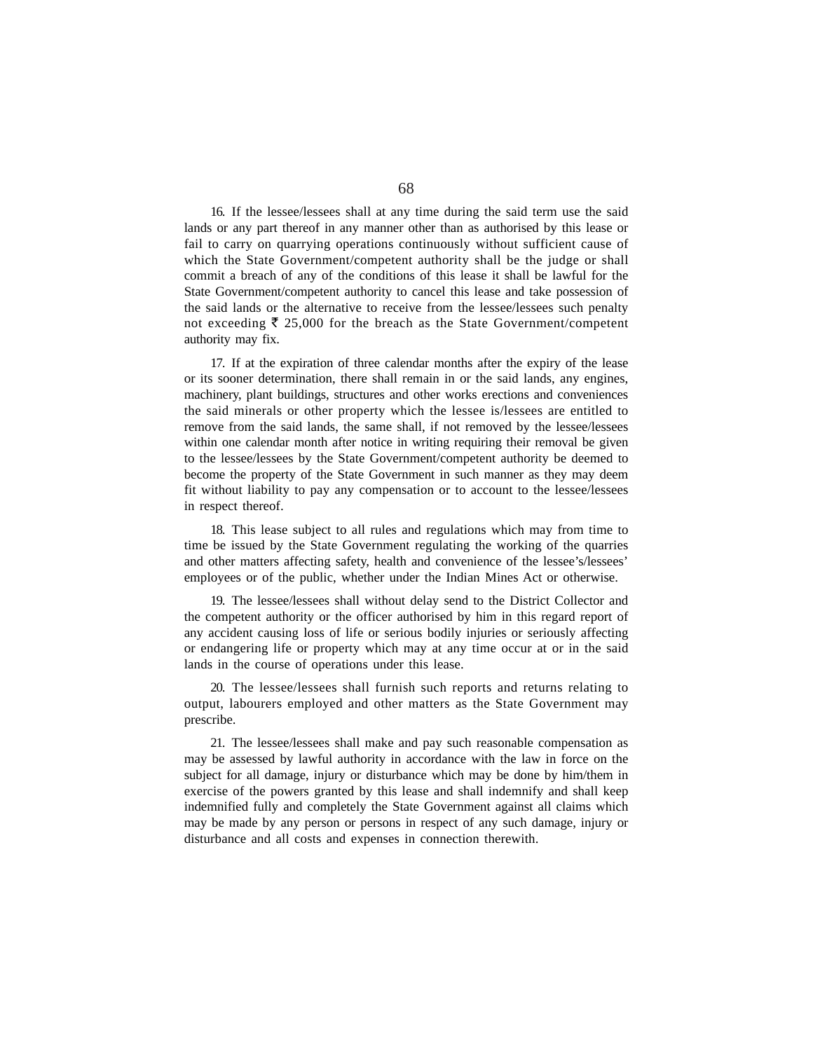16. If the lessee/lessees shall at any time during the said term use the said lands or any part thereof in any manner other than as authorised by this lease or fail to carry on quarrying operations continuously without sufficient cause of which the State Government/competent authority shall be the judge or shall commit a breach of any of the conditions of this lease it shall be lawful for the State Government/competent authority to cancel this lease and take possession of the said lands or the alternative to receive from the lessee/lessees such penalty not exceeding ₹ 25,000 for the breach as the State Government/competent authority may fix.

17. If at the expiration of three calendar months after the expiry of the lease or its sooner determination, there shall remain in or the said lands, any engines, machinery, plant buildings, structures and other works erections and conveniences the said minerals or other property which the lessee is/lessees are entitled to remove from the said lands, the same shall, if not removed by the lessee/lessees within one calendar month after notice in writing requiring their removal be given to the lessee/lessees by the State Government/competent authority be deemed to become the property of the State Government in such manner as they may deem fit without liability to pay any compensation or to account to the lessee/lessees in respect thereof.

18. This lease subject to all rules and regulations which may from time to time be issued by the State Government regulating the working of the quarries and other matters affecting safety, health and convenience of the lessee's/lessees' employees or of the public, whether under the Indian Mines Act or otherwise.

19. The lessee/lessees shall without delay send to the District Collector and the competent authority or the officer authorised by him in this regard report of any accident causing loss of life or serious bodily injuries or seriously affecting or endangering life or property which may at any time occur at or in the said lands in the course of operations under this lease.

20. The lessee/lessees shall furnish such reports and returns relating to output, labourers employed and other matters as the State Government may prescribe.

21. The lessee/lessees shall make and pay such reasonable compensation as may be assessed by lawful authority in accordance with the law in force on the subject for all damage, injury or disturbance which may be done by him/them in exercise of the powers granted by this lease and shall indemnify and shall keep indemnified fully and completely the State Government against all claims which may be made by any person or persons in respect of any such damage, injury or disturbance and all costs and expenses in connection therewith.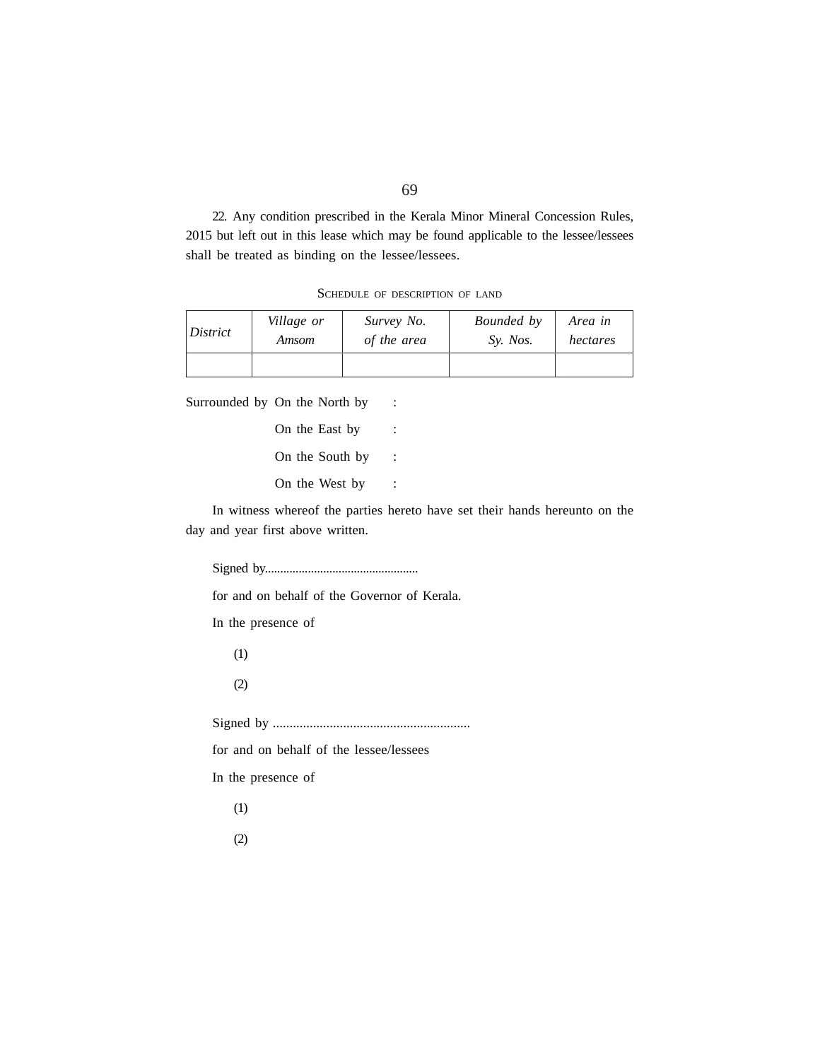22. Any condition prescribed in the Kerala Minor Mineral Concession Rules, 2015 but left out in this lease which may be found applicable to the lessee/lessees shall be treated as binding on the lessee/lessees.

### SCHEDULE OF DESCRIPTION OF LAND

| *District* | *Village or Amsom* | *Survey No. of the area* | *Bounded by Sy. Nos.* | *Area in hectares* |
|---|---|---|---|---|
| | | | | |

Surrounded by On the North by :

On the East by :

On the South by :

On the West by :

In witness whereof the parties hereto have set their hands hereunto on the day and year first above written.

Signed by.................................................

for and on behalf of the Governor of Kerala.

In the presence of

(1)

(2)

Signed by ...........................................................

for and on behalf of the lessee/lessees

In the presence of

(1)

(2)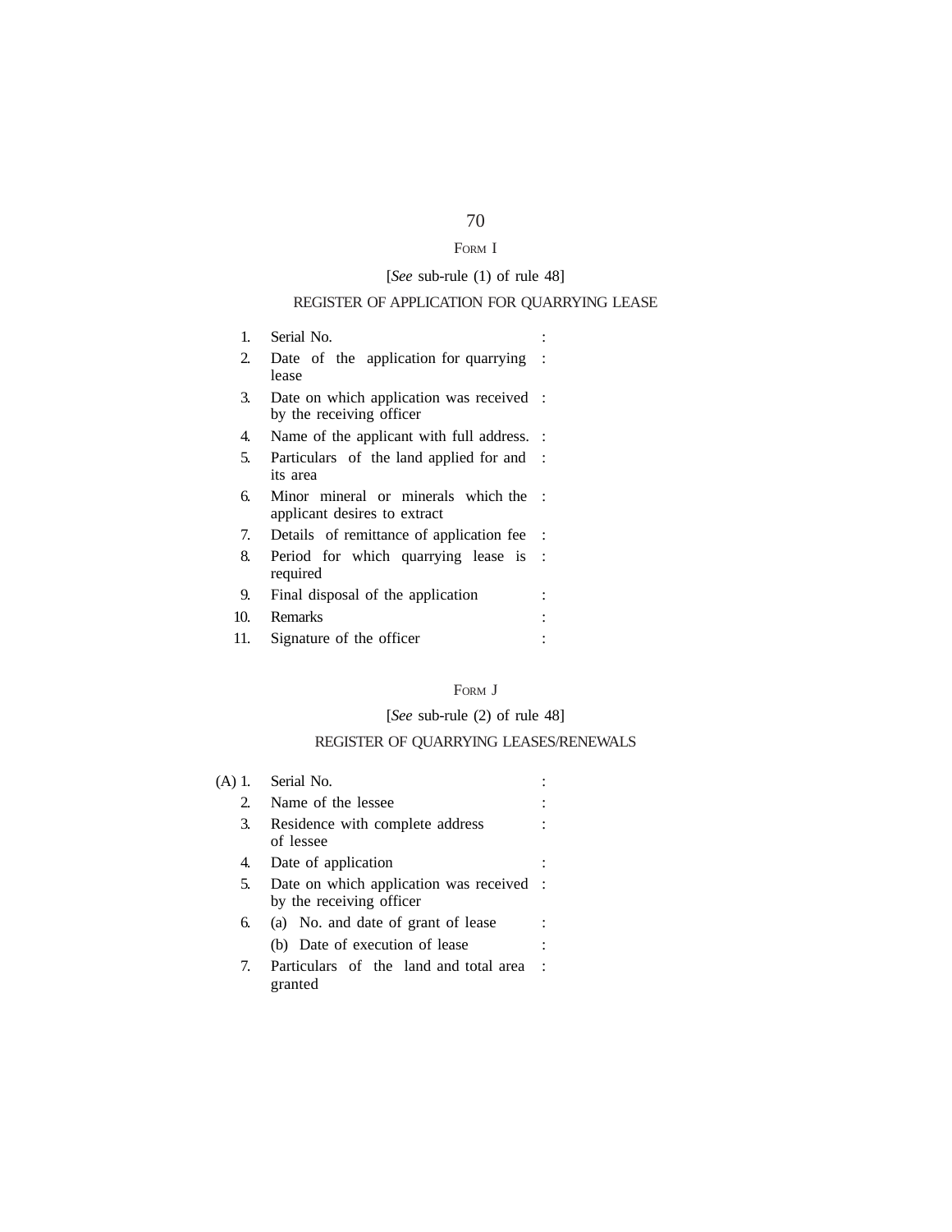FORM I

[*See* sub-rule (1) of rule 48]

REGISTER OF APPLICATION FOR QUARRYING LEASE

| | | |
|---|---|---|
| 1. | Serial No. | : |
| 2. | Date of the application for quarrying lease | : |
| 3. | Date on which application was received by the receiving officer | : |
| 4. | Name of the applicant with full address. | : |
| 5. | Particulars of the land applied for and its area | : |
| 6. | Minor mineral or minerals which the applicant desires to extract | : |
| 7. | Details of remittance of application fee | : |
| 8. | Period for which quarrying lease is required | : |
| 9. | Final disposal of the application | : |
| 10. | Remarks | : |
| 11. | Signature of the officer | : |

FORM J

[*See* sub-rule (2) of rule 48]

REGISTER OF QUARRYING LEASES/RENEWALS

| | | |
|---|---|---|
| (A) 1. | Serial No. | : |
| 2. | Name of the lessee | : |
| 3. | Residence with complete address of lessee | : |
| 4. | Date of application | : |
| 5. | Date on which application was received by the receiving officer | : |
| 6. | (a) No. and date of grant of lease | : |
| | (b) Date of execution of lease | : |
| 7. | Particulars of the land and total area granted | : |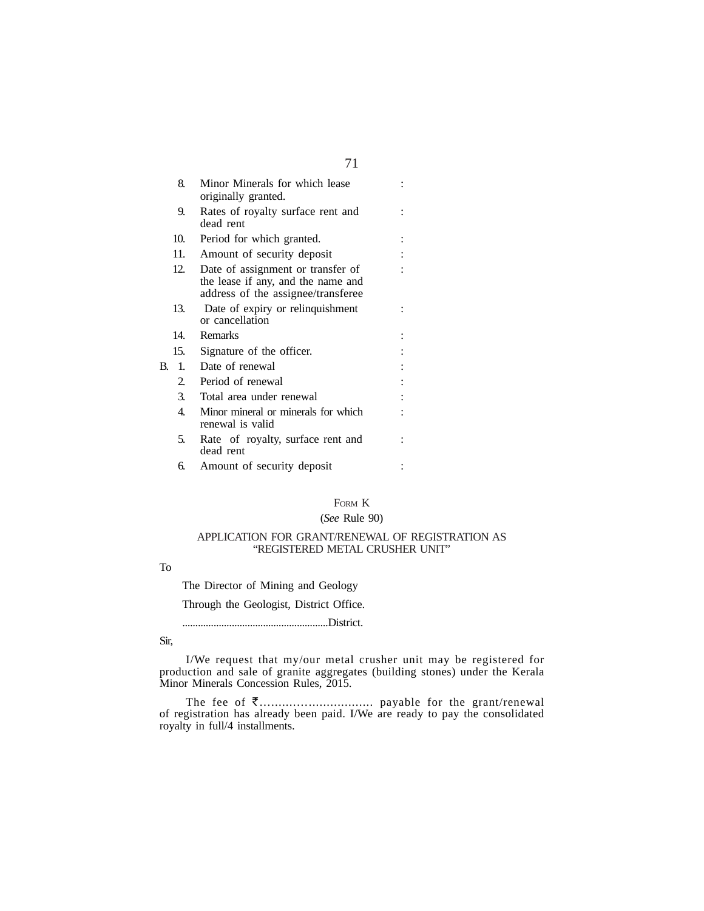| | | | |
|---|---|---|---|
| | 8. | Minor Minerals for which lease originally granted. | : |
| | 9. | Rates of royalty surface rent and dead rent | : |
| | 10. | Period for which granted. | : |
| | 11. | Amount of security deposit | : |
| | 12. | Date of assignment or transfer of the lease if any, and the name and address of the assignee/transferee | : |
| | 13. | Date of expiry or relinquishment or cancellation | : |
| | 14. | Remarks | : |
| | 15. | Signature of the officer. | : |
| B. | 1. | Date of renewal | : |
| | 2. | Period of renewal | : |
| | 3. | Total area under renewal | : |
| | 4. | Minor mineral or minerals for which renewal is valid | : |
| | 5. | Rate of royalty, surface rent and dead rent | : |
| | 6. | Amount of security deposit | : |

## FORM K

(*See* Rule 90)

### APPLICATION FOR GRANT/RENEWAL OF REGISTRATION AS "REGISTERED METAL CRUSHER UNIT"

To

The Director of Mining and Geology

Through the Geologist, District Office.

........................................................District.

Sir,

I/We request that my/our metal crusher unit may be registered for production and sale of granite aggregates (building stones) under the Kerala Minor Minerals Concession Rules, 2015.

The fee of ₹............................... payable for the grant/renewal of registration has already been paid. I/We are ready to pay the consolidated royalty in full/4 installments.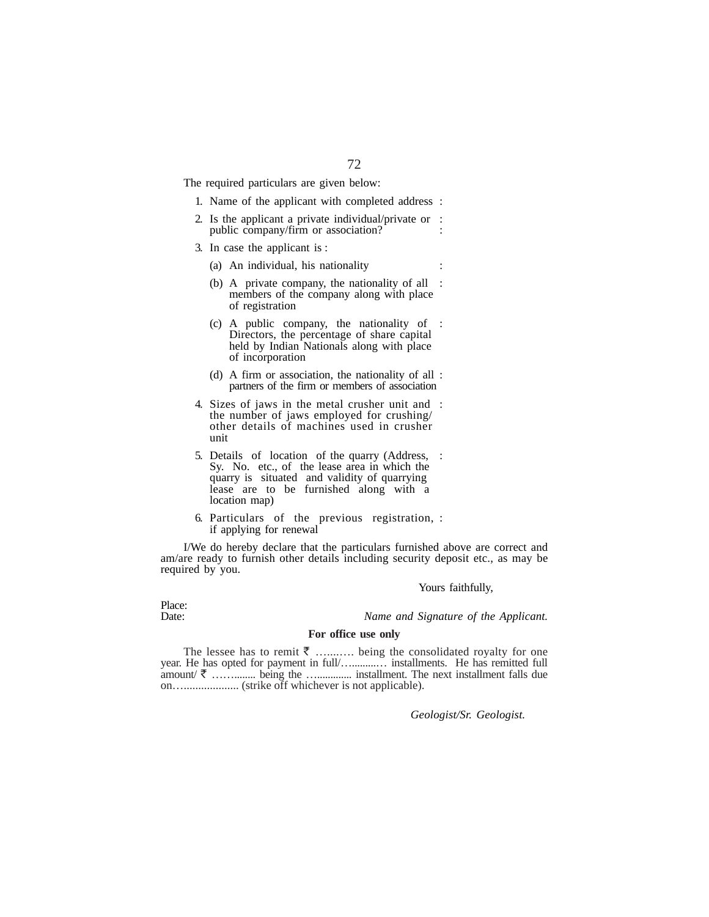The required particulars are given below:

1. Name of the applicant with completed address :
2. Is the applicant a private individual/private or public company/firm or association? :
3. In case the applicant is :
   - (a) An individual, his nationality :
   - (b) A private company, the nationality of all members of the company along with place of registration :
   - (c) A public company, the nationality of Directors, the percentage of share capital held by Indian Nationals along with place of incorporation :
   - (d) A firm or association, the nationality of all partners of the firm or members of association :
4. Sizes of jaws in the metal crusher unit and the number of jaws employed for crushing/ other details of machines used in crusher unit :
5. Details of location of the quarry (Address, Sy. No. etc., of the lease area in which the quarry is situated and validity of quarrying lease are to be furnished along with a location map) :
6. Particulars of the previous registration, if applying for renewal :

I/We do hereby declare that the particulars furnished above are correct and am/are ready to furnish other details including security deposit etc., as may be required by you.

Yours faithfully,

Place:

Date: *Name and Signature of the Applicant.*

**For office use only**

The lessee has to remit ₹ …....…. being the consolidated royalty for one year. He has opted for payment in full/….........… installments. He has remitted full amount/ ₹ ……........ being the …............. installment. The next installment falls due on….................... (strike off whichever is not applicable).

*Geologist/Sr. Geologist.*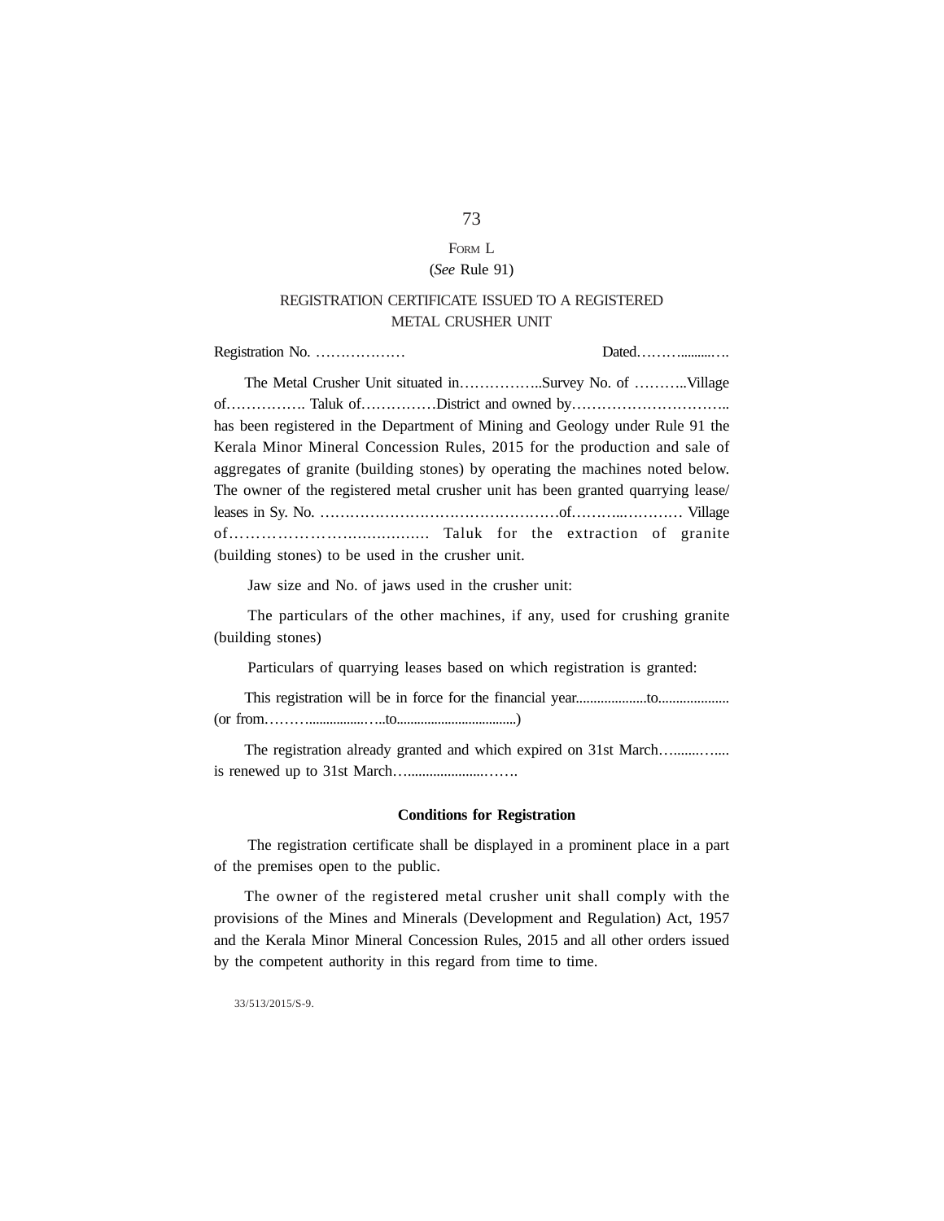FORM L

(*See* Rule 91)

REGISTRATION CERTIFICATE ISSUED TO A REGISTERED METAL CRUSHER UNIT

Registration No. ……………… Dated………..........….

The Metal Crusher Unit situated in……………..Survey No. of ………..Village of……………. Taluk of……………District and owned by………………………….. has been registered in the Department of Mining and Geology under Rule 91 the Kerala Minor Mineral Concession Rules, 2015 for the production and sale of aggregates of granite (building stones) by operating the machines noted below. The owner of the registered metal crusher unit has been granted quarrying lease/ leases in Sy. No. …………………………………………of………..………… Village of…………………….…….…… Taluk for the extraction of granite (building stones) to be used in the crusher unit.

Jaw size and No. of jaws used in the crusher unit:

The particulars of the other machines, if any, used for crushing granite (building stones)

Particulars of quarrying leases based on which registration is granted:

This registration will be in force for the financial year....................to.................... (or from………................…..to..................................)

The registration already granted and which expired on 31st March…........…..... is renewed up to 31st March…......................…….

**Conditions for Registration**

The registration certificate shall be displayed in a prominent place in a part of the premises open to the public.

The owner of the registered metal crusher unit shall comply with the provisions of the Mines and Minerals (Development and Regulation) Act, 1957 and the Kerala Minor Mineral Concession Rules, 2015 and all other orders issued by the competent authority in this regard from time to time.

33/513/2015/S-9.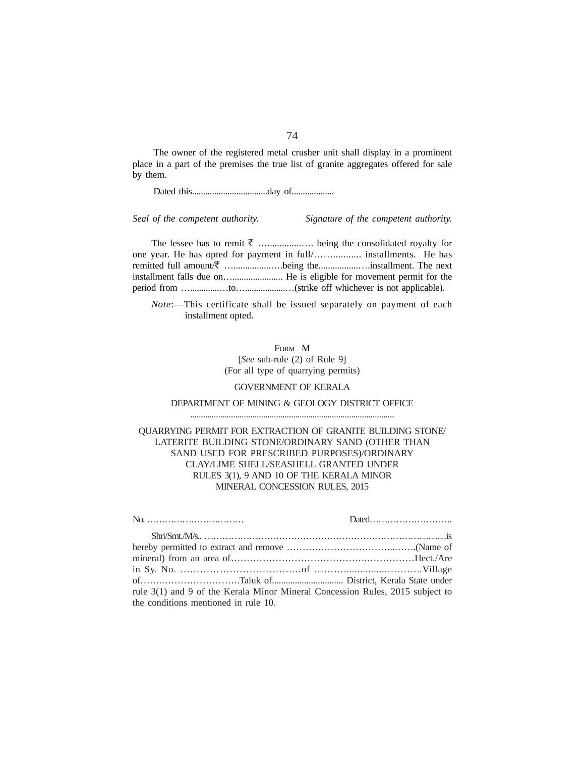The owner of the registered metal crusher unit shall display in a prominent place in a part of the premises the true list of granite aggregates offered for sale by them.

Dated this.................................day of...................

*Seal of the competent authority.* *Signature of the competent authority.*

The lessee has to remit ₹ …...............…. being the consolidated royalty for one year. He has opted for payment in full/……........... installments. He has remitted full amount/₹ …................….being the.................….installment. The next installment falls due on…...................... He is eligible for movement permit for the period from …............…to…..................…(strike off whichever is not applicable).

*Note*:—This certificate shall be issued separately on payment of each installment opted.

## FORM M

[*See* sub-rule (2) of Rule 9]

(For all type of quarrying permits)

GOVERNMENT OF KERALA

DEPARTMENT OF MINING & GEOLOGY DISTRICT OFFICE

..............................................................................................

QUARRYING PERMIT FOR EXTRACTION OF GRANITE BUILDING STONE/ LATERITE BUILDING STONE/ORDINARY SAND (OTHER THAN SAND USED FOR PRESCRIBED PURPOSES)/ORDINARY CLAY/LIME SHELL/SEASHELL GRANTED UNDER RULES 3(1), 9 AND 10 OF THE KERALA MINOR MINERAL CONCESSION RULES, 2015

No. …………………………… Dated……………………….

Shri/Smt./M/s.. ……………………………………………………………………….is hereby permitted to extract and remove …………………………...…….(Name of mineral) from an area of………………………………….…………Hect./Are in Sy. No. ………………………………of ……….............………….Village of…….……………………Taluk of............................... District, Kerala State under rule 3(1) and 9 of the Kerala Minor Mineral Concession Rules, 2015 subject to the conditions mentioned in rule 10.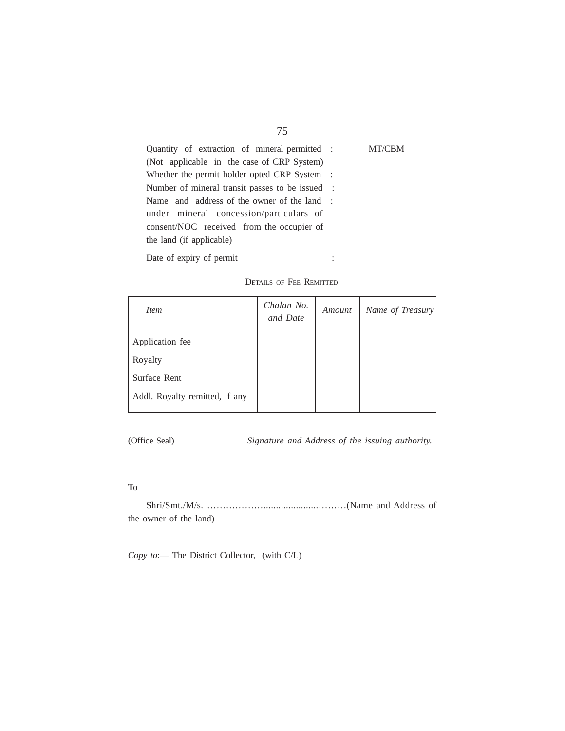Quantity of extraction of mineral permitted (Not applicable in the case of CRP System) : MT/CBM

Whether the permit holder opted CRP System :

Number of mineral transit passes to be issued :

Name and address of the owner of the land under mineral concession/particulars of consent/NOC received from the occupier of the land (if applicable) :

Date of expiry of permit :

DETAILS OF FEE REMITTED

| *Item* | *Chalan No. and Date* | *Amount* | *Name of Treasury* |
|---|---|---|---|
| Application fee | | | |
| Royalty | | | |
| Surface Rent | | | |
| Addl. Royalty remitted, if any | | | |

(Office Seal) *Signature and Address of the issuing authority.*

To

Shri/Smt./M/s. ………………...................………(Name and Address of the owner of the land)

*Copy to*:— The District Collector, (with C/L)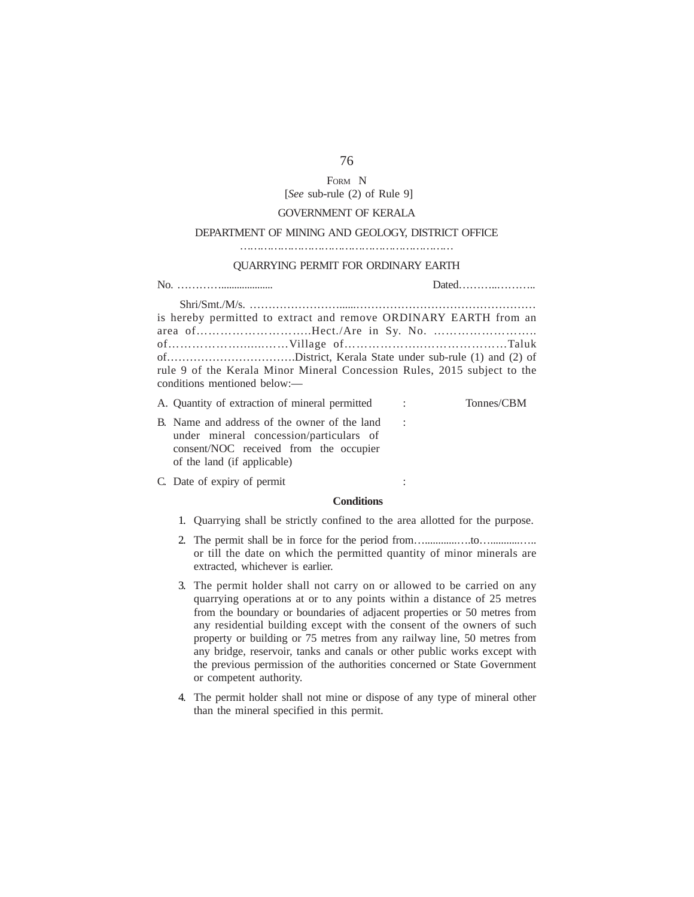FORM N

[*See* sub-rule (2) of Rule 9]

GOVERNMENT OF KERALA

DEPARTMENT OF MINING AND GEOLOGY, DISTRICT OFFICE

………………………………………………………

QUARRYING PERMIT FOR ORDINARY EARTH

No. …………..................                                                    Dated………..………..

Shri/Smt./M/s. ……………………......………………………………………… is hereby permitted to extract and remove ORDINARY EARTH from an area of……………………….Hect./Are in Sy. No. ……………………. of……………….….……Village of……………………………………Taluk of…………………………….District, Kerala State under sub-rule (1) and (2) of rule 9 of the Kerala Minor Mineral Concession Rules, 2015 subject to the conditions mentioned below:—

| | | |
|---|---|---|
| A. Quantity of extraction of mineral permitted | : | Tonnes/CBM |
| B. Name and address of the owner of the land under mineral concession/particulars of consent/NOC received from the occupier of the land (if applicable) | : | |
| C. Date of expiry of permit | : | |

**Conditions**

1. Quarrying shall be strictly confined to the area allotted for the purpose.
2. The permit shall be in force for the period from….............….to…...........….. or till the date on which the permitted quantity of minor minerals are extracted, whichever is earlier.
3. The permit holder shall not carry on or allowed to be carried on any quarrying operations at or to any points within a distance of 25 metres from the boundary or boundaries of adjacent properties or 50 metres from any residential building except with the consent of the owners of such property or building or 75 metres from any railway line, 50 metres from any bridge, reservoir, tanks and canals or other public works except with the previous permission of the authorities concerned or State Government or competent authority.
4. The permit holder shall not mine or dispose of any type of mineral other than the mineral specified in this permit.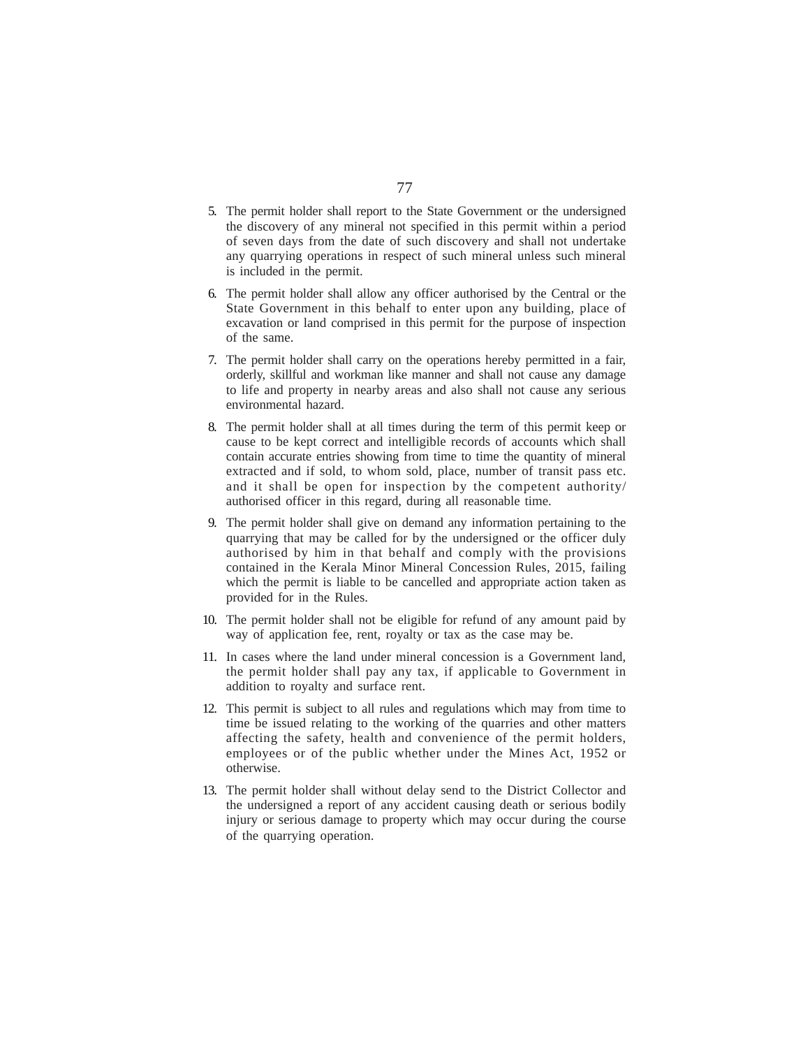5. The permit holder shall report to the State Government or the undersigned the discovery of any mineral not specified in this permit within a period of seven days from the date of such discovery and shall not undertake any quarrying operations in respect of such mineral unless such mineral is included in the permit.

6. The permit holder shall allow any officer authorised by the Central or the State Government in this behalf to enter upon any building, place of excavation or land comprised in this permit for the purpose of inspection of the same.

7. The permit holder shall carry on the operations hereby permitted in a fair, orderly, skillful and workman like manner and shall not cause any damage to life and property in nearby areas and also shall not cause any serious environmental hazard.

8. The permit holder shall at all times during the term of this permit keep or cause to be kept correct and intelligible records of accounts which shall contain accurate entries showing from time to time the quantity of mineral extracted and if sold, to whom sold, place, number of transit pass etc. and it shall be open for inspection by the competent authority/ authorised officer in this regard, during all reasonable time.

9. The permit holder shall give on demand any information pertaining to the quarrying that may be called for by the undersigned or the officer duly authorised by him in that behalf and comply with the provisions contained in the Kerala Minor Mineral Concession Rules, 2015, failing which the permit is liable to be cancelled and appropriate action taken as provided for in the Rules.

10. The permit holder shall not be eligible for refund of any amount paid by way of application fee, rent, royalty or tax as the case may be.

11. In cases where the land under mineral concession is a Government land, the permit holder shall pay any tax, if applicable to Government in addition to royalty and surface rent.

12. This permit is subject to all rules and regulations which may from time to time be issued relating to the working of the quarries and other matters affecting the safety, health and convenience of the permit holders, employees or of the public whether under the Mines Act, 1952 or otherwise.

13. The permit holder shall without delay send to the District Collector and the undersigned a report of any accident causing death or serious bodily injury or serious damage to property which may occur during the course of the quarrying operation.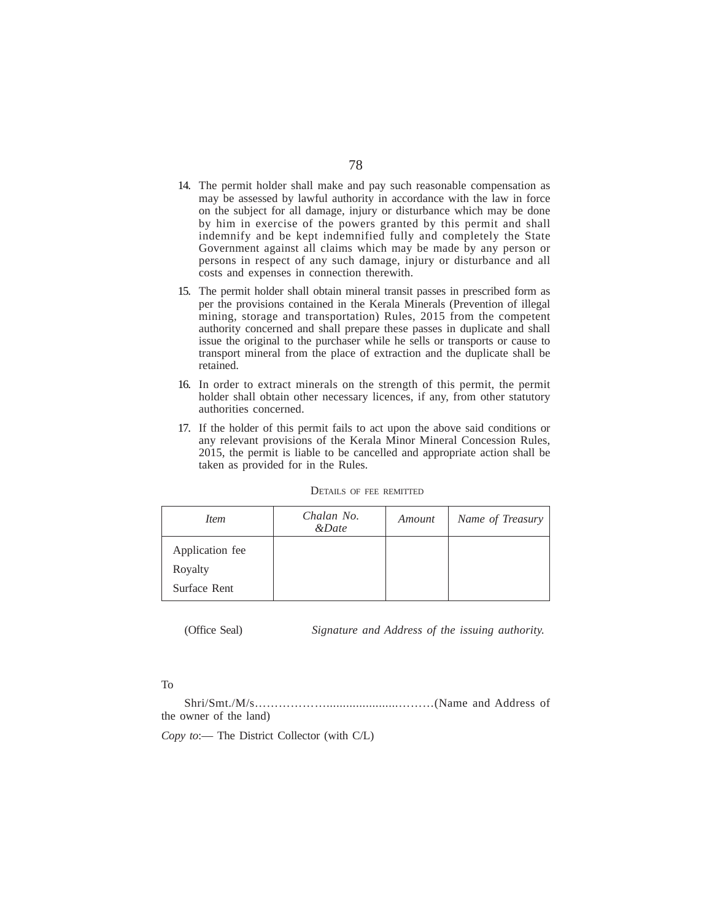14. The permit holder shall make and pay such reasonable compensation as may be assessed by lawful authority in accordance with the law in force on the subject for all damage, injury or disturbance which may be done by him in exercise of the powers granted by this permit and shall indemnify and be kept indemnified fully and completely the State Government against all claims which may be made by any person or persons in respect of any such damage, injury or disturbance and all costs and expenses in connection therewith.

15. The permit holder shall obtain mineral transit passes in prescribed form as per the provisions contained in the Kerala Minerals (Prevention of illegal mining, storage and transportation) Rules, 2015 from the competent authority concerned and shall prepare these passes in duplicate and shall issue the original to the purchaser while he sells or transports or cause to transport mineral from the place of extraction and the duplicate shall be retained.

16. In order to extract minerals on the strength of this permit, the permit holder shall obtain other necessary licences, if any, from other statutory authorities concerned.

17. If the holder of this permit fails to act upon the above said conditions or any relevant provisions of the Kerala Minor Mineral Concession Rules, 2015, the permit is liable to be cancelled and appropriate action shall be taken as provided for in the Rules.

DETAILS OF FEE REMITTED

| *Item* | *Chalan No. &Date* | *Amount* | *Name of Treasury* |
|---|---|---|---|
| Application fee | | | |
| Royalty | | | |
| Surface Rent | | | |

(Office Seal) *Signature and Address of the issuing authority.*

To

Shri/Smt./M/s……………….....................………(Name and Address of the owner of the land)

*Copy to*:— The District Collector (with C/L)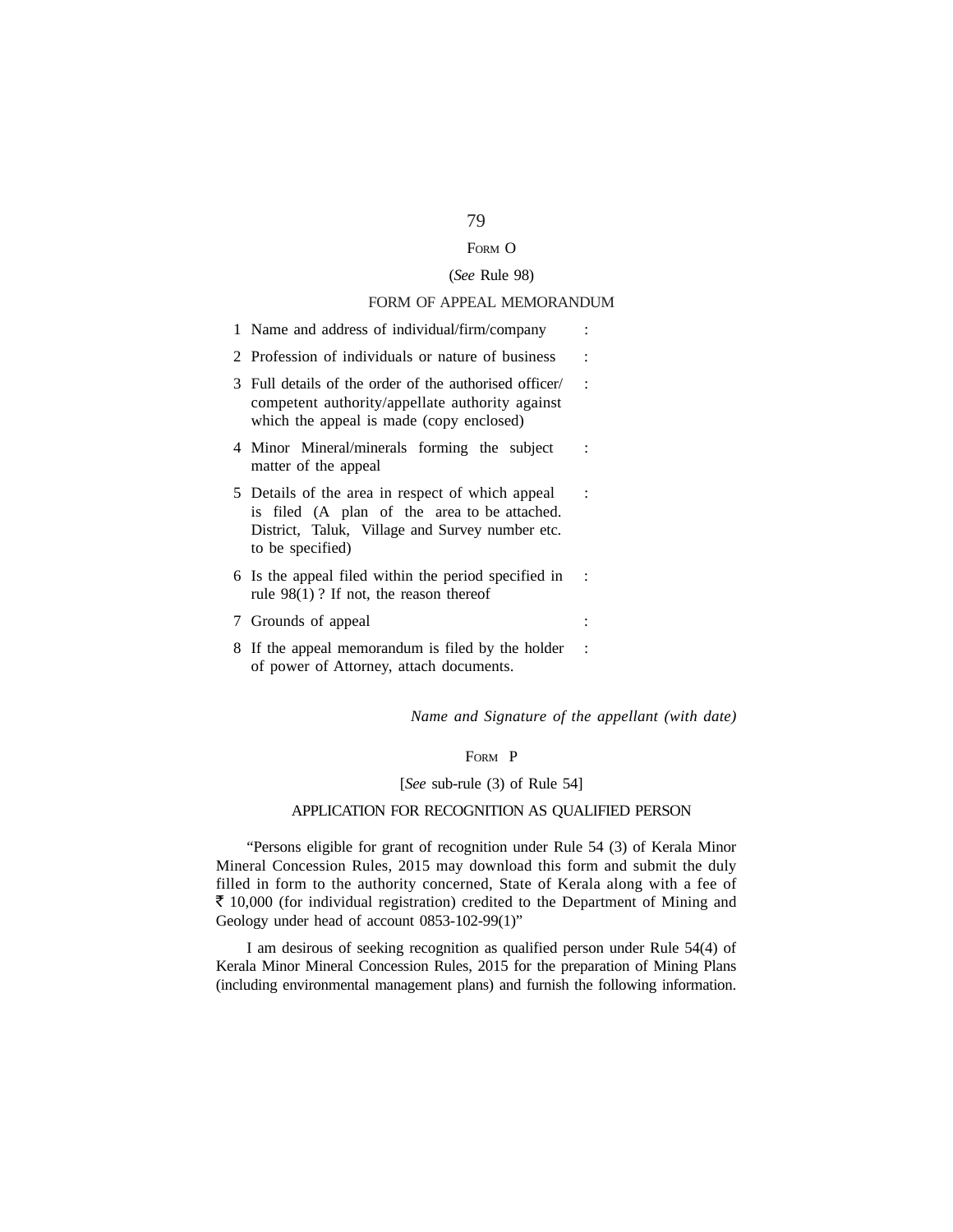## FORM O

(*See* Rule 98)

### FORM OF APPEAL MEMORANDUM

| | | |
|---|---|---|
| 1 | Name and address of individual/firm/company | : |
| 2 | Profession of individuals or nature of business | : |
| 3 | Full details of the order of the authorised officer/ competent authority/appellate authority against which the appeal is made (copy enclosed) | : |
| 4 | Minor Mineral/minerals forming the subject matter of the appeal | : |
| 5 | Details of the area in respect of which appeal is filed (A plan of the area to be attached. District, Taluk, Village and Survey number etc. to be specified) | : |
| 6 | Is the appeal filed within the period specified in rule 98(1) ? If not, the reason thereof | : |
| 7 | Grounds of appeal | : |
| 8 | If the appeal memorandum is filed by the holder of power of Attorney, attach documents. | : |

*Name and Signature of the appellant (with date)*

## FORM P

[*See* sub-rule (3) of Rule 54]

### APPLICATION FOR RECOGNITION AS QUALIFIED PERSON

"Persons eligible for grant of recognition under Rule 54 (3) of Kerala Minor Mineral Concession Rules, 2015 may download this form and submit the duly filled in form to the authority concerned, State of Kerala along with a fee of ₹ 10,000 (for individual registration) credited to the Department of Mining and Geology under head of account 0853-102-99(1)"

I am desirous of seeking recognition as qualified person under Rule 54(4) of Kerala Minor Mineral Concession Rules, 2015 for the preparation of Mining Plans (including environmental management plans) and furnish the following information.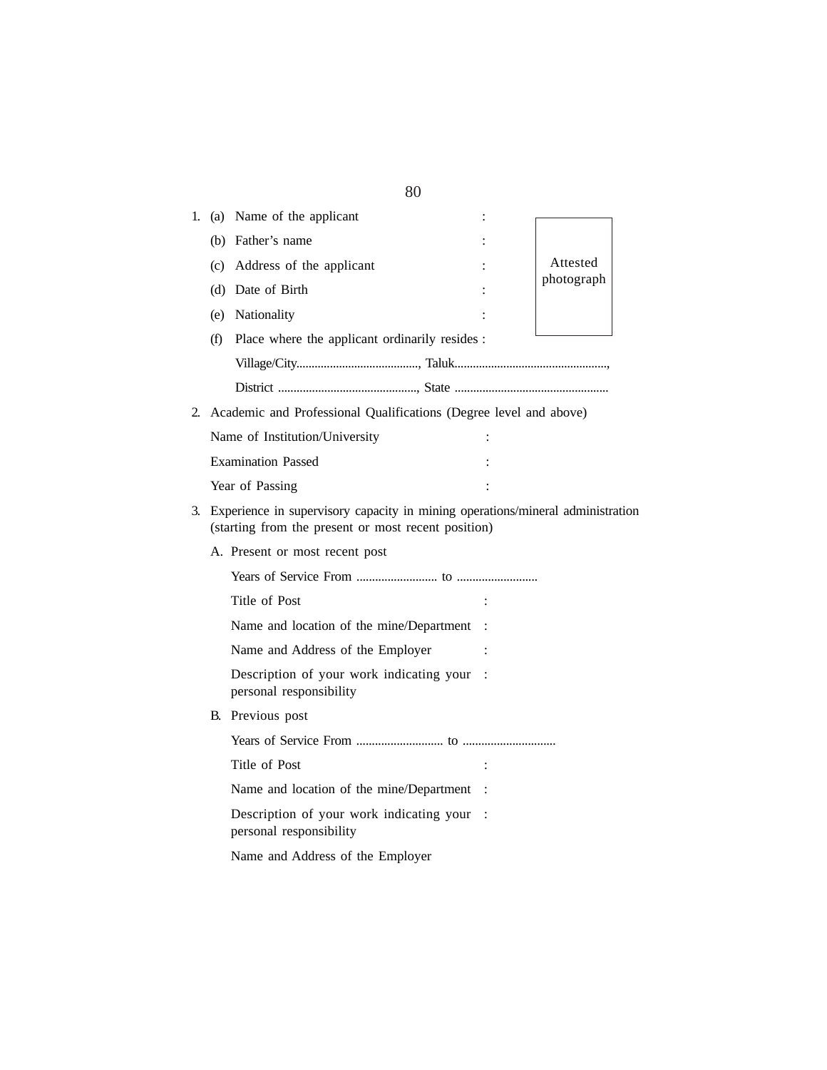1. (a) Name of the applicant :

   (b) Father's name :

   (c) Address of the applicant :

   (d) Date of Birth :

   (e) Nationality :

   (f) Place where the applicant ordinarily resides :

   Village/City........................................, Taluk..................................................,

   District ............................................., State .................................................

Attested photograph

2. Academic and Professional Qualifications (Degree level and above)

   Name of Institution/University :

   Examination Passed :

   Year of Passing :

3. Experience in supervisory capacity in mining operations/mineral administration (starting from the present or most recent position)

   A. Present or most recent post

   Years of Service From .......................... to ..........................

   Title of Post :

   Name and location of the mine/Department :

   Name and Address of the Employer :

   Description of your work indicating your personal responsibility :

   B. Previous post

   Years of Service From ............................ to ..............................

   Title of Post :

   Name and location of the mine/Department :

   Description of your work indicating your personal responsibility :

   Name and Address of the Employer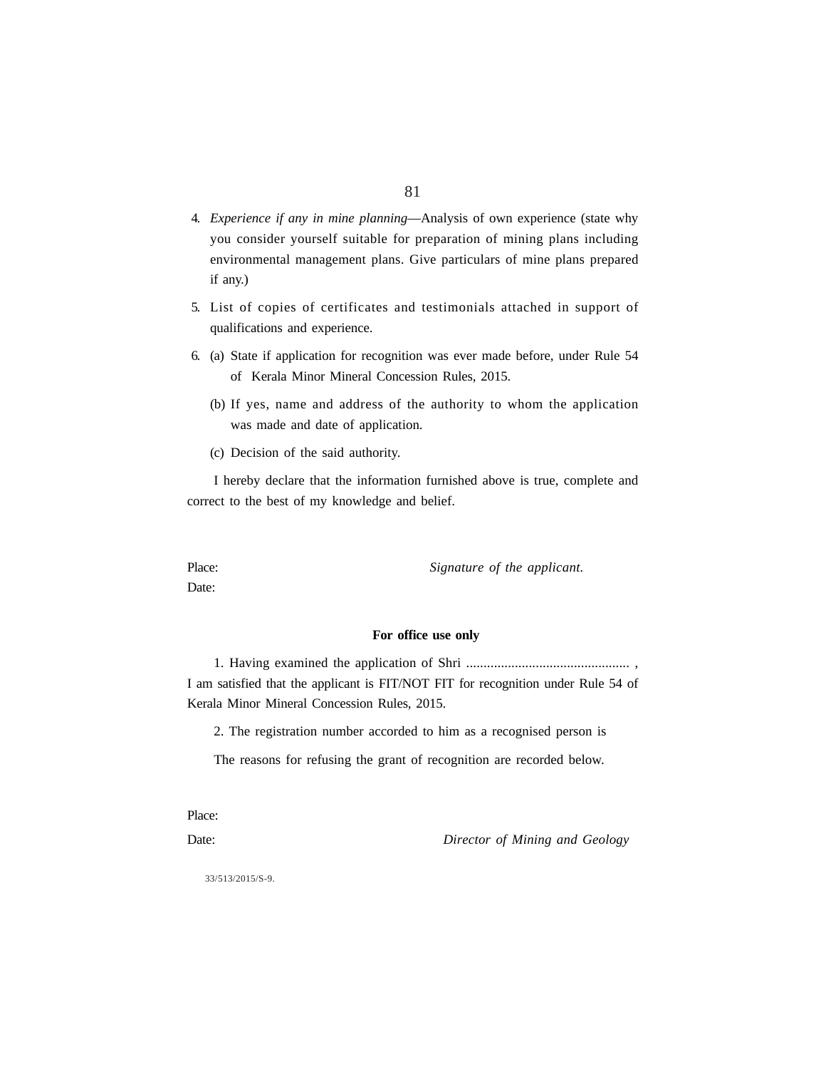4. *Experience if any in mine planning*—Analysis of own experience (state why you consider yourself suitable for preparation of mining plans including environmental management plans. Give particulars of mine plans prepared if any.)

5. List of copies of certificates and testimonials attached in support of qualifications and experience.

6. (a) State if application for recognition was ever made before, under Rule 54 of Kerala Minor Mineral Concession Rules, 2015.

   (b) If yes, name and address of the authority to whom the application was made and date of application.

   (c) Decision of the said authority.

I hereby declare that the information furnished above is true, complete and correct to the best of my knowledge and belief.

Place: *Signature of the applicant.*

Date:

**For office use only**

1. Having examined the application of Shri .............................................. , I am satisfied that the applicant is FIT/NOT FIT for recognition under Rule 54 of Kerala Minor Mineral Concession Rules, 2015.

2. The registration number accorded to him as a recognised person is

The reasons for refusing the grant of recognition are recorded below.

Place:

Date: *Director of Mining and Geology*

33/513/2015/S-9.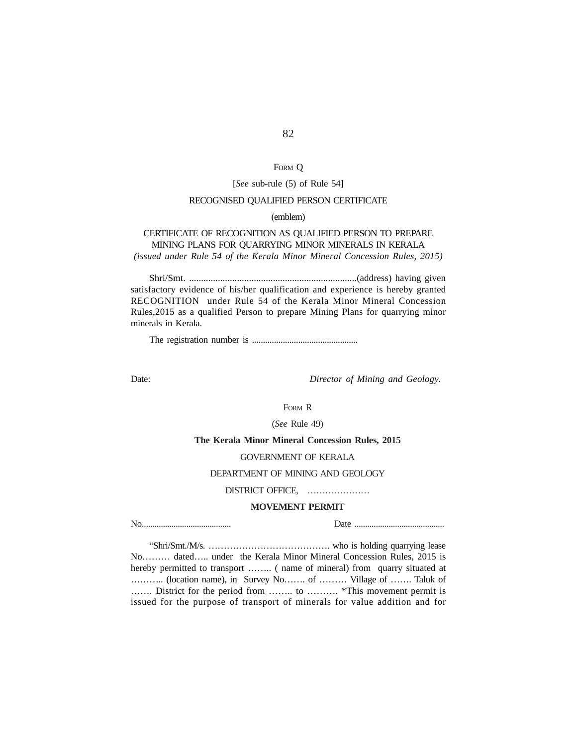## FORM Q

[*See* sub-rule (5) of Rule 54]

RECOGNISED QUALIFIED PERSON CERTIFICATE

(emblem)

CERTIFICATE OF RECOGNITION AS QUALIFIED PERSON TO PREPARE MINING PLANS FOR QUARRYING MINOR MINERALS IN KERALA

*(issued under Rule 54 of the Kerala Minor Mineral Concession Rules, 2015)*

Shri/Smt. ......................................................................(address) having given satisfactory evidence of his/her qualification and experience is hereby granted RECOGNITION under Rule 54 of the Kerala Minor Mineral Concession Rules,2015 as a qualified Person to prepare Mining Plans for quarrying minor minerals in Kerala.

The registration number is ...............................................

Date: *Director of Mining and Geology.*

## FORM R

(*See* Rule 49)

**The Kerala Minor Mineral Concession Rules, 2015**

GOVERNMENT OF KERALA

DEPARTMENT OF MINING AND GEOLOGY

DISTRICT OFFICE, …………………

**MOVEMENT PERMIT**

No......................................... Date .........................................

"Shri/Smt./M/s. …………………………………. who is holding quarrying lease No……… dated….. under the Kerala Minor Mineral Concession Rules, 2015 is hereby permitted to transport …….. ( name of mineral) from quarry situated at ……….. (location name), in Survey No……. of ……… Village of ……. Taluk of ……. District for the period from …….. to ………. *This movement permit is issued for the purpose of transport of minerals for value addition and for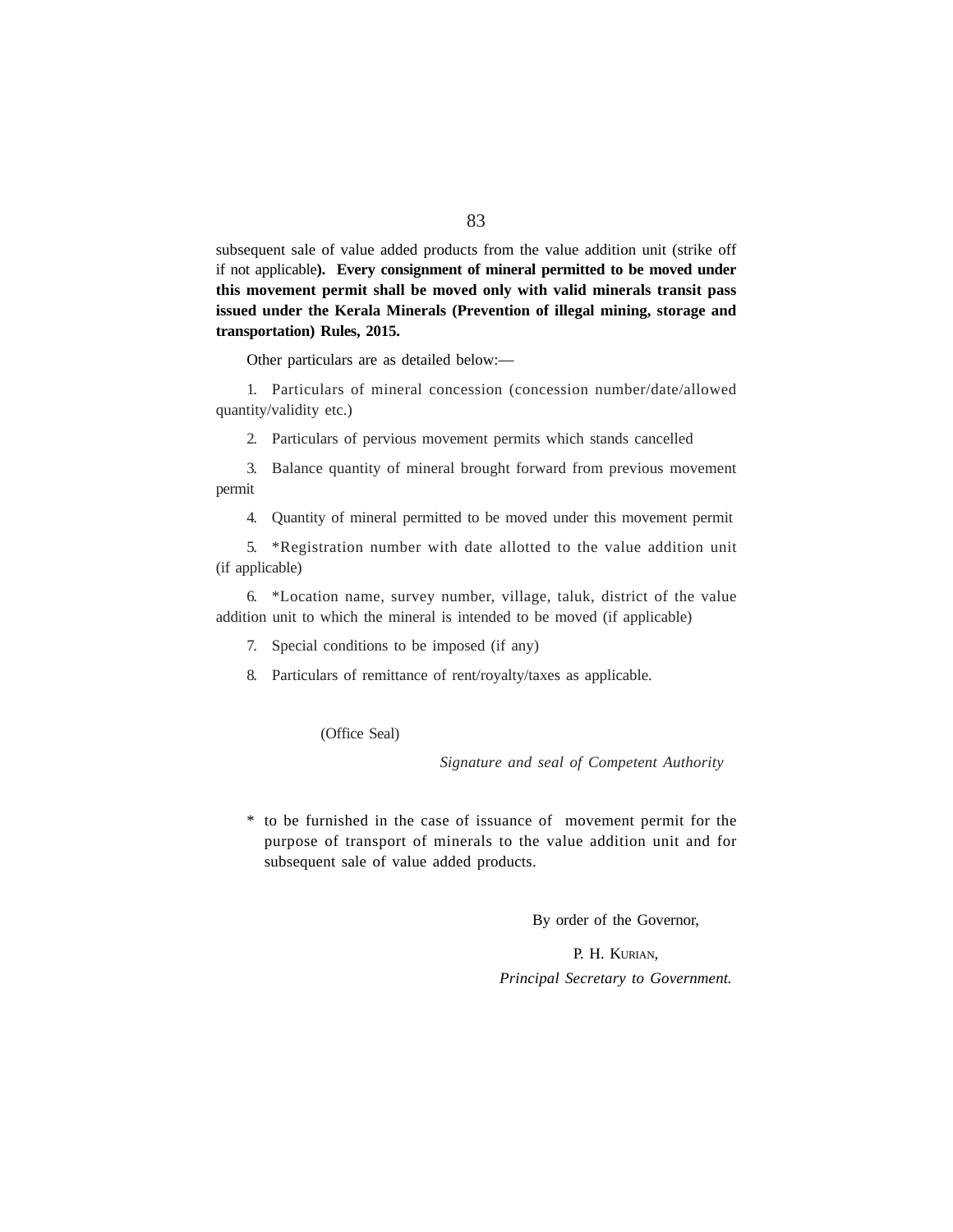subsequent sale of value added products from the value addition unit (strike off if not applicable). **Every consignment of mineral permitted to be moved under this movement permit shall be moved only with valid minerals transit pass issued under the Kerala Minerals (Prevention of illegal mining, storage and transportation) Rules, 2015.**

Other particulars are as detailed below:—

1. Particulars of mineral concession (concession number/date/allowed quantity/validity etc.)

2. Particulars of pervious movement permits which stands cancelled

3. Balance quantity of mineral brought forward from previous movement permit

4. Quantity of mineral permitted to be moved under this movement permit

5. *Registration number with date allotted to the value addition unit (if applicable)

6. *Location name, survey number, village, taluk, district of the value addition unit to which the mineral is intended to be moved (if applicable)

7. Special conditions to be imposed (if any)

8. Particulars of remittance of rent/royalty/taxes as applicable.

(Office Seal)

*Signature and seal of Competent Authority*

\* to be furnished in the case of issuance of movement permit for the purpose of transport of minerals to the value addition unit and for subsequent sale of value added products.

By order of the Governor,

P. H. Kurian,

*Principal Secretary to Government.*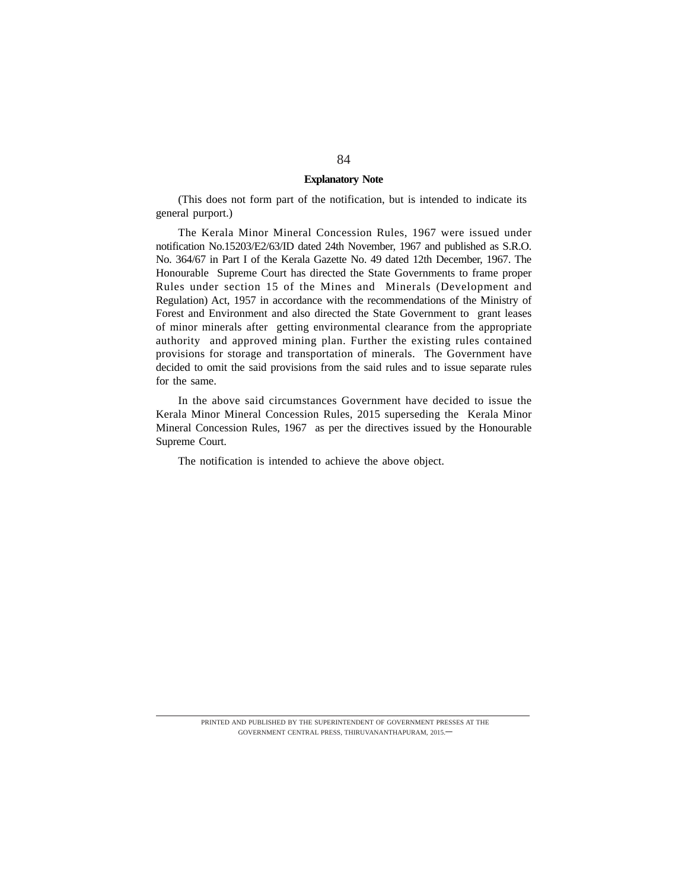## Explanatory Note

(This does not form part of the notification, but is intended to indicate its general purport.)

The Kerala Minor Mineral Concession Rules, 1967 were issued under notification No.15203/E2/63/ID dated 24th November, 1967 and published as S.R.O. No. 364/67 in Part I of the Kerala Gazette No. 49 dated 12th December, 1967. The Honourable Supreme Court has directed the State Governments to frame proper Rules under section 15 of the Mines and Minerals (Development and Regulation) Act, 1957 in accordance with the recommendations of the Ministry of Forest and Environment and also directed the State Government to grant leases of minor minerals after getting environmental clearance from the appropriate authority and approved mining plan. Further the existing rules contained provisions for storage and transportation of minerals. The Government have decided to omit the said provisions from the said rules and to issue separate rules for the same.

In the above said circumstances Government have decided to issue the Kerala Minor Mineral Concession Rules, 2015 superseding the Kerala Minor Mineral Concession Rules, 1967 as per the directives issued by the Honourable Supreme Court.

The notification is intended to achieve the above object.

---

PRINTED AND PUBLISHED BY THE SUPERINTENDENT OF GOVERNMENT PRESSES AT THE GOVERNMENT CENTRAL PRESS, THIRUVANANTHAPURAM, 2015.